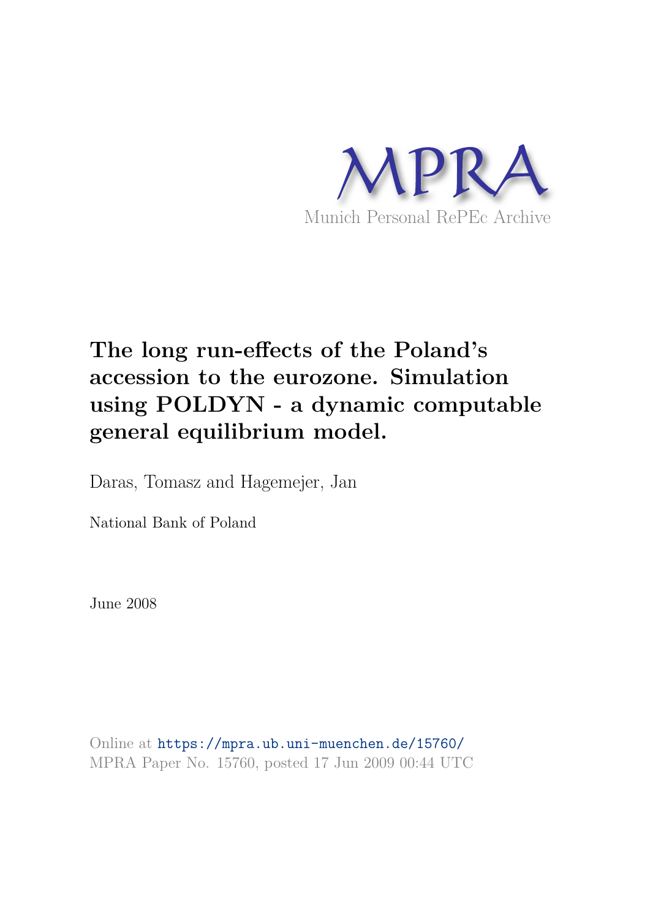MPRA

Munich Personal RePEc Archive

# The long run-effects of the Poland's accession to the eurozone. Simulation using POLDYN - a dynamic computable general equilibrium model.

Daras, Tomasz and Hagemejer, Jan

National Bank of Poland

June 2008

Online at https://mpra.ub.uni-muenchen.de/15760/
MPRA Paper No. 15760, posted 17 Jun 2009 00:44 UTC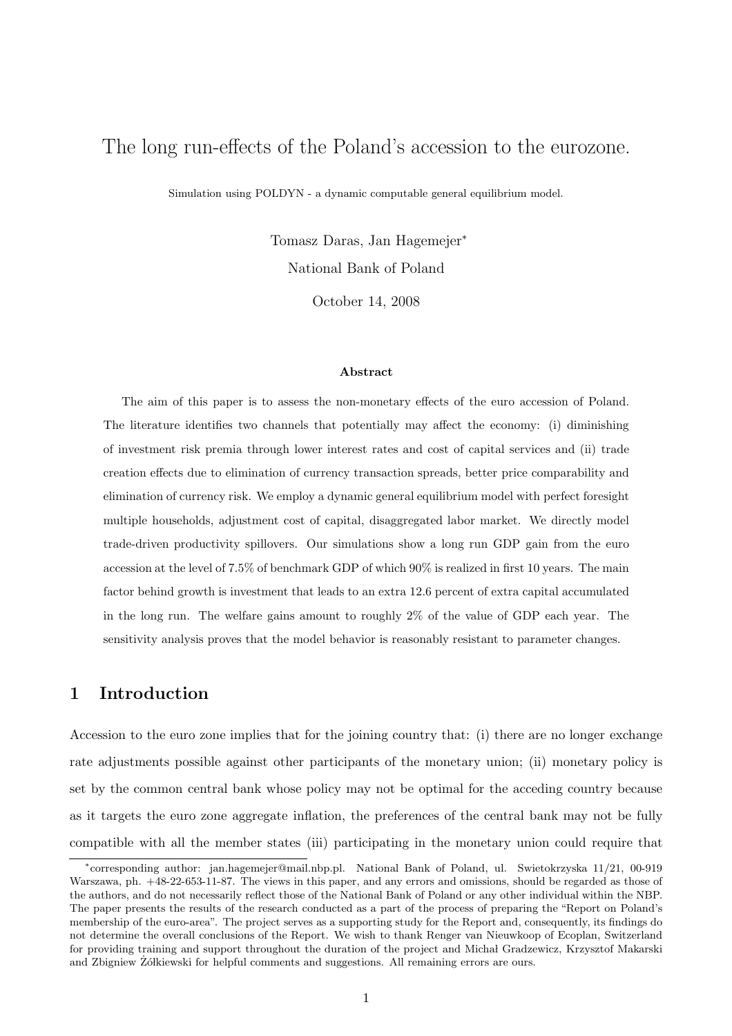# The long run-effects of the Poland's accession to the eurozone.

Simulation using POLDYN - a dynamic computable general equilibrium model.

Tomasz Daras, Jan Hagemejer[*]

National Bank of Poland

October 14, 2008

### Abstract

The aim of this paper is to assess the non-monetary effects of the euro accession of Poland. The literature identifies two channels that potentially may affect the economy: (i) diminishing of investment risk premia through lower interest rates and cost of capital services and (ii) trade creation effects due to elimination of currency transaction spreads, better price comparability and elimination of currency risk. We employ a dynamic general equilibrium model with perfect foresight multiple households, adjustment cost of capital, disaggregated labor market. We directly model trade-driven productivity spillovers. Our simulations show a long run GDP gain from the euro accession at the level of 7.5% of benchmark GDP of which 90% is realized in first 10 years. The main factor behind growth is investment that leads to an extra 12.6 percent of extra capital accumulated in the long run. The welfare gains amount to roughly 2% of the value of GDP each year. The sensitivity analysis proves that the model behavior is reasonably resistant to parameter changes.

## 1 Introduction

Accession to the euro zone implies that for the joining country that: (i) there are no longer exchange rate adjustments possible against other participants of the monetary union; (ii) monetary policy is set by the common central bank whose policy may not be optimal for the acceding country because as it targets the euro zone aggregate inflation, the preferences of the central bank may not be fully compatible with all the member states (iii) participating in the monetary union could require that

[*]corresponding author: jan.hagemejer@mail.nbp.pl. National Bank of Poland, ul. Swietokrzyska 11/21, 00-919 Warszawa, ph. +48-22-653-11-87. The views in this paper, and any errors and omissions, should be regarded as those of the authors, and do not necessarily reflect those of the National Bank of Poland or any other individual within the NBP. The paper presents the results of the research conducted as a part of the process of preparing the "Report on Poland's membership of the euro-area". The project serves as a supporting study for the Report and, consequently, its findings do not determine the overall conclusions of the Report. We wish to thank Renger van Nieuwkoop of Ecoplan, Switzerland for providing training and support throughout the duration of the project and Michał Gradzewicz, Krzysztof Makarski and Zbigniew Żółkiewski for helpful comments and suggestions. All remaining errors are ours.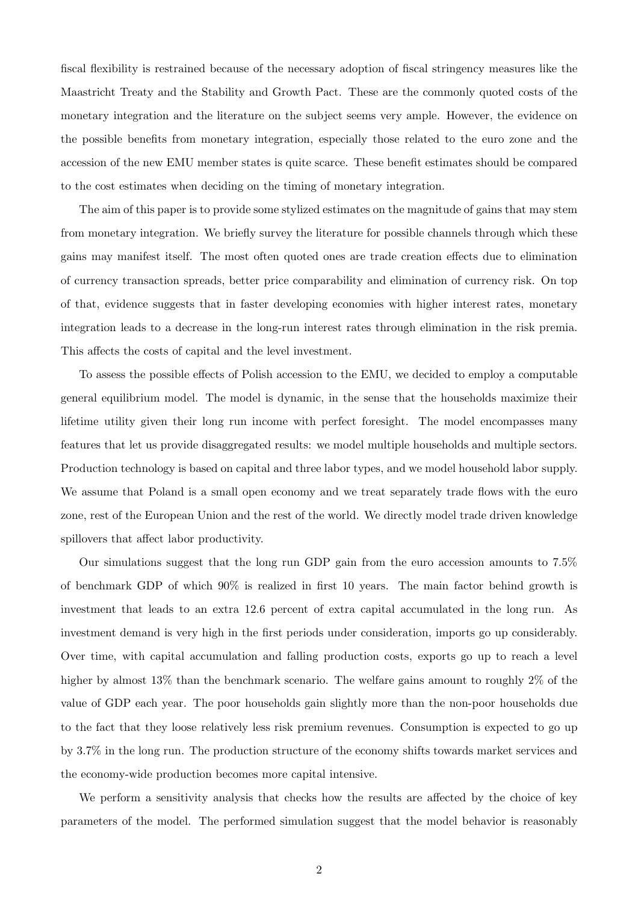fiscal flexibility is restrained because of the necessary adoption of fiscal stringency measures like the Maastricht Treaty and the Stability and Growth Pact. These are the commonly quoted costs of the monetary integration and the literature on the subject seems very ample. However, the evidence on the possible benefits from monetary integration, especially those related to the euro zone and the accession of the new EMU member states is quite scarce. These benefit estimates should be compared to the cost estimates when deciding on the timing of monetary integration.

The aim of this paper is to provide some stylized estimates on the magnitude of gains that may stem from monetary integration. We briefly survey the literature for possible channels through which these gains may manifest itself. The most often quoted ones are trade creation effects due to elimination of currency transaction spreads, better price comparability and elimination of currency risk. On top of that, evidence suggests that in faster developing economies with higher interest rates, monetary integration leads to a decrease in the long-run interest rates through elimination in the risk premia. This affects the costs of capital and the level investment.

To assess the possible effects of Polish accession to the EMU, we decided to employ a computable general equilibrium model. The model is dynamic, in the sense that the households maximize their lifetime utility given their long run income with perfect foresight. The model encompasses many features that let us provide disaggregated results: we model multiple households and multiple sectors. Production technology is based on capital and three labor types, and we model household labor supply. We assume that Poland is a small open economy and we treat separately trade flows with the euro zone, rest of the European Union and the rest of the world. We directly model trade driven knowledge spillovers that affect labor productivity.

Our simulations suggest that the long run GDP gain from the euro accession amounts to 7.5% of benchmark GDP of which 90% is realized in first 10 years. The main factor behind growth is investment that leads to an extra 12.6 percent of extra capital accumulated in the long run. As investment demand is very high in the first periods under consideration, imports go up considerably. Over time, with capital accumulation and falling production costs, exports go up to reach a level higher by almost 13% than the benchmark scenario. The welfare gains amount to roughly 2% of the value of GDP each year. The poor households gain slightly more than the non-poor households due to the fact that they loose relatively less risk premium revenues. Consumption is expected to go up by 3.7% in the long run. The production structure of the economy shifts towards market services and the economy-wide production becomes more capital intensive.

We perform a sensitivity analysis that checks how the results are affected by the choice of key parameters of the model. The performed simulation suggest that the model behavior is reasonably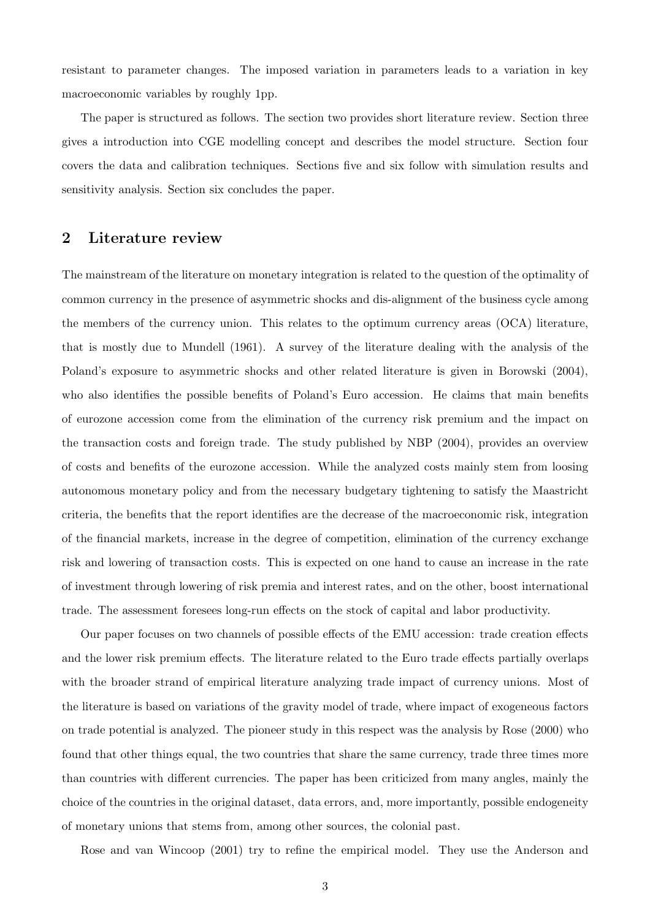resistant to parameter changes. The imposed variation in parameters leads to a variation in key macroeconomic variables by roughly 1pp.

The paper is structured as follows. The section two provides short literature review. Section three gives a introduction into CGE modelling concept and describes the model structure. Section four covers the data and calibration techniques. Sections five and six follow with simulation results and sensitivity analysis. Section six concludes the paper.

## 2 Literature review

The mainstream of the literature on monetary integration is related to the question of the optimality of common currency in the presence of asymmetric shocks and dis-alignment of the business cycle among the members of the currency union. This relates to the optimum currency areas (OCA) literature, that is mostly due to Mundell (1961). A survey of the literature dealing with the analysis of the Poland's exposure to asymmetric shocks and other related literature is given in Borowski (2004), who also identifies the possible benefits of Poland's Euro accession. He claims that main benefits of eurozone accession come from the elimination of the currency risk premium and the impact on the transaction costs and foreign trade. The study published by NBP (2004), provides an overview of costs and benefits of the eurozone accession. While the analyzed costs mainly stem from loosing autonomous monetary policy and from the necessary budgetary tightening to satisfy the Maastricht criteria, the benefits that the report identifies are the decrease of the macroeconomic risk, integration of the financial markets, increase in the degree of competition, elimination of the currency exchange risk and lowering of transaction costs. This is expected on one hand to cause an increase in the rate of investment through lowering of risk premia and interest rates, and on the other, boost international trade. The assessment foresees long-run effects on the stock of capital and labor productivity.

Our paper focuses on two channels of possible effects of the EMU accession: trade creation effects and the lower risk premium effects. The literature related to the Euro trade effects partially overlaps with the broader strand of empirical literature analyzing trade impact of currency unions. Most of the literature is based on variations of the gravity model of trade, where impact of exogeneous factors on trade potential is analyzed. The pioneer study in this respect was the analysis by Rose (2000) who found that other things equal, the two countries that share the same currency, trade three times more than countries with different currencies. The paper has been criticized from many angles, mainly the choice of the countries in the original dataset, data errors, and, more importantly, possible endogeneity of monetary unions that stems from, among other sources, the colonial past.

Rose and van Wincoop (2001) try to refine the empirical model. They use the Anderson and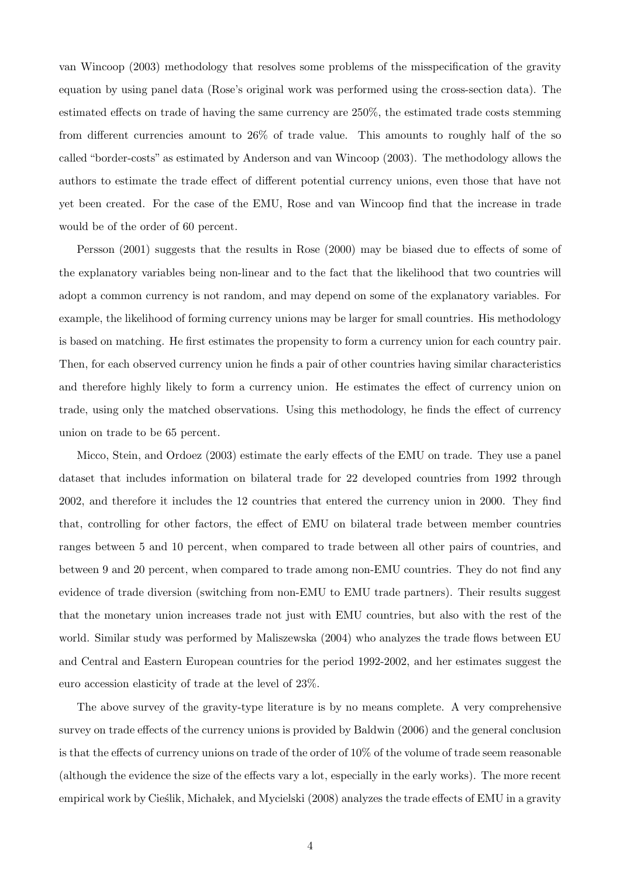van Wincoop (2003) methodology that resolves some problems of the misspecification of the gravity equation by using panel data (Rose's original work was performed using the cross-section data). The estimated effects on trade of having the same currency are 250%, the estimated trade costs stemming from different currencies amount to 26% of trade value. This amounts to roughly half of the so called "border-costs" as estimated by Anderson and van Wincoop (2003). The methodology allows the authors to estimate the trade effect of different potential currency unions, even those that have not yet been created. For the case of the EMU, Rose and van Wincoop find that the increase in trade would be of the order of 60 percent.

Persson (2001) suggests that the results in Rose (2000) may be biased due to effects of some of the explanatory variables being non-linear and to the fact that the likelihood that two countries will adopt a common currency is not random, and may depend on some of the explanatory variables. For example, the likelihood of forming currency unions may be larger for small countries. His methodology is based on matching. He first estimates the propensity to form a currency union for each country pair. Then, for each observed currency union he finds a pair of other countries having similar characteristics and therefore highly likely to form a currency union. He estimates the effect of currency union on trade, using only the matched observations. Using this methodology, he finds the effect of currency union on trade to be 65 percent.

Micco, Stein, and Ordoez (2003) estimate the early effects of the EMU on trade. They use a panel dataset that includes information on bilateral trade for 22 developed countries from 1992 through 2002, and therefore it includes the 12 countries that entered the currency union in 2000. They find that, controlling for other factors, the effect of EMU on bilateral trade between member countries ranges between 5 and 10 percent, when compared to trade between all other pairs of countries, and between 9 and 20 percent, when compared to trade among non-EMU countries. They do not find any evidence of trade diversion (switching from non-EMU to EMU trade partners). Their results suggest that the monetary union increases trade not just with EMU countries, but also with the rest of the world. Similar study was performed by Maliszewska (2004) who analyzes the trade flows between EU and Central and Eastern European countries for the period 1992-2002, and her estimates suggest the euro accession elasticity of trade at the level of 23%.

The above survey of the gravity-type literature is by no means complete. A very comprehensive survey on trade effects of the currency unions is provided by Baldwin (2006) and the general conclusion is that the effects of currency unions on trade of the order of 10% of the volume of trade seem reasonable (although the evidence the size of the effects vary a lot, especially in the early works). The more recent empirical work by Cieślik, Michałek, and Mycielski (2008) analyzes the trade effects of EMU in a gravity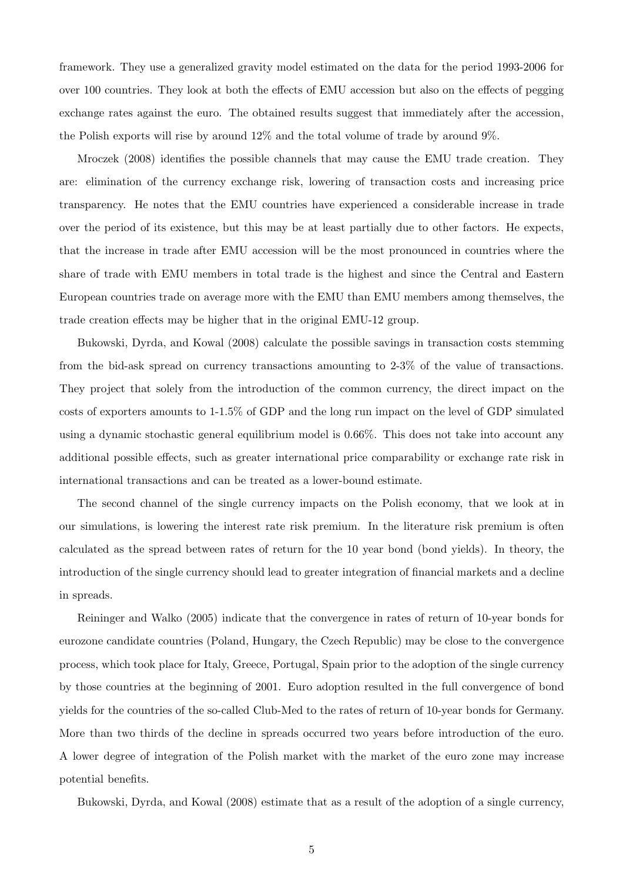framework. They use a generalized gravity model estimated on the data for the period 1993-2006 for over 100 countries. They look at both the effects of EMU accession but also on the effects of pegging exchange rates against the euro. The obtained results suggest that immediately after the accession, the Polish exports will rise by around 12% and the total volume of trade by around 9%.

Mroczek (2008) identifies the possible channels that may cause the EMU trade creation. They are: elimination of the currency exchange risk, lowering of transaction costs and increasing price transparency. He notes that the EMU countries have experienced a considerable increase in trade over the period of its existence, but this may be at least partially due to other factors. He expects, that the increase in trade after EMU accession will be the most pronounced in countries where the share of trade with EMU members in total trade is the highest and since the Central and Eastern European countries trade on average more with the EMU than EMU members among themselves, the trade creation effects may be higher that in the original EMU-12 group.

Bukowski, Dyrda, and Kowal (2008) calculate the possible savings in transaction costs stemming from the bid-ask spread on currency transactions amounting to 2-3% of the value of transactions. They project that solely from the introduction of the common currency, the direct impact on the costs of exporters amounts to 1-1.5% of GDP and the long run impact on the level of GDP simulated using a dynamic stochastic general equilibrium model is 0.66%. This does not take into account any additional possible effects, such as greater international price comparability or exchange rate risk in international transactions and can be treated as a lower-bound estimate.

The second channel of the single currency impacts on the Polish economy, that we look at in our simulations, is lowering the interest rate risk premium. In the literature risk premium is often calculated as the spread between rates of return for the 10 year bond (bond yields). In theory, the introduction of the single currency should lead to greater integration of financial markets and a decline in spreads.

Reininger and Walko (2005) indicate that the convergence in rates of return of 10-year bonds for eurozone candidate countries (Poland, Hungary, the Czech Republic) may be close to the convergence process, which took place for Italy, Greece, Portugal, Spain prior to the adoption of the single currency by those countries at the beginning of 2001. Euro adoption resulted in the full convergence of bond yields for the countries of the so-called Club-Med to the rates of return of 10-year bonds for Germany. More than two thirds of the decline in spreads occurred two years before introduction of the euro. A lower degree of integration of the Polish market with the market of the euro zone may increase potential benefits.

Bukowski, Dyrda, and Kowal (2008) estimate that as a result of the adoption of a single currency,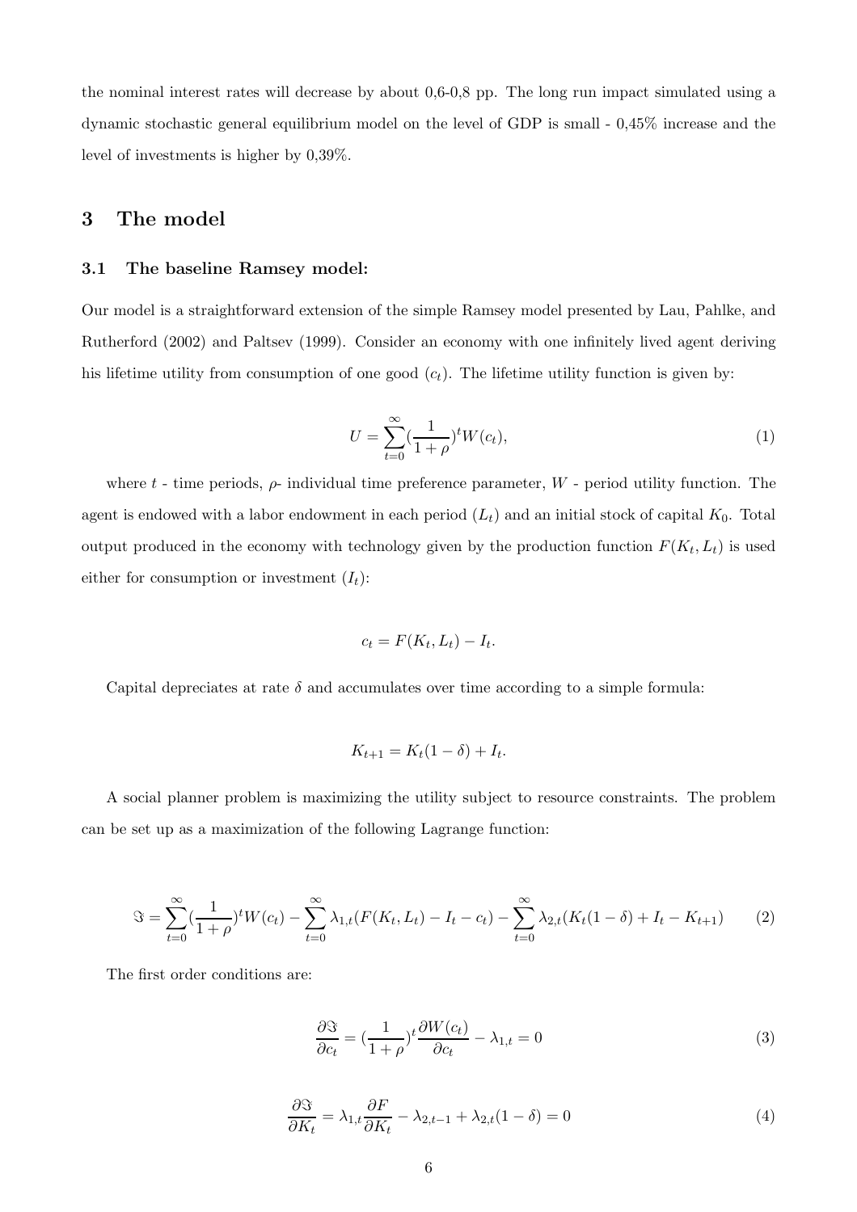the nominal interest rates will decrease by about 0,6-0,8 pp. The long run impact simulated using a dynamic stochastic general equilibrium model on the level of GDP is small - 0,45% increase and the level of investments is higher by 0,39%.

## 3 The model

### 3.1 The baseline Ramsey model:

Our model is a straightforward extension of the simple Ramsey model presented by Lau, Pahlke, and Rutherford (2002) and Paltsev (1999). Consider an economy with one infinitely lived agent deriving his lifetime utility from consumption of one good ($c_t$). The lifetime utility function is given by:

$$U = \sum_{t=0}^{\infty} (\frac{1}{1+\rho})^t W(c_t), \tag{1}$$

where $t$ - time periods, $\rho$- individual time preference parameter, $W$ - period utility function. The agent is endowed with a labor endowment in each period ($L_t$) and an initial stock of capital $K_0$. Total output produced in the economy with technology given by the production function $F(K_t, L_t)$ is used either for consumption or investment ($I_t$):

$$c_t = F(K_t, L_t) - I_t.$$

Capital depreciates at rate $\delta$ and accumulates over time according to a simple formula:

$$K_{t+1} = K_t(1-\delta) + I_t.$$

A social planner problem is maximizing the utility subject to resource constraints. The problem can be set up as a maximization of the following Lagrange function:

$$\Im = \sum_{t=0}^{\infty} (\frac{1}{1+\rho})^t W(c_t) - \sum_{t=0}^{\infty} \lambda_{1,t}(F(K_t, L_t) - I_t - c_t) - \sum_{t=0}^{\infty} \lambda_{2,t}(K_t(1-\delta) + I_t - K_{t+1}) \tag{2}$$

The first order conditions are:

$$\frac{\partial \Im}{\partial c_t} = (\frac{1}{1+\rho})^t \frac{\partial W(c_t)}{\partial c_t} - \lambda_{1,t} = 0 \tag{3}$$

$$\frac{\partial \Im}{\partial K_t} = \lambda_{1,t} \frac{\partial F}{\partial K_t} - \lambda_{2,t-1} + \lambda_{2,t}(1-\delta) = 0 \tag{4}$$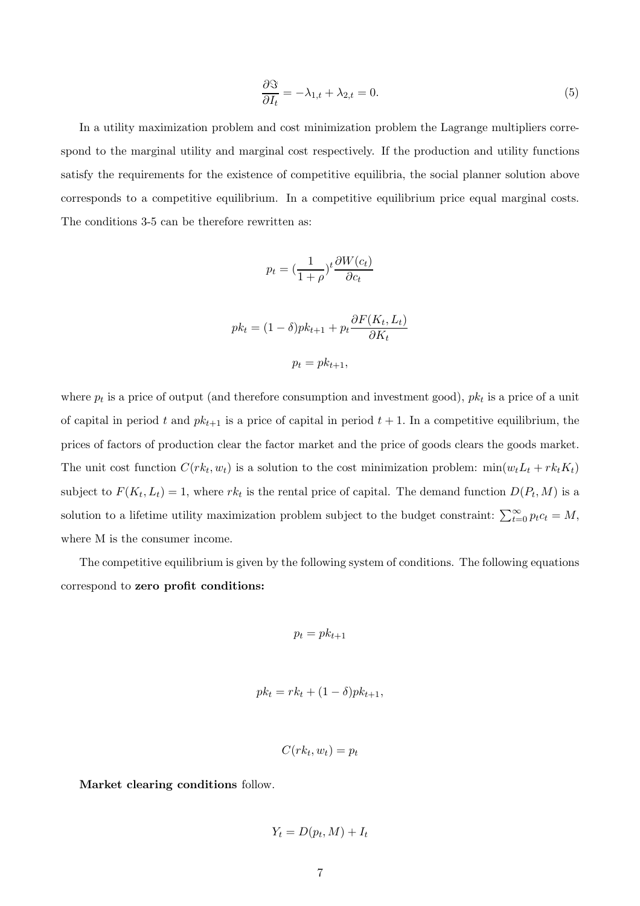$$\frac{\partial \Im}{\partial I_t} = -\lambda_{1,t} + \lambda_{2,t} = 0. \tag{5}$$

In a utility maximization problem and cost minimization problem the Lagrange multipliers correspond to the marginal utility and marginal cost respectively. If the production and utility functions satisfy the requirements for the existence of competitive equilibria, the social planner solution above corresponds to a competitive equilibrium. In a competitive equilibrium price equal marginal costs. The conditions 3-5 can be therefore rewritten as:

$$p_t = (\frac{1}{1+\rho})^t \frac{\partial W(c_t)}{\partial c_t}$$

$$pk_t = (1-\delta)pk_{t+1} + p_t \frac{\partial F(K_t, L_t)}{\partial K_t}$$

$$p_t = pk_{t+1},$$

where $p_t$ is a price of output (and therefore consumption and investment good), $pk_t$ is a price of a unit of capital in period $t$ and $pk_{t+1}$ is a price of capital in period $t+1$. In a competitive equilibrium, the prices of factors of production clear the factor market and the price of goods clears the goods market. The unit cost function $C(rk_t, w_t)$ is a solution to the cost minimization problem: $\min(w_t L_t + rk_t K_t)$ subject to $F(K_t, L_t) = 1$, where $rk_t$ is the rental price of capital. The demand function $D(P_t, M)$ is a solution to a lifetime utility maximization problem subject to the budget constraint: $\sum_{t=0}^{\infty} p_t c_t = M$, where M is the consumer income.

The competitive equilibrium is given by the following system of conditions. The following equations correspond to **zero profit conditions:**

$$p_t = pk_{t+1}$$

$$pk_t = rk_t + (1-\delta)pk_{t+1},$$

$$C(rk_t, w_t) = p_t$$

**Market clearing conditions** follow.

$$Y_t = D(p_t, M) + I_t$$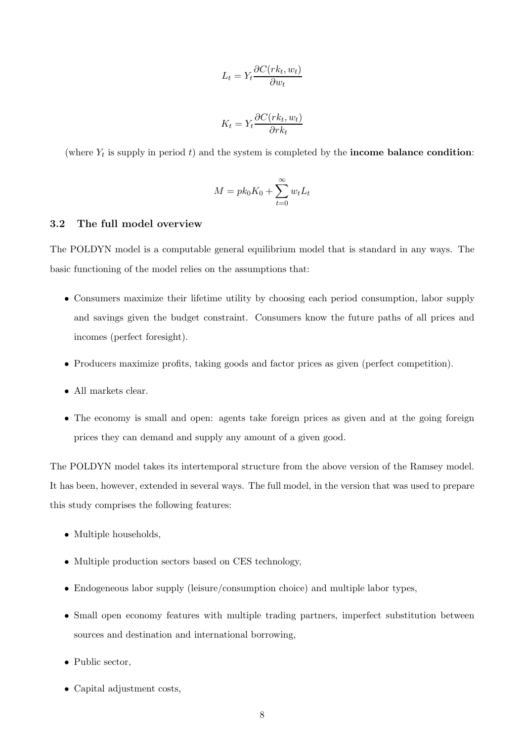$$L_t = Y_t \frac{\partial C(rk_t, w_t)}{\partial w_t}$$

$$K_t = Y_t \frac{\partial C(rk_t, w_t)}{\partial rk_t}$$

(where $Y_t$ is supply in period $t$) and the system is completed by the **income balance condition**:

$$M = pk_0 K_0 + \sum_{t=0}^{\infty} w_t L_t$$

### 3.2 The full model overview

The POLDYN model is a computable general equilibrium model that is standard in any ways. The basic functioning of the model relies on the assumptions that:

- Consumers maximize their lifetime utility by choosing each period consumption, labor supply and savings given the budget constraint. Consumers know the future paths of all prices and incomes (perfect foresight).
- Producers maximize profits, taking goods and factor prices as given (perfect competition).
- All markets clear.
- The economy is small and open: agents take foreign prices as given and at the going foreign prices they can demand and supply any amount of a given good.

The POLDYN model takes its intertemporal structure from the above version of the Ramsey model. It has been, however, extended in several ways. The full model, in the version that was used to prepare this study comprises the following features:

- Multiple households,
- Multiple production sectors based on CES technology,
- Endogeneous labor supply (leisure/consumption choice) and multiple labor types,
- Small open economy features with multiple trading partners, imperfect substitution between sources and destination and international borrowing,
- Public sector,
- Capital adjustment costs,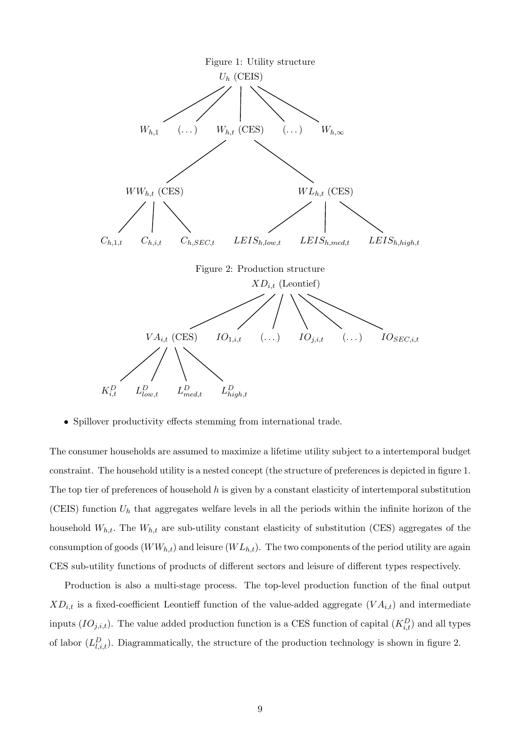Figure 1: Utility structure

Figure 2: Production structure

- Spillover productivity effects stemming from international trade.

The consumer households are assumed to maximize a lifetime utility subject to a intertemporal budget constraint. The household utility is a nested concept (the structure of preferences is depicted in figure 1. The top tier of preferences of household $h$ is given by a constant elasticity of intertemporal substitution (CEIS) function $U_h$ that aggregates welfare levels in all the periods within the infinite horizon of the household $W_{h,t}$. The $W_{h,t}$ are sub-utility constant elasticity of substitution (CES) aggregates of the consumption of goods ($WW_{h,t}$) and leisure ($WL_{h,t}$). The two components of the period utility are again CES sub-utility functions of products of different sectors and leisure of different types respectively.

Production is also a multi-stage process. The top-level production function of the final output $XD_{i,t}$ is a fixed-coefficient Leontieff function of the value-added aggregate ($VA_{i,t}$) and intermediate inputs ($IO_{j,i,t}$). The value added production function is a CES function of capital ($K^D_{i,t}$) and all types of labor ($L^D_{l,i,t}$). Diagrammatically, the structure of the production technology is shown in figure 2.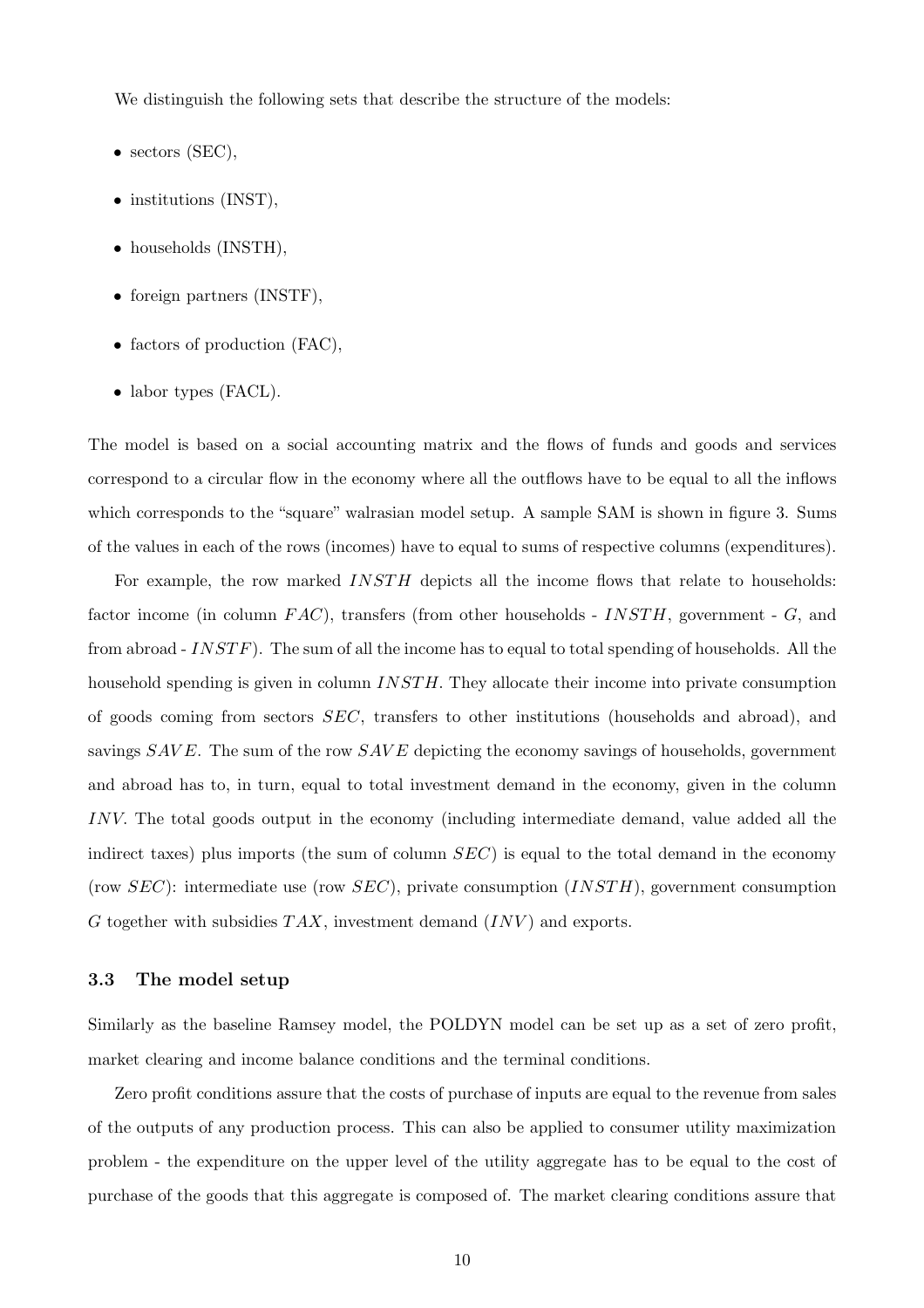We distinguish the following sets that describe the structure of the models:

- sectors (SEC),
- institutions (INST),
- households (INSTH),
- foreign partners (INSTF),
- factors of production (FAC),
- labor types (FACL).

The model is based on a social accounting matrix and the flows of funds and goods and services correspond to a circular flow in the economy where all the outflows have to be equal to all the inflows which corresponds to the "square" walrasian model setup. A sample SAM is shown in figure 3. Sums of the values in each of the rows (incomes) have to equal to sums of respective columns (expenditures).

For example, the row marked $INSTH$ depicts all the income flows that relate to households: factor income (in column $FAC$), transfers (from other households - $INSTH$, government - $G$, and from abroad - $INSTF$). The sum of all the income has to equal to total spending of households. All the household spending is given in column $INSTH$. They allocate their income into private consumption of goods coming from sectors $SEC$, transfers to other institutions (households and abroad), and savings $SAVE$. The sum of the row $SAVE$ depicting the economy savings of households, government and abroad has to, in turn, equal to total investment demand in the economy, given in the column $INV$. The total goods output in the economy (including intermediate demand, value added all the indirect taxes) plus imports (the sum of column $SEC$) is equal to the total demand in the economy (row $SEC$): intermediate use (row $SEC$), private consumption ($INSTH$), government consumption $G$ together with subsidies $TAX$, investment demand ($INV$) and exports.

### 3.3 The model setup

Similarly as the baseline Ramsey model, the POLDYN model can be set up as a set of zero profit, market clearing and income balance conditions and the terminal conditions.

Zero profit conditions assure that the costs of purchase of inputs are equal to the revenue from sales of the outputs of any production process. This can also be applied to consumer utility maximization problem - the expenditure on the upper level of the utility aggregate has to be equal to the cost of purchase of the goods that this aggregate is composed of. The market clearing conditions assure that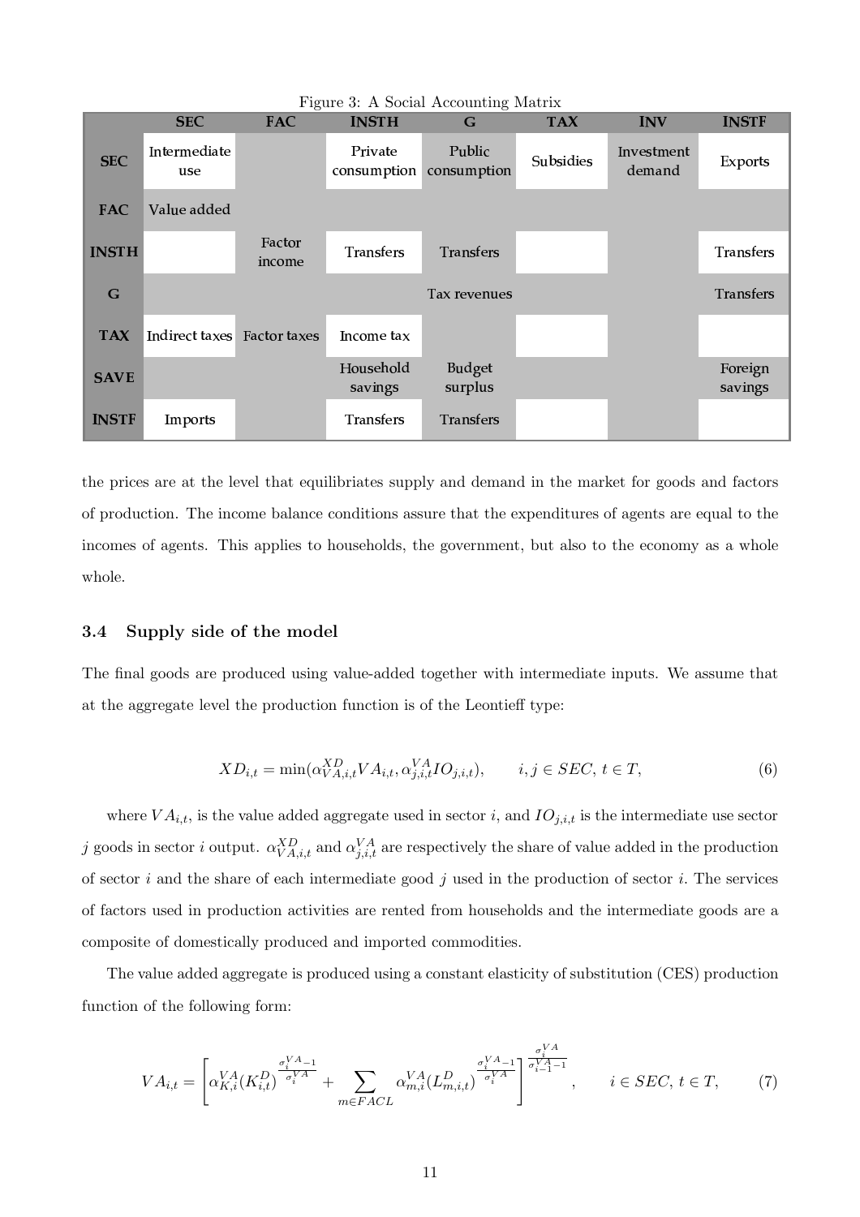Figure 3: A Social Accounting Matrix

| | SEC | FAC | INSTH | G | TAX | INV | INSTF |
|---|---|---|---|---|---|---|---|
| **SEC** | Intermediate use | | Private consumption | Public consumption | Subsidies | Investment demand | Exports |
| **FAC** | Value added | | | | | | |
| **INSTH** | | Factor income | Transfers | Transfers | | | Transfers |
| **G** | | | | Tax revenues | | | Transfers |
| **TAX** | Indirect taxes | Factor taxes | Income tax | | | | |
| **SAVE** | | | Household savings | Budget surplus | | | Foreign savings |
| **INSTF** | Imports | | Transfers | Transfers | | | |

the prices are at the level that equilibriates supply and demand in the market for goods and factors of production. The income balance conditions assure that the expenditures of agents are equal to the incomes of agents. This applies to households, the government, but also to the economy as a whole whole.

### 3.4 Supply side of the model

The final goods are produced using value-added together with intermediate inputs. We assume that at the aggregate level the production function is of the Leontieff type:

$$XD_{i,t} = \min(\alpha^{XD}_{VA,i,t} VA_{i,t}, \alpha^{VA}_{j,i,t} IO_{j,i,t}), \qquad i,j \in SEC,\, t \in T, \tag{6}$$

where $VA_{i,t}$, is the value added aggregate used in sector $i$, and $IO_{j,i,t}$ is the intermediate use sector $j$ goods in sector $i$ output. $\alpha^{XD}_{VA,i,t}$ and $\alpha^{VA}_{j,i,t}$ are respectively the share of value added in the production of sector $i$ and the share of each intermediate good $j$ used in the production of sector $i$. The services of factors used in production activities are rented from households and the intermediate goods are a composite of domestically produced and imported commodities.

The value added aggregate is produced using a constant elasticity of substitution (CES) production function of the following form:

$$VA_{i,t} = \left[ \alpha^{VA}_{K,i} (K^D_{i,t})^{\frac{\sigma^{VA}_i - 1}{\sigma^{VA}_i}} + \sum_{m \in FACL} \alpha^{VA}_{m,i} (L^D_{m,i,t})^{\frac{\sigma^{VA}_i - 1}{\sigma^{VA}_i}} \right]^{\frac{\sigma^{VA}_i}{\sigma^{VA}_i - 1}}, \qquad i \in SEC,\, t \in T, \tag{7}$$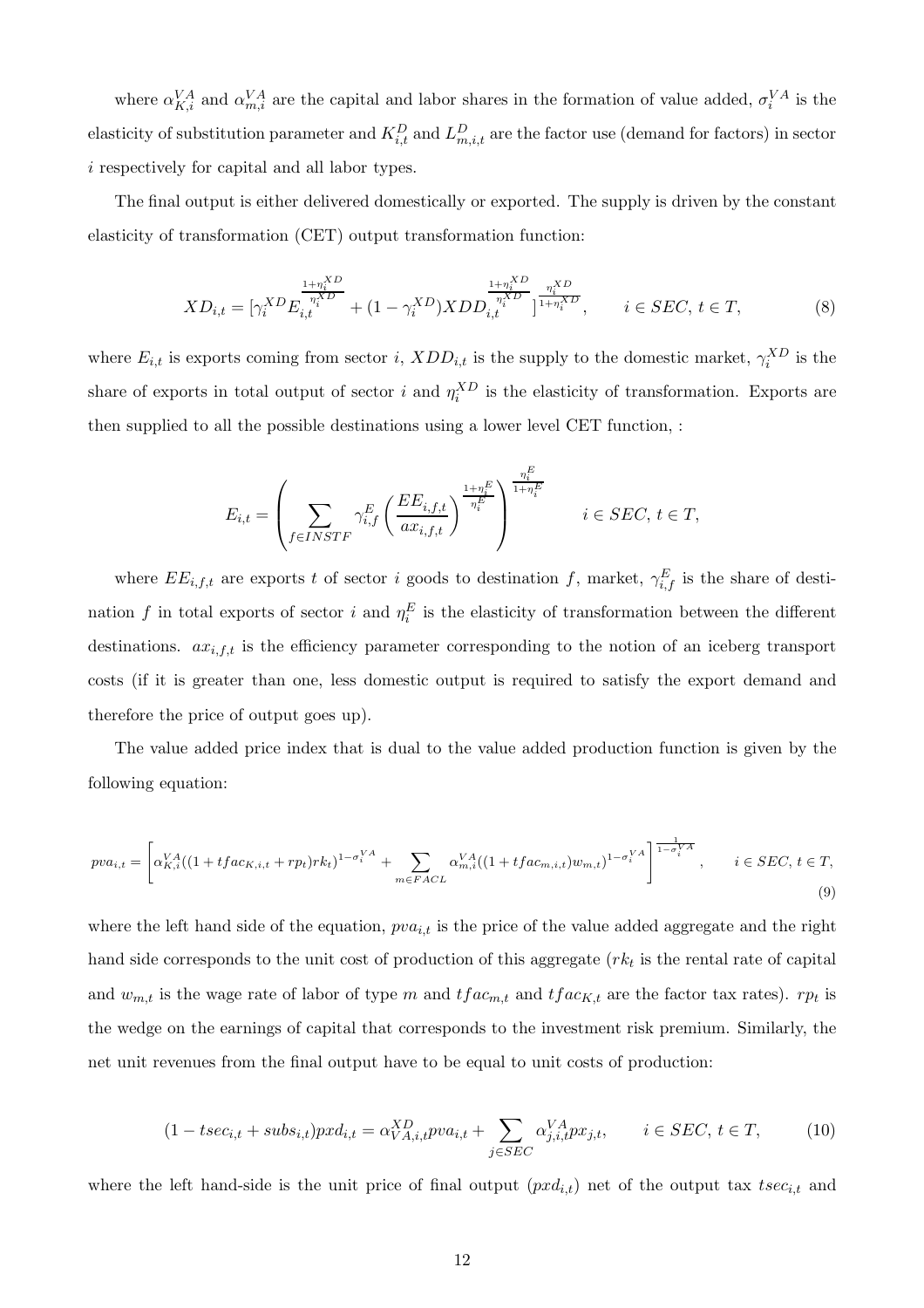where $\alpha_{K,i}^{VA}$ and $\alpha_{m,i}^{VA}$ are the capital and labor shares in the formation of value added, $\sigma_i^{VA}$ is the elasticity of substitution parameter and $K_{i,t}^D$ and $L_{m,i,t}^D$ are the factor use (demand for factors) in sector $i$ respectively for capital and all labor types.

The final output is either delivered domestically or exported. The supply is driven by the constant elasticity of transformation (CET) output transformation function:

$$XD_{i,t} = [\gamma_i^{XD} E_{i,t}^{\frac{1+\eta_i^{XD}}{\eta_i^{XD}}} + (1-\gamma_i^{XD}) XDD_{i,t}^{\frac{1+\eta_i^{XD}}{\eta_i^{XD}}}]^{\frac{\eta_i^{XD}}{1+\eta_i^{XD}}}, \qquad i \in SEC,\, t \in T, \tag{8}$$

where $E_{i,t}$ is exports coming from sector $i$, $XDD_{i,t}$ is the supply to the domestic market, $\gamma_i^{XD}$ is the share of exports in total output of sector $i$ and $\eta_i^{XD}$ is the elasticity of transformation. Exports are then supplied to all the possible destinations using a lower level CET function, :

$$E_{i,t} = \left( \sum_{f \in INSTF} \gamma_{i,f}^E \left( \frac{EE_{i,f,t}}{ax_{i,f,t}} \right)^{\frac{1+\eta_i^E}{\eta_i^E}} \right)^{\frac{\eta_i^E}{1+\eta_i^E}} \qquad i \in SEC,\, t \in T,$$

where $EE_{i,f,t}$ are exports $t$ of sector $i$ goods to destination $f$, market, $\gamma_{i,f}^E$ is the share of destination $f$ in total exports of sector $i$ and $\eta_i^E$ is the elasticity of transformation between the different destinations. $ax_{i,f,t}$ is the efficiency parameter corresponding to the notion of an iceberg transport costs (if it is greater than one, less domestic output is required to satisfy the export demand and therefore the price of output goes up).

The value added price index that is dual to the value added production function is given by the following equation:

$$pva_{i,t} = \left[ \alpha_{K,i}^{VA} ((1 + tfac_{K,i,t} + rp_t) rk_t)^{1-\sigma_i^{VA}} + \sum_{m \in FACL} \alpha_{m,i}^{VA} ((1 + tfac_{m,i,t}) w_{m,t})^{1-\sigma_i^{VA}} \right]^{\frac{1}{1-\sigma_i^{VA}}}, \qquad i \in SEC,\, t \in T, \tag{9}$$

where the left hand side of the equation, $pva_{i,t}$ is the price of the value added aggregate and the right hand side corresponds to the unit cost of production of this aggregate ($rk_t$ is the rental rate of capital and $w_{m,t}$ is the wage rate of labor of type $m$ and $tfac_{m,t}$ and $tfac_{K,t}$ are the factor tax rates). $rp_t$ is the wedge on the earnings of capital that corresponds to the investment risk premium. Similarly, the net unit revenues from the final output have to be equal to unit costs of production:

$$(1 - tsec_{i,t} + subs_{i,t}) pxd_{i,t} = \alpha_{VA,i,t}^{XD} pva_{i,t} + \sum_{j \in SEC} \alpha_{j,i,t}^{VA} px_{j,t}, \qquad i \in SEC,\, t \in T, \tag{10}$$

where the left hand-side is the unit price of final output ($pxd_{i,t}$) net of the output tax $tsec_{i,t}$ and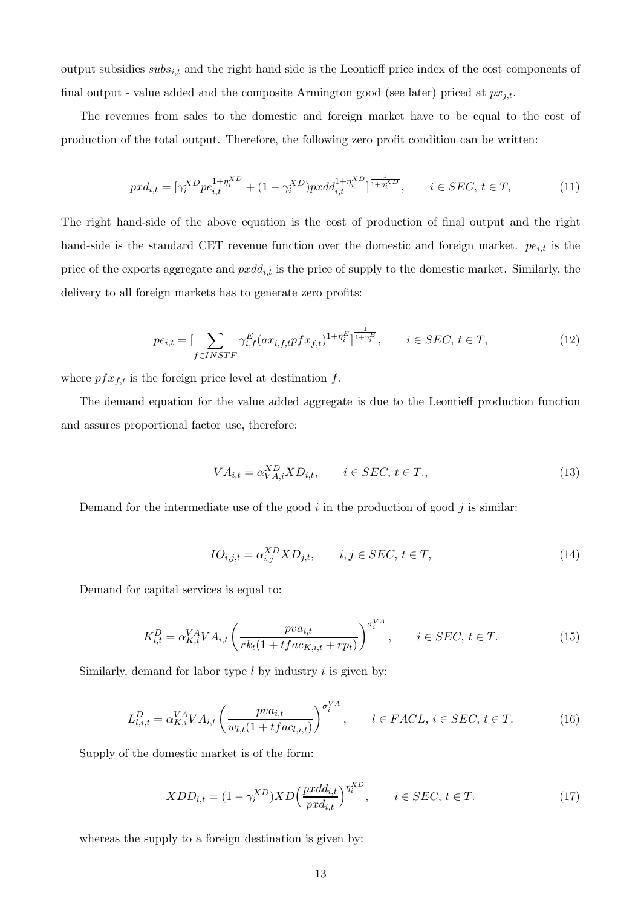output subsidies $subs_{i,t}$ and the right hand side is the Leontieff price index of the cost components of final output - value added and the composite Armington good (see later) priced at $px_{j,t}$.

The revenues from sales to the domestic and foreign market have to be equal to the cost of production of the total output. Therefore, the following zero profit condition can be written:

$$pxd_{i,t} = [\gamma_i^{XD} pe_{i,t}^{1+\eta_i^{XD}} + (1-\gamma_i^{XD}) pxdd_{i,t}^{1+\eta_i^{XD}}]^{\frac{1}{1+\eta_i^{XD}}}, \qquad i \in SEC,\, t \in T, \tag{11}$$

The right hand-side of the above equation is the cost of production of final output and the right hand-side is the standard CET revenue function over the domestic and foreign market. $pe_{i,t}$ is the price of the exports aggregate and $pxdd_{i,t}$ is the price of supply to the domestic market. Similarly, the delivery to all foreign markets has to generate zero profits:

$$pe_{i,t} = [\sum_{f \in INSTF} \gamma_{i,f}^{E} (ax_{i,f,t} pfx_{f,t})^{1+\eta_i^E}]^{\frac{1}{1+\eta_i^E}}, \qquad i \in SEC,\, t \in T, \tag{12}$$

where $pfx_{f,t}$ is the foreign price level at destination $f$.

The demand equation for the value added aggregate is due to the Leontieff production function and assures proportional factor use, therefore:

$$VA_{i,t} = \alpha_{VA,i}^{XD} XD_{i,t}, \qquad i \in SEC,\, t \in T., \tag{13}$$

Demand for the intermediate use of the good $i$ in the production of good $j$ is similar:

$$IO_{i,j,t} = \alpha_{i,j}^{XD} XD_{j,t}, \qquad i, j \in SEC,\, t \in T, \tag{14}$$

Demand for capital services is equal to:

$$K_{i,t}^{D} = \alpha_{K,i}^{VA} VA_{i,t} \left( \frac{pva_{i,t}}{rk_t(1 + tfac_{K,i,t} + rp_t)} \right)^{\sigma_i^{VA}}, \qquad i \in SEC,\, t \in T. \tag{15}$$

Similarly, demand for labor type $l$ by industry $i$ is given by:

$$L_{l,i,t}^{D} = \alpha_{K,i}^{VA} VA_{i,t} \left( \frac{pva_{i,t}}{w_{l,t}(1 + tfac_{l,i,t})} \right)^{\sigma_i^{VA}}, \qquad l \in FACL,\, i \in SEC,\, t \in T. \tag{16}$$

Supply of the domestic market is of the form:

$$XDD_{i,t} = (1-\gamma_i^{XD}) XD \Big( \frac{pxdd_{i,t}}{pxd_{i,t}} \Big)^{\eta_i^{XD}}, \qquad i \in SEC,\, t \in T. \tag{17}$$

whereas the supply to a foreign destination is given by: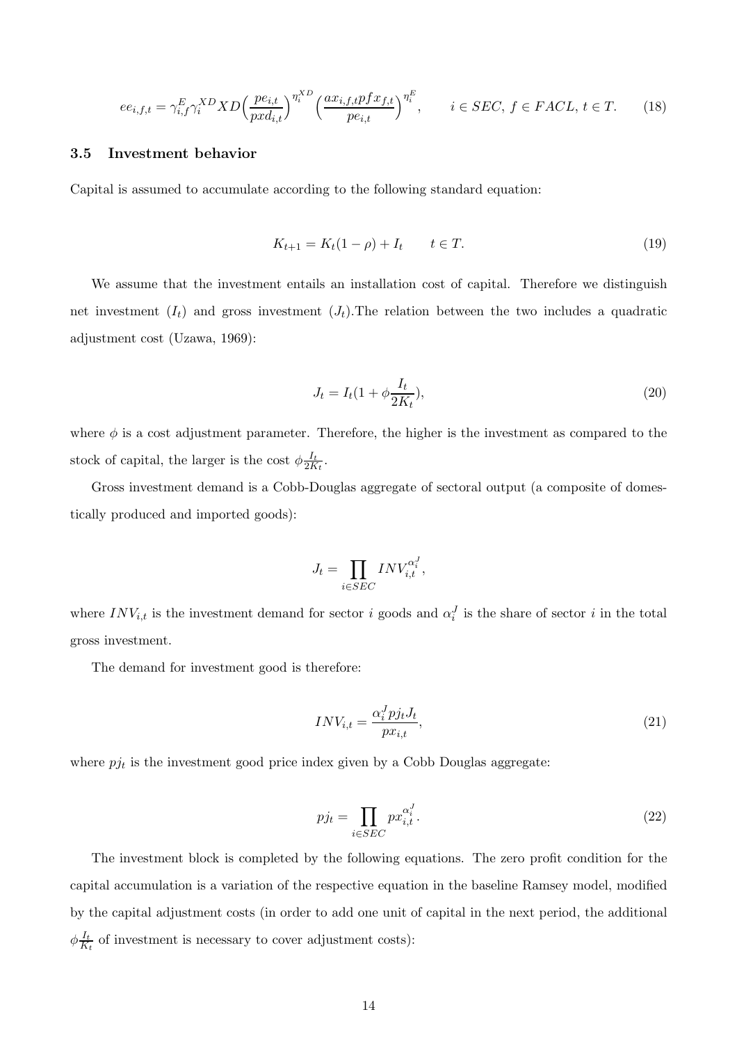$$ee_{i,f,t} = \gamma^E_{i,f}\gamma^{XD}_i XD\Big(\frac{pe_{i,t}}{pxd_{i,t}}\Big)^{\eta^{XD}_i}\Big(\frac{ax_{i,f,t}pfx_{f,t}}{pe_{i,t}}\Big)^{\eta^E_i}, \qquad i \in SEC,\ f \in FACL,\ t \in T. \tag{18}$$

### 3.5 Investment behavior

Capital is assumed to accumulate according to the following standard equation:

$$K_{t+1} = K_t(1-\rho) + I_t \qquad t \in T. \tag{19}$$

We assume that the investment entails an installation cost of capital. Therefore we distinguish net investment ($I_t$) and gross investment ($J_t$).The relation between the two includes a quadratic adjustment cost (Uzawa, 1969):

$$J_t = I_t(1 + \phi\frac{I_t}{2K_t}), \tag{20}$$

where $\phi$ is a cost adjustment parameter. Therefore, the higher is the investment as compared to the stock of capital, the larger is the cost $\phi\frac{I_t}{2K_t}$.

Gross investment demand is a Cobb-Douglas aggregate of sectoral output (a composite of domestically produced and imported goods):

$$J_t = \prod_{i \in SEC} INV_{i,t}^{\alpha^J_i},$$

where $INV_{i,t}$ is the investment demand for sector $i$ goods and $\alpha^J_i$ is the share of sector $i$ in the total gross investment.

The demand for investment good is therefore:

$$INV_{i,t} = \frac{\alpha^J_i pj_t J_t}{px_{i,t}}, \tag{21}$$

where $pj_t$ is the investment good price index given by a Cobb Douglas aggregate:

$$pj_t = \prod_{i \in SEC} px_{i,t}^{\alpha^J_i}. \tag{22}$$

The investment block is completed by the following equations. The zero profit condition for the capital accumulation is a variation of the respective equation in the baseline Ramsey model, modified by the capital adjustment costs (in order to add one unit of capital in the next period, the additional $\phi\frac{I_t}{K_t}$ of investment is necessary to cover adjustment costs):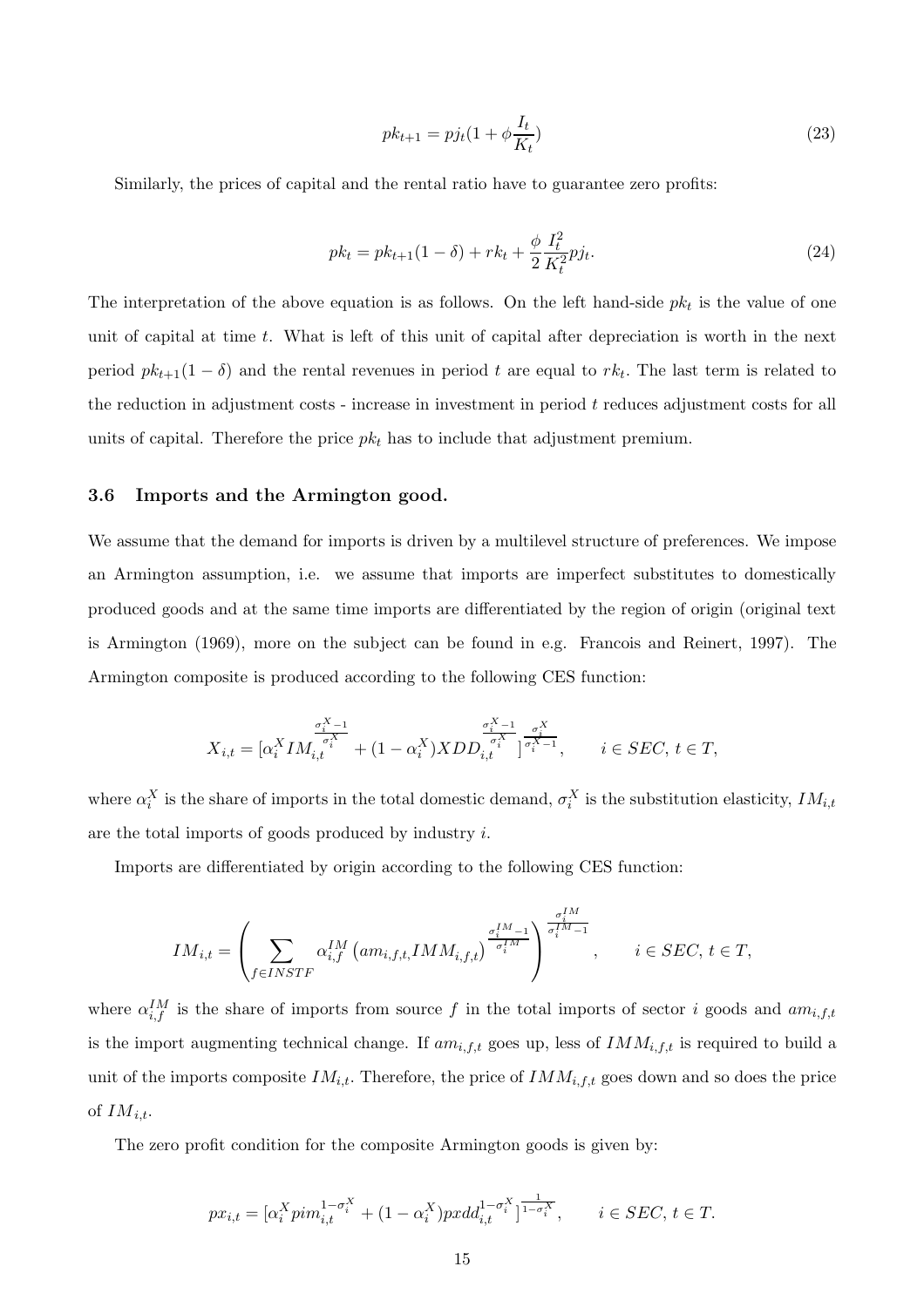$$pk_{t+1} = pj_t(1 + \phi \frac{I_t}{K_t}) \tag{23}$$

Similarly, the prices of capital and the rental ratio have to guarantee zero profits:

$$pk_t = pk_{t+1}(1 - \delta) + rk_t + \frac{\phi}{2} \frac{I_t^2}{K_t^2} pj_t. \tag{24}$$

The interpretation of the above equation is as follows. On the left hand-side $pk_t$ is the value of one unit of capital at time $t$. What is left of this unit of capital after depreciation is worth in the next period $pk_{t+1}(1 - \delta)$ and the rental revenues in period $t$ are equal to $rk_t$. The last term is related to the reduction in adjustment costs - increase in investment in period $t$ reduces adjustment costs for all units of capital. Therefore the price $pk_t$ has to include that adjustment premium.

### 3.6 Imports and the Armington good.

We assume that the demand for imports is driven by a multilevel structure of preferences. We impose an Armington assumption, i.e. we assume that imports are imperfect substitutes to domestically produced goods and at the same time imports are differentiated by the region of origin (original text is Armington (1969), more on the subject can be found in e.g. Francois and Reinert, 1997). The Armington composite is produced according to the following CES function:

$$X_{i,t} = [\alpha_i^X IM_{i,t}^{\frac{\sigma_i^X - 1}{\sigma_i^X}} + (1 - \alpha_i^X) XDD_{i,t}^{\frac{\sigma_i^X - 1}{\sigma_i^X}}]^{\frac{\sigma_i^X}{\sigma_i^X - 1}}, \qquad i \in SEC,\, t \in T,$$

where $\alpha_i^X$ is the share of imports in the total domestic demand, $\sigma_i^X$ is the substitution elasticity, $IM_{i,t}$ are the total imports of goods produced by industry $i$.

Imports are differentiated by origin according to the following CES function:

$$IM_{i,t} = \left( \sum_{f \in INSTF} \alpha_{i,f}^{IM} \left( am_{i,f,t} IMM_{i,f,t} \right)^{\frac{\sigma_i^{IM} - 1}{\sigma_i^{IM}}} \right)^{\frac{\sigma_i^{IM}}{\sigma_i^{IM} - 1}}, \qquad i \in SEC,\, t \in T,$$

where $\alpha_{i,f}^{IM}$ is the share of imports from source $f$ in the total imports of sector $i$ goods and $am_{i,f,t}$ is the import augmenting technical change. If $am_{i,f,t}$ goes up, less of $IMM_{i,f,t}$ is required to build a unit of the imports composite $IM_{i,t}$. Therefore, the price of $IMM_{i,f,t}$ goes down and so does the price of $IM_{i,t}$.

The zero profit condition for the composite Armington goods is given by:

$$px_{i,t} = [\alpha_i^X pim_{i,t}^{1 - \sigma_i^X} + (1 - \alpha_i^X) pxdd_{i,t}^{1 - \sigma_i^X}]^{\frac{1}{1 - \sigma_i^X}}, \qquad i \in SEC,\, t \in T.$$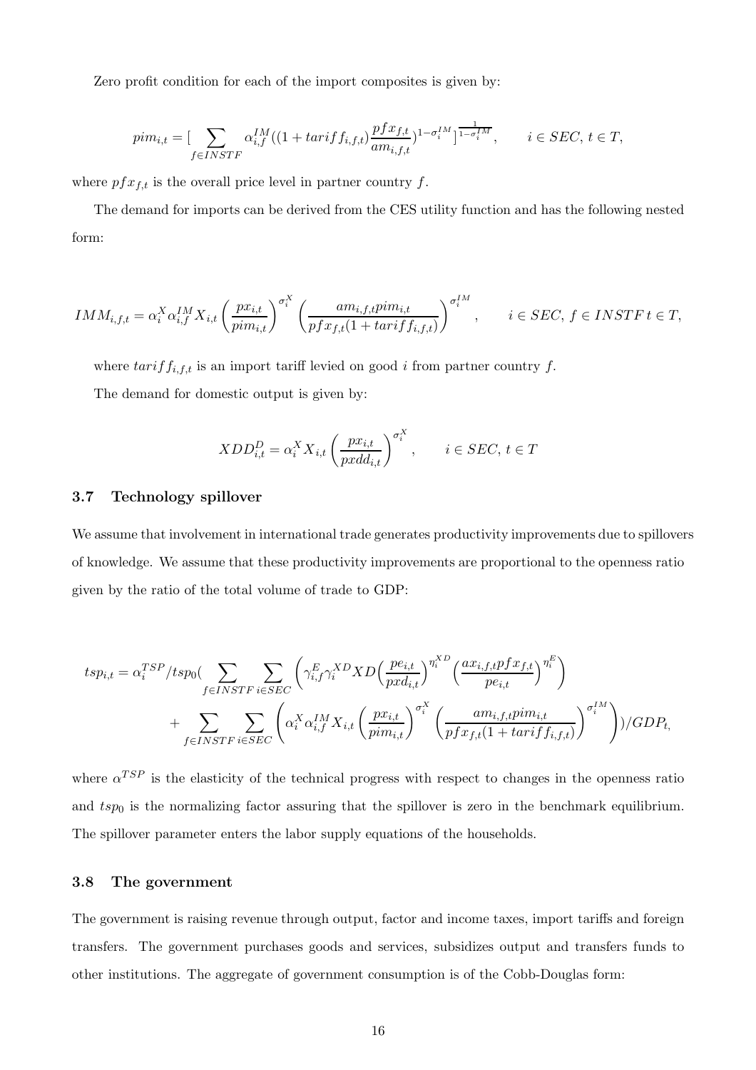Zero profit condition for each of the import composites is given by:

$$pim_{i,t} = [\sum_{f \in INSTF} \alpha_{i,f}^{IM}((1 + tariff_{i,f,t})\frac{pfx_{f,t}}{am_{i,f,t}})^{1-\sigma_i^{IM}}]^{\frac{1}{1-\sigma_i^{IM}}}, \qquad i \in SEC,\, t \in T,$$

where $pfx_{f,t}$ is the overall price level in partner country $f$.

The demand for imports can be derived from the CES utility function and has the following nested form:

$$IMM_{i,f,t} = \alpha_i^X \alpha_{i,f}^{IM} X_{i,t} \left(\frac{px_{i,t}}{pim_{i,t}}\right)^{\sigma_i^X} \left(\frac{am_{i,f,t}pim_{i,t}}{pfx_{f,t}(1 + tariff_{i,f,t})}\right)^{\sigma_i^{IM}}, \qquad i \in SEC,\, f \in INSTF\, t \in T,$$

where $tariff_{i,f,t}$ is an import tariff levied on good $i$ from partner country $f$.

The demand for domestic output is given by:

$$XDD_{i,t}^D = \alpha_i^X X_{i,t} \left(\frac{px_{i,t}}{pxdd_{i,t}}\right)^{\sigma_i^X}, \qquad i \in SEC,\, t \in T$$

### 3.7 Technology spillover

We assume that involvement in international trade generates productivity improvements due to spillovers of knowledge. We assume that these productivity improvements are proportional to the openness ratio given by the ratio of the total volume of trade to GDP:

$$tsp_{i,t} = \alpha_i^{TSP}/tsp_0 \Big( \sum_{f \in INSTF} \sum_{i \in SEC} \left( \gamma_{i,f}^E \gamma_i^{XD} XD \Big(\frac{pe_{i,t}}{pxd_{i,t}}\Big)^{\eta_i^{XD}} \Big(\frac{ax_{i,f,t}pfx_{f,t}}{pe_{i,t}}\Big)^{\eta_i^E} \right) + \sum_{f \in INSTF} \sum_{i \in SEC} \left( \alpha_i^X \alpha_{i,f}^{IM} X_{i,t} \left(\frac{px_{i,t}}{pim_{i,t}}\right)^{\sigma_i^X} \left(\frac{am_{i,f,t}pim_{i,t}}{pfx_{f,t}(1 + tariff_{i,f,t})}\right)^{\sigma_i^{IM}} \right) \Big) / GDP_t,$$

where $\alpha^{TSP}$ is the elasticity of the technical progress with respect to changes in the openness ratio and $tsp_0$ is the normalizing factor assuring that the spillover is zero in the benchmark equilibrium. The spillover parameter enters the labor supply equations of the households.

### 3.8 The government

The government is raising revenue through output, factor and income taxes, import tariffs and foreign transfers. The government purchases goods and services, subsidizes output and transfers funds to other institutions. The aggregate of government consumption is of the Cobb-Douglas form: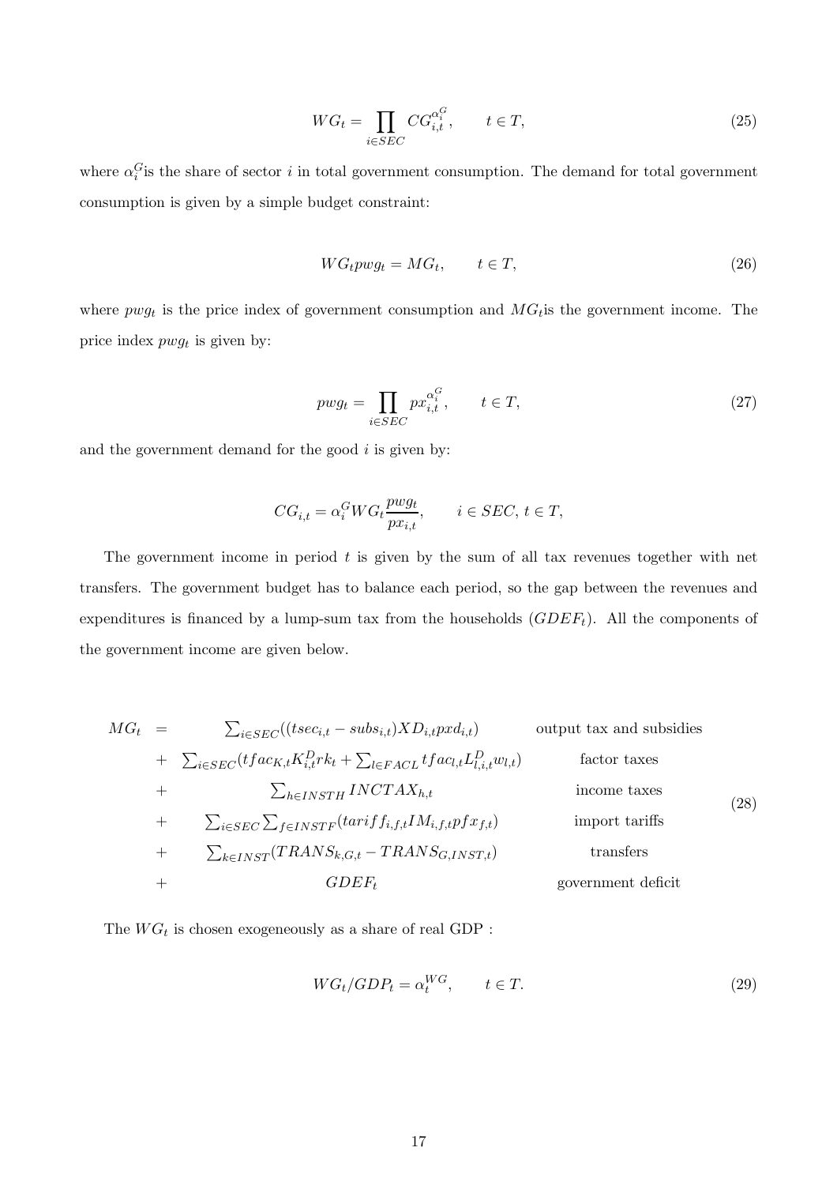$$WG_t = \prod_{i \in SEC} CG_{i,t}^{\alpha_i^G}, \qquad t \in T, \tag{25}$$

where $\alpha_i^G$is the share of sector $i$ in total government consumption. The demand for total government consumption is given by a simple budget constraint:

$$WG_t pwg_t = MG_t, \qquad t \in T, \tag{26}$$

where $pwg_t$ is the price index of government consumption and $MG_t$is the government income. The price index $pwg_t$ is given by:

$$pwg_t = \prod_{i \in SEC} px_{i,t}^{\alpha_i^G}, \qquad t \in T, \tag{27}$$

and the government demand for the good $i$ is given by:

$$CG_{i,t} = \alpha_i^G WG_t \frac{pwg_t}{px_{i,t}}, \qquad i \in SEC,\, t \in T,$$

The government income in period $t$ is given by the sum of all tax revenues together with net transfers. The government budget has to balance each period, so the gap between the revenues and expenditures is financed by a lump-sum tax from the households ($GDEF_t$). All the components of the government income are given below.

$$
\begin{array}{rclr}
MG_t & = & \sum_{i \in SEC}((tsec_{i,t} - subs_{i,t}) XD_{i,t} pxd_{i,t}) & \text{output tax and subsidies} \\
& + & \sum_{i \in SEC}(tfac_{K,t} K_{i,t}^D rk_t + \sum_{l \in FACL} tfac_{l,t} L_{l,i,t}^D w_{l,t}) & \text{factor taxes} \\
& + & \sum_{h \in INSTH} INCTAX_{h,t} & \text{income taxes} \\
& + & \sum_{i \in SEC} \sum_{f \in INSTF} (tariff_{i,f,t} IM_{i,f,t} pfx_{f,t}) & \text{import tariffs} \\
& + & \sum_{k \in INST} (TRANS_{k,G,t} - TRANS_{G,INST,t}) & \text{transfers} \\
& + & GDEF_t & \text{government deficit}
\end{array} \tag{28}
$$

The $WG_t$ is chosen exogeneously as a share of real GDP :

$$WG_t / GDP_t = \alpha_t^{WG}, \qquad t \in T. \tag{29}$$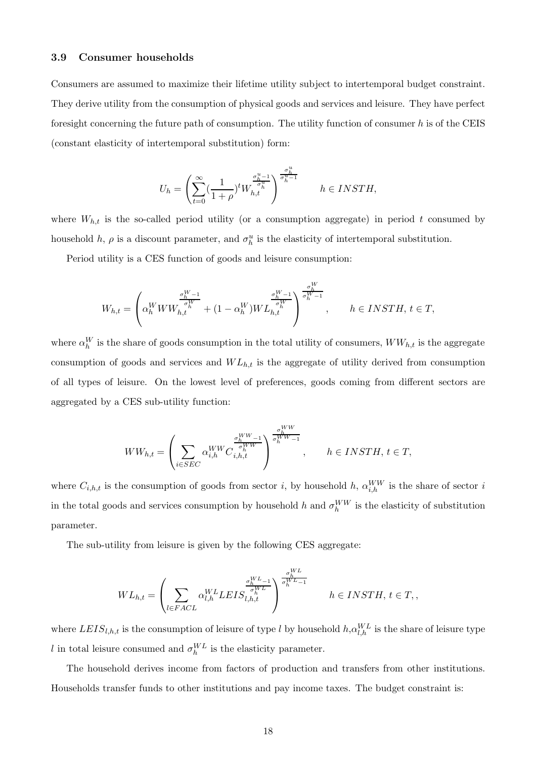### 3.9 Consumer households

Consumers are assumed to maximize their lifetime utility subject to intertemporal budget constraint. They derive utility from the consumption of physical goods and services and leisure. They have perfect foresight concerning the future path of consumption. The utility function of consumer $h$ is of the CEIS (constant elasticity of intertemporal substitution) form:

$$U_h = \left( \sum_{t=0}^{\infty} (\frac{1}{1+\rho})^t W_{h,t}^{\frac{\sigma_h^u - 1}{\sigma_h^u}} \right)^{\frac{\sigma_h^u}{\sigma_h^u - 1}} \qquad h \in INSTH,$$

where $W_{h,t}$ is the so-called period utility (or a consumption aggregate) in period $t$ consumed by household $h$, $\rho$ is a discount parameter, and $\sigma_h^u$ is the elasticity of intertemporal substitution.

Period utility is a CES function of goods and leisure consumption:

$$W_{h,t} = \left( \alpha_h^W WW_{h,t}^{\frac{\sigma_h^W - 1}{\sigma_h^W}} + (1 - \alpha_h^W) WL_{h,t}^{\frac{\sigma_h^W - 1}{\sigma_h^W}} \right)^{\frac{\sigma_h^W}{\sigma_h^W - 1}}, \qquad h \in INSTH, t \in T,$$

where $\alpha_h^W$ is the share of goods consumption in the total utility of consumers, $WW_{h,t}$ is the aggregate consumption of goods and services and $WL_{h,t}$ is the aggregate of utility derived from consumption of all types of leisure. On the lowest level of preferences, goods coming from different sectors are aggregated by a CES sub-utility function:

$$WW_{h,t} = \left( \sum_{i \in SEC} \alpha_{i,h}^{WW} C_{i,h,t}^{\frac{\sigma_h^{WW} - 1}{\sigma_h^{WW}}} \right)^{\frac{\sigma_h^{WW}}{\sigma_h^{WW} - 1}}, \qquad h \in INSTH, t \in T,$$

where $C_{i,h,t}$ is the consumption of goods from sector $i$, by household $h$, $\alpha_{i,h}^{WW}$ is the share of sector $i$ in the total goods and services consumption by household $h$ and $\sigma_h^{WW}$ is the elasticity of substitution parameter.

The sub-utility from leisure is given by the following CES aggregate:

$$WL_{h,t} = \left( \sum_{l \in FACL} \alpha_{l,h}^{WL} LEIS_{l,h,t}^{\frac{\sigma_h^{WL} - 1}{\sigma_h^{WL}}} \right)^{\frac{\sigma_h^{WL}}{\sigma_h^{WL} - 1}} \qquad h \in INSTH, t \in T, ,$$

where $LEIS_{l,h,t}$ is the consumption of leisure of type $l$ by household $h$,$\alpha_{l,h}^{WL}$ is the share of leisure type $l$ in total leisure consumed and $\sigma_h^{WL}$ is the elasticity parameter.

The household derives income from factors of production and transfers from other institutions. Households transfer funds to other institutions and pay income taxes. The budget constraint is: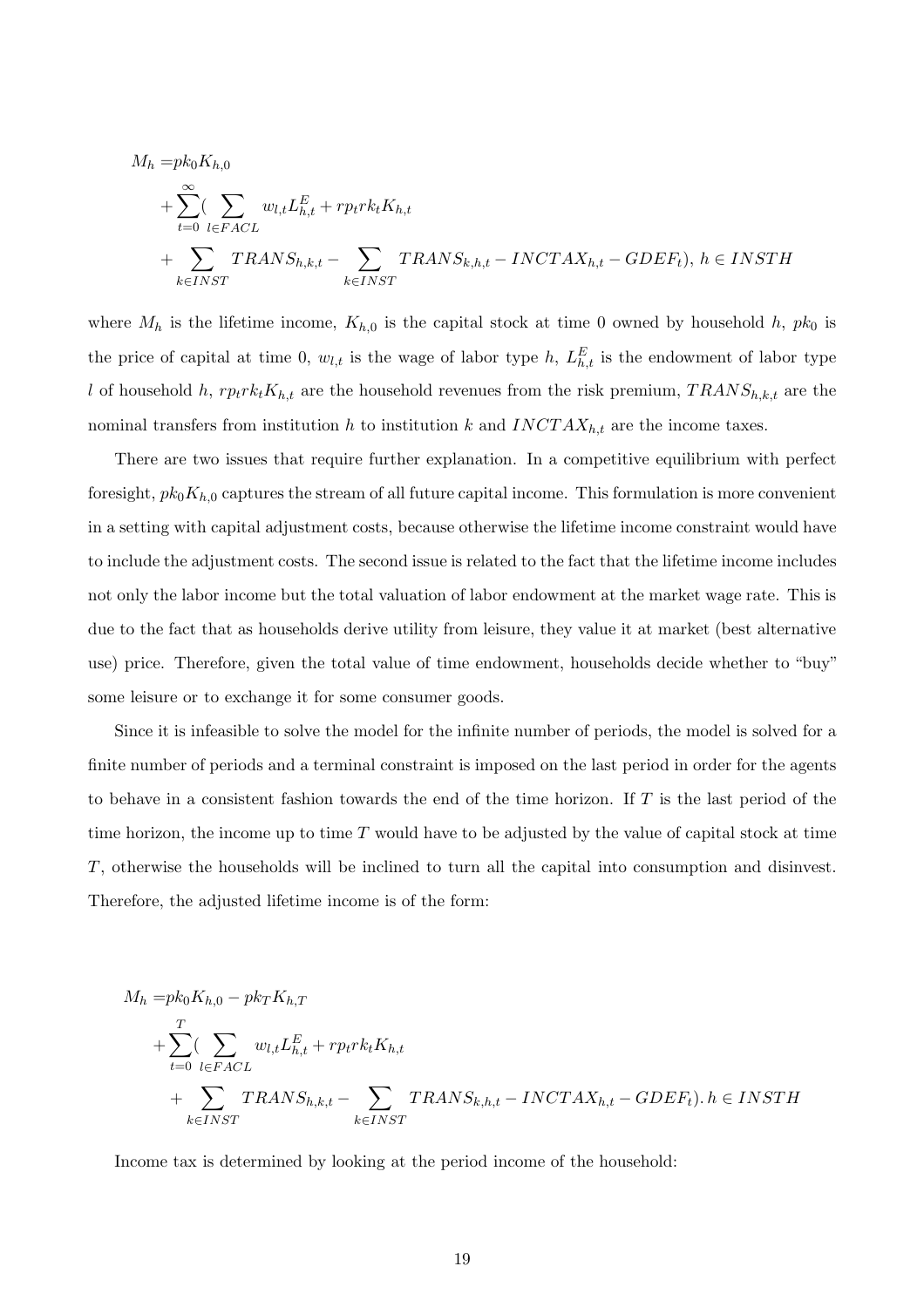$$
\begin{aligned}
M_h =& pk_0 K_{h,0} \\
&+ \sum_{t=0}^{\infty} \Big( \sum_{l \in FACL} w_{l,t} L^E_{h,t} + rp_t rk_t K_{h,t} \\
&+ \sum_{k \in INST} TRANS_{h,k,t} - \sum_{k \in INST} TRANS_{k,h,t} - INCTAX_{h,t} - GDEF_t \Big),\ h \in INSTH
\end{aligned}
$$

where $M_h$ is the lifetime income, $K_{h,0}$ is the capital stock at time 0 owned by household $h$, $pk_0$ is the price of capital at time 0, $w_{l,t}$ is the wage of labor type $h$, $L^E_{h,t}$ is the endowment of labor type $l$ of household $h$, $rp_t rk_t K_{h,t}$ are the household revenues from the risk premium, $TRANS_{h,k,t}$ are the nominal transfers from institution $h$ to institution $k$ and $INCTAX_{h,t}$ are the income taxes.

There are two issues that require further explanation. In a competitive equilibrium with perfect foresight, $pk_0 K_{h,0}$ captures the stream of all future capital income. This formulation is more convenient in a setting with capital adjustment costs, because otherwise the lifetime income constraint would have to include the adjustment costs. The second issue is related to the fact that the lifetime income includes not only the labor income but the total valuation of labor endowment at the market wage rate. This is due to the fact that as households derive utility from leisure, they value it at market (best alternative use) price. Therefore, given the total value of time endowment, households decide whether to "buy" some leisure or to exchange it for some consumer goods.

Since it is infeasible to solve the model for the infinite number of periods, the model is solved for a finite number of periods and a terminal constraint is imposed on the last period in order for the agents to behave in a consistent fashion towards the end of the time horizon. If $T$ is the last period of the time horizon, the income up to time $T$ would have to be adjusted by the value of capital stock at time $T$, otherwise the households will be inclined to turn all the capital into consumption and disinvest. Therefore, the adjusted lifetime income is of the form:

$$
\begin{aligned}
M_h =& pk_0 K_{h,0} - pk_T K_{h,T} \\
&+ \sum_{t=0}^{T} \Big( \sum_{l \in FACL} w_{l,t} L^E_{h,t} + rp_t rk_t K_{h,t} \\
&+ \sum_{k \in INST} TRANS_{h,k,t} - \sum_{k \in INST} TRANS_{k,h,t} - INCTAX_{h,t} - GDEF_t \Big).\ h \in INSTH
\end{aligned}
$$

Income tax is determined by looking at the period income of the household: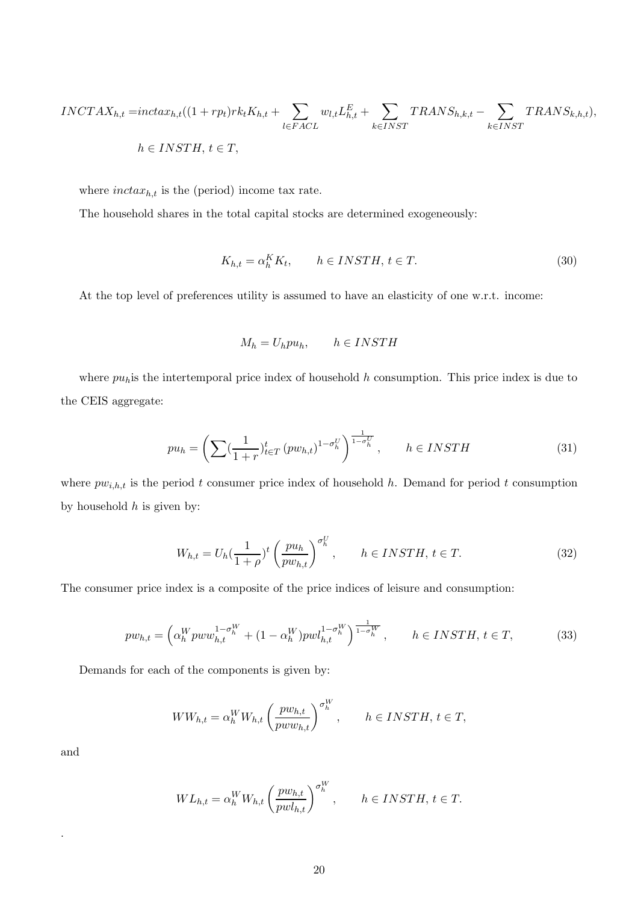$$INCTAX_{h,t} = inctax_{h,t}((1+rp_t)rk_t K_{h,t} + \sum_{l \in FACL} w_{l,t} L^E_{h,t} + \sum_{k \in INST} TRANS_{h,k,t} - \sum_{k \in INST} TRANS_{k,h,t}),$$
$$h \in INSTH,\, t \in T,$$

where $inctax_{h,t}$ is the (period) income tax rate.

The household shares in the total capital stocks are determined exogeneously:

$$K_{h,t} = \alpha^K_h K_t, \qquad h \in INSTH,\, t \in T. \tag{30}$$

At the top level of preferences utility is assumed to have an elasticity of one w.r.t. income:

$$M_h = U_h pu_h, \qquad h \in INSTH$$

where $pu_h$is the intertemporal price index of household $h$ consumption. This price index is due to the CEIS aggregate:

$$pu_h = \left( \sum (\frac{1}{1+r})^t_{t \in T} \left(pw_{h,t}\right)^{1-\sigma^U_h} \right)^{\frac{1}{1-\sigma^U_h}}, \qquad h \in INSTH \tag{31}$$

where $pw_{i,h,t}$ is the period $t$ consumer price index of household $h$. Demand for period $t$ consumption by household $h$ is given by:

$$W_{h,t} = U_h (\frac{1}{1+\rho})^t \left( \frac{pu_h}{pw_{h,t}} \right)^{\sigma^U_h}, \qquad h \in INSTH,\, t \in T. \tag{32}$$

The consumer price index is a composite of the price indices of leisure and consumption:

$$pw_{h,t} = \left( \alpha^W_h pww^{1-\sigma^W_h}_{h,t} + (1-\alpha^W_h) pwl^{1-\sigma^W_h}_{h,t} \right)^{\frac{1}{1-\sigma^W_h}}, \qquad h \in INSTH,\, t \in T, \tag{33}$$

Demands for each of the components is given by:

$$WW_{h,t} = \alpha^W_h W_{h,t} \left( \frac{pw_{h,t}}{pww_{h,t}} \right)^{\sigma^W_h}, \qquad h \in INSTH,\, t \in T,$$

and

$$WL_{h,t} = \alpha^W_h W_{h,t} \left( \frac{pw_{h,t}}{pwl_{h,t}} \right)^{\sigma^W_h}, \qquad h \in INSTH,\, t \in T.$$

.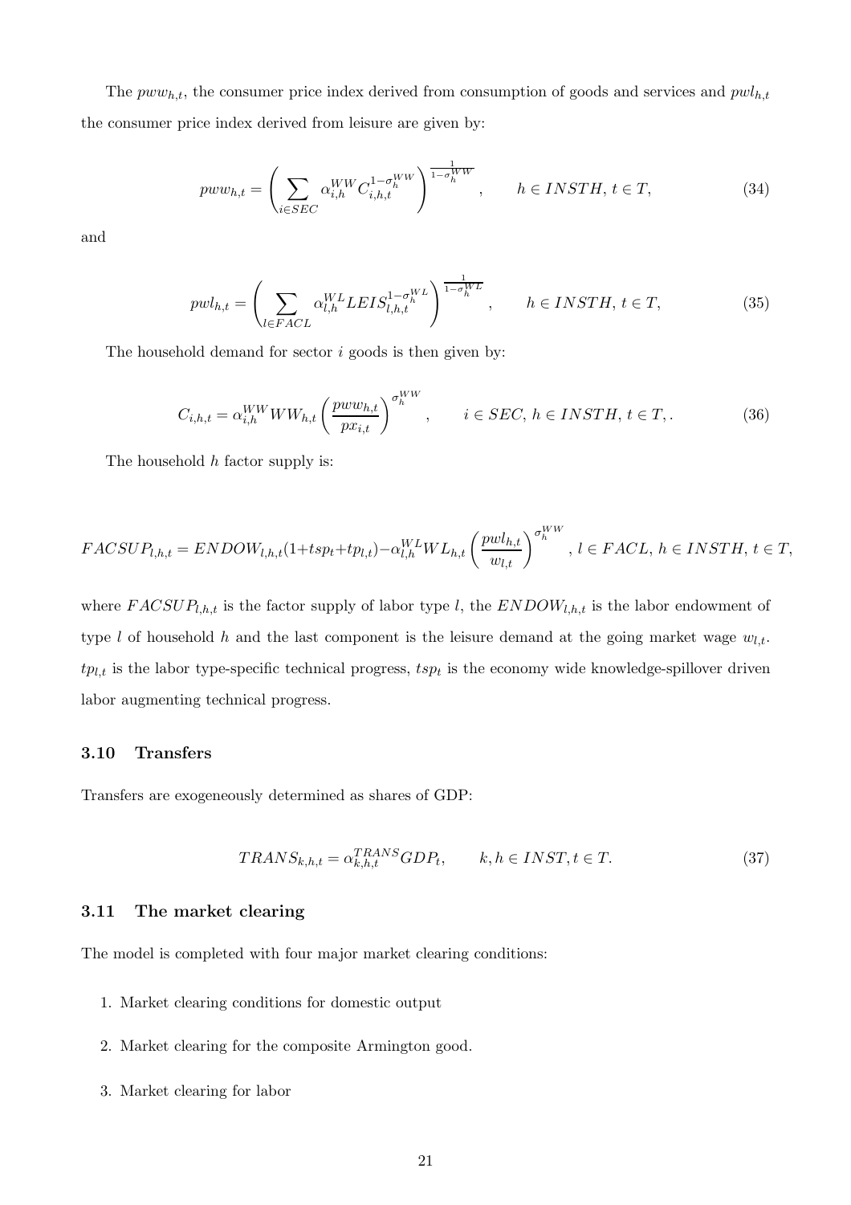The $pww_{h,t}$, the consumer price index derived from consumption of goods and services and $pwl_{h,t}$ the consumer price index derived from leisure are given by:

$$pww_{h,t} = \left( \sum_{i \in SEC} \alpha_{i,h}^{WW} C_{i,h,t}^{1-\sigma_h^{WW}} \right)^{\frac{1}{1-\sigma_h^{WW}}}, \qquad h \in INSTH, \, t \in T, \tag{34}$$

and

$$pwl_{h,t} = \left( \sum_{l \in FACL} \alpha_{l,h}^{WL} LEIS_{l,h,t}^{1-\sigma_h^{WL}} \right)^{\frac{1}{1-\sigma_h^{WL}}}, \qquad h \in INSTH, \, t \in T, \tag{35}$$

The household demand for sector $i$ goods is then given by:

$$C_{i,h,t} = \alpha_{i,h}^{WW} WW_{h,t} \left( \frac{pww_{h,t}}{px_{i,t}} \right)^{\sigma_h^{WW}}, \qquad i \in SEC, \, h \in INSTH, \, t \in T, . \tag{36}$$

The household $h$ factor supply is:

$$FACSUP_{l,h,t} = ENDOW_{l,h,t}(1 + tsp_t + tp_{l,t}) - \alpha_{l,h}^{WL} WL_{h,t} \left( \frac{pwl_{h,t}}{w_{l,t}} \right)^{\sigma_h^{WW}}, \, l \in FACL, \, h \in INSTH, \, t \in T,$$

where $FACSUP_{l,h,t}$ is the factor supply of labor type $l$, the $ENDOW_{l,h,t}$ is the labor endowment of type $l$ of household $h$ and the last component is the leisure demand at the going market wage $w_{l,t}$. $tp_{l,t}$ is the labor type-specific technical progress, $tsp_t$ is the economy wide knowledge-spillover driven labor augmenting technical progress.

### 3.10 Transfers

Transfers are exogeneously determined as shares of GDP:

$$TRANS_{k,h,t} = \alpha_{k,h,t}^{TRANS} GDP_t, \qquad k, h \in INST, t \in T. \tag{37}$$

### 3.11 The market clearing

The model is completed with four major market clearing conditions:

1. Market clearing conditions for domestic output
2. Market clearing for the composite Armington good.
3. Market clearing for labor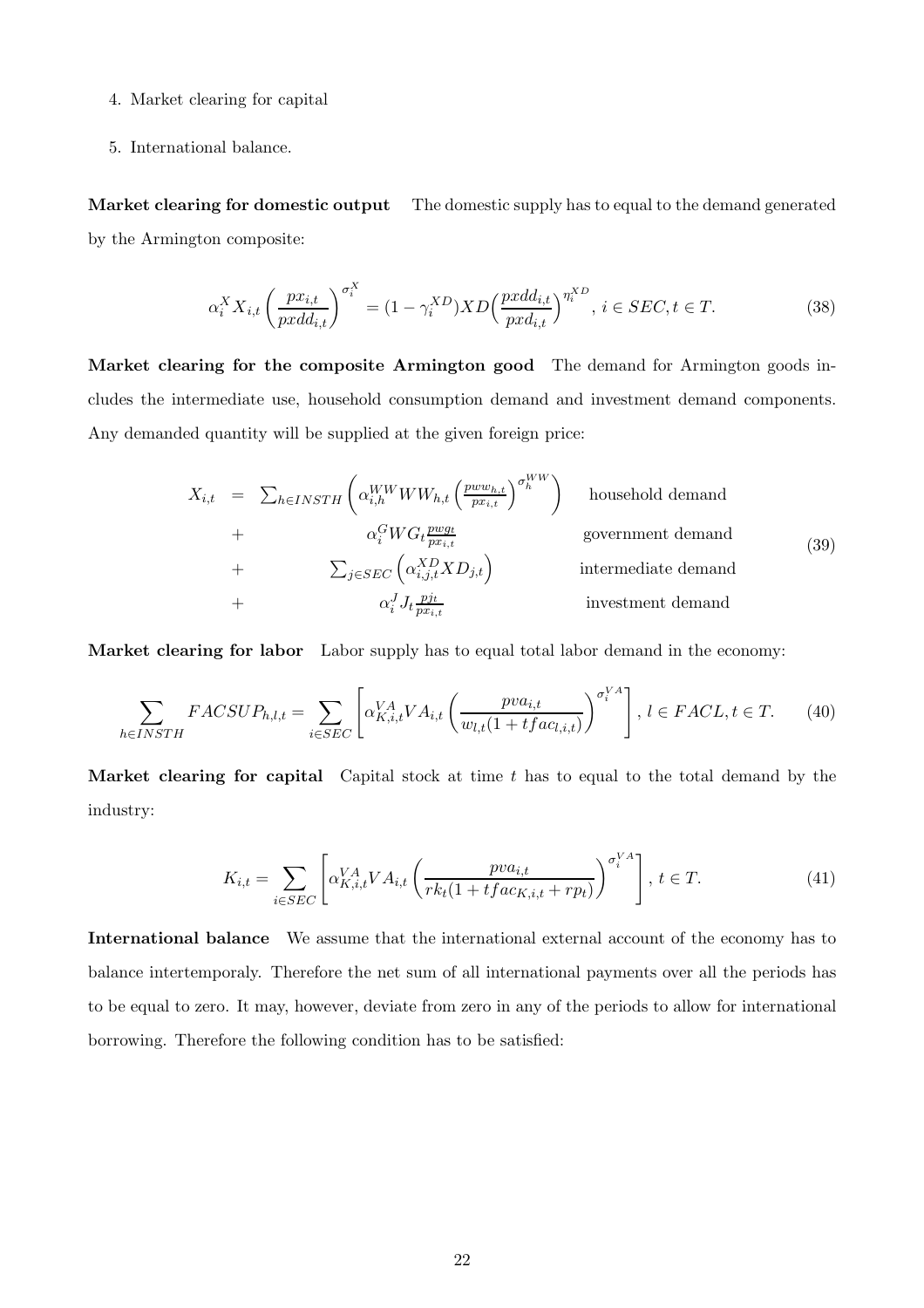4. Market clearing for capital
5. International balance.

**Market clearing for domestic output** The domestic supply has to equal to the demand generated by the Armington composite:

$$\alpha_i^X X_{i,t} \left(\frac{px_{i,t}}{pxdd_{i,t}}\right)^{\sigma_i^X} = (1-\gamma_i^{XD}) XD \Big(\frac{pxdd_{i,t}}{pxd_{i,t}}\Big)^{\eta_i^{XD}}, \; i \in SEC, t \in T. \tag{38}$$

**Market clearing for the composite Armington good** The demand for Armington goods includes the intermediate use, household consumption demand and investment demand components. Any demanded quantity will be supplied at the given foreign price:

$$\begin{array}{rclr} X_{i,t} & = & \sum_{h \in INSTH} \left( \alpha_{i,h}^{WW} WW_{h,t} \left(\frac{pww_{h,t}}{px_{i,t}}\right)^{\sigma_h^{WW}} \right) & \text{household demand} \\ & + & \alpha_i^G WG_t \frac{pwg_t}{px_{i,t}} & \text{government demand} \\ & + & \sum_{j \in SEC} \left( \alpha_{i,j,t}^{XD} XD_{j,t} \right) & \text{intermediate demand} \\ & + & \alpha_i^J J_t \frac{pj_t}{px_{i,t}} & \text{investment demand} \end{array} \tag{39}$$

**Market clearing for labor** Labor supply has to equal total labor demand in the economy:

$$\sum_{h \in INSTH} FACSUP_{h,l,t} = \sum_{i \in SEC} \left[ \alpha_{K,i,t}^{VA} VA_{i,t} \left( \frac{pva_{i,t}}{w_{l,t}(1+tfac_{l,i,t})} \right)^{\sigma_i^{VA}} \right], \; l \in FACL, t \in T. \tag{40}$$

**Market clearing for capital** Capital stock at time $t$ has to equal to the total demand by the industry:

$$K_{i,t} = \sum_{i \in SEC} \left[ \alpha_{K,i,t}^{VA} VA_{i,t} \left( \frac{pva_{i,t}}{rk_t(1+tfac_{K,i,t}+rp_t)} \right)^{\sigma_i^{VA}} \right], \; t \in T. \tag{41}$$

**International balance** We assume that the international external account of the economy has to balance intertemporaly. Therefore the net sum of all international payments over all the periods has to be equal to zero. It may, however, deviate from zero in any of the periods to allow for international borrowing. Therefore the following condition has to be satisfied: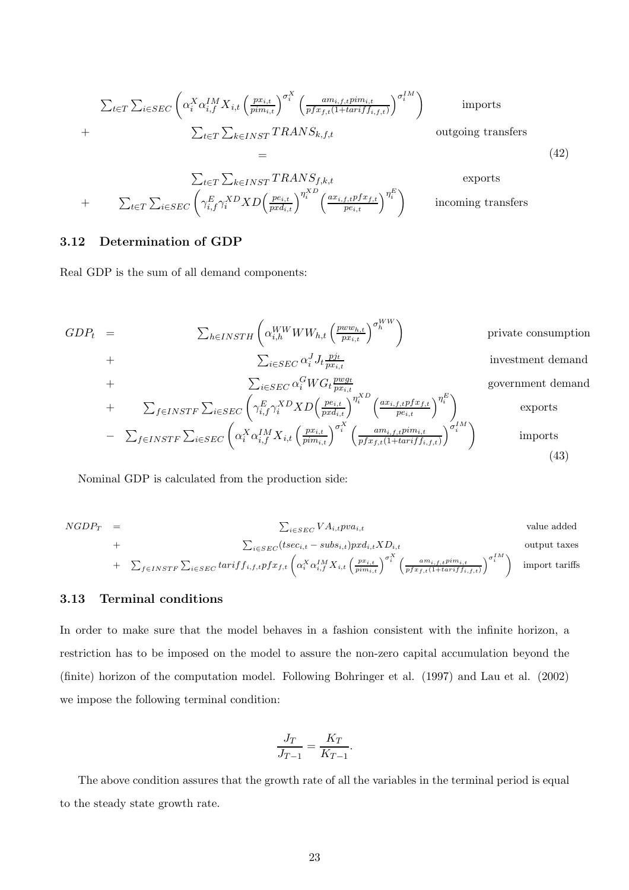$$
\begin{array}{llr}
& \sum_{t \in T} \sum_{i \in SEC} \left( \alpha_i^X \alpha_{i,f}^{IM} X_{i,t} \left( \frac{px_{i,t}}{pim_{i,t}} \right)^{\sigma_i^X} \left( \frac{am_{i,f,t} pim_{i,t}}{pfx_{f,t}(1+tariff_{i,f,t})} \right)^{\sigma_i^{IM}} \right) & \text{imports} \\
+ & \sum_{t \in T} \sum_{k \in INST} TRANS_{k,f,t} & \text{outgoing transfers} \\
& = & \\
& \sum_{t \in T} \sum_{k \in INST} TRANS_{f,k,t} & \text{exports} \\
+ & \sum_{t \in T} \sum_{i \in SEC} \left( \gamma_{i,f}^E \gamma_i^{XD} XD \left( \frac{pe_{i,t}}{pxd_{i,t}} \right)^{\eta_i^{XD}} \left( \frac{ax_{i,f,t} pfx_{f,t}}{pe_{i,t}} \right)^{\eta_i^E} \right) & \text{incoming transfers}
\end{array}
\quad (42)
$$

### 3.12 Determination of GDP

Real GDP is the sum of all demand components:

$$
\begin{array}{rcll}
GDP_t & = & \sum_{h \in INSTH} \left( \alpha_{i,h}^{WW} WW_{h,t} \left( \frac{pww_{h,t}}{px_{i,t}} \right)^{\sigma_h^{WW}} \right) & \text{private consumption} \\
& + & \sum_{i \in SEC} \alpha_i^J J_t \frac{pj_t}{px_{i,t}} & \text{investment demand} \\
& + & \sum_{i \in SEC} \alpha_i^G WG_t \frac{pwg_t}{px_{i,t}} & \text{government demand} \\
& + & \sum_{f \in INSTF} \sum_{i \in SEC} \left( \gamma_{i,f}^E \gamma_i^{XD} XD \left( \frac{pe_{i,t}}{pxd_{i,t}} \right)^{\eta_i^{XD}} \left( \frac{ax_{i,f,t} pfx_{f,t}}{pe_{i,t}} \right)^{\eta_i^E} \right) & \text{exports} \\
& - & \sum_{f \in INSTF} \sum_{i \in SEC} \left( \alpha_i^X \alpha_{i,f}^{IM} X_{i,t} \left( \frac{px_{i,t}}{pim_{i,t}} \right)^{\sigma_i^X} \left( \frac{am_{i,f,t} pim_{i,t}}{pfx_{f,t}(1+tariff_{i,f,t})} \right)^{\sigma_i^{IM}} \right) & \text{imports}
\end{array}
\quad (43)
$$

Nominal GDP is calculated from the production side:

$$
\begin{array}{rcll}
NGDP_T & = & \sum_{i \in SEC} VA_{i,t} pva_{i,t} & \text{value added} \\
& + & \sum_{i \in SEC} (tsec_{i,t} - subs_{i,t}) pxd_{i,t} XD_{i,t} & \text{output taxes} \\
& + & \sum_{f \in INSTF} \sum_{i \in SEC} tariff_{i,f,t} pfx_{f,t} \left( \alpha_i^X \alpha_{i,f}^{IM} X_{i,t} \left( \frac{px_{i,t}}{pim_{i,t}} \right)^{\sigma_i^X} \left( \frac{am_{i,f,t} pim_{i,t}}{pfx_{f,t}(1+tariff_{i,f,t})} \right)^{\sigma_i^{IM}} \right) & \text{import tariffs}
\end{array}
$$

### 3.13 Terminal conditions

In order to make sure that the model behaves in a fashion consistent with the infinite horizon, a restriction has to be imposed on the model to assure the non-zero capital accumulation beyond the (finite) horizon of the computation model. Following Bohringer et al. (1997) and Lau et al. (2002) we impose the following terminal condition:

$$
\frac{J_T}{J_{T-1}} = \frac{K_T}{K_{T-1}}.
$$

The above condition assures that the growth rate of all the variables in the terminal period is equal to the steady state growth rate.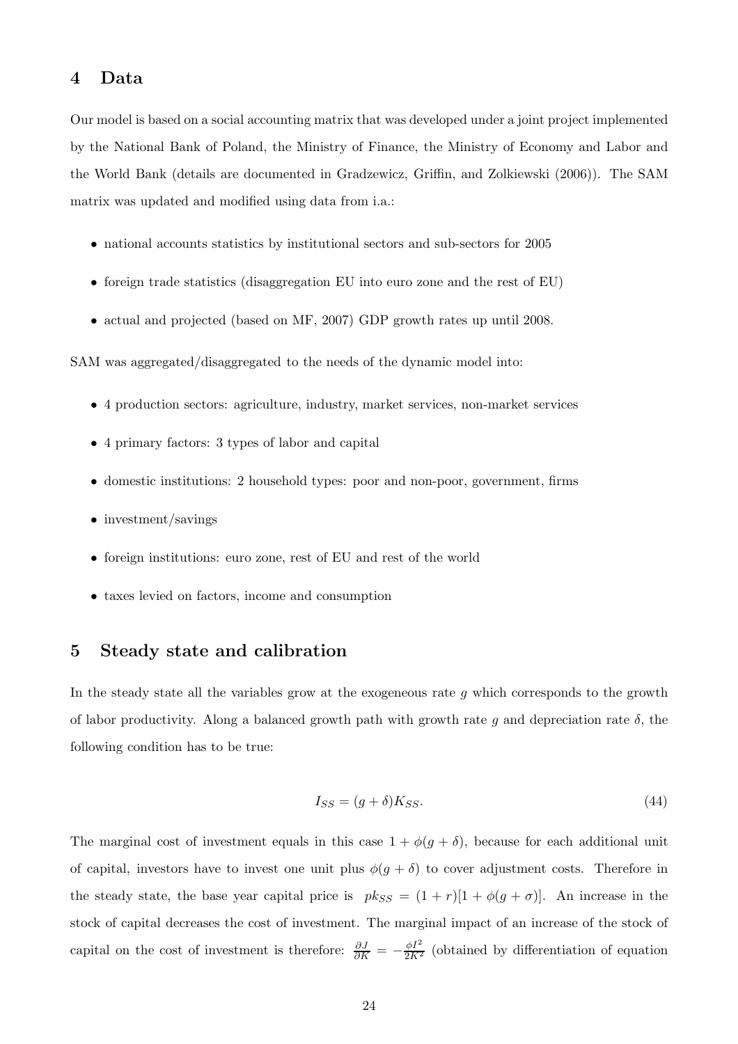## 4 Data

Our model is based on a social accounting matrix that was developed under a joint project implemented by the National Bank of Poland, the Ministry of Finance, the Ministry of Economy and Labor and the World Bank (details are documented in Gradzewicz, Griffin, and Zolkiewski (2006)). The SAM matrix was updated and modified using data from i.a.:

- national accounts statistics by institutional sectors and sub-sectors for 2005
- foreign trade statistics (disaggregation EU into euro zone and the rest of EU)
- actual and projected (based on MF, 2007) GDP growth rates up until 2008.

SAM was aggregated/disaggregated to the needs of the dynamic model into:

- 4 production sectors: agriculture, industry, market services, non-market services
- 4 primary factors: 3 types of labor and capital
- domestic institutions: 2 household types: poor and non-poor, government, firms
- investment/savings
- foreign institutions: euro zone, rest of EU and rest of the world
- taxes levied on factors, income and consumption

## 5 Steady state and calibration

In the steady state all the variables grow at the exogeneous rate $g$ which corresponds to the growth of labor productivity. Along a balanced growth path with growth rate $g$ and depreciation rate $\delta$, the following condition has to be true:

$$I_{SS} = (g + \delta)K_{SS}. \tag{44}$$

The marginal cost of investment equals in this case $1 + \phi(g + \delta)$, because for each additional unit of capital, investors have to invest one unit plus $\phi(g + \delta)$ to cover adjustment costs. Therefore in the steady state, the base year capital price is $pk_{SS} = (1 + r)[1 + \phi(g + \sigma)]$. An increase in the stock of capital decreases the cost of investment. The marginal impact of an increase of the stock of capital on the cost of investment is therefore: $\frac{\partial J}{\partial K} = -\frac{\phi I^2}{2K^2}$ (obtained by differentiation of equation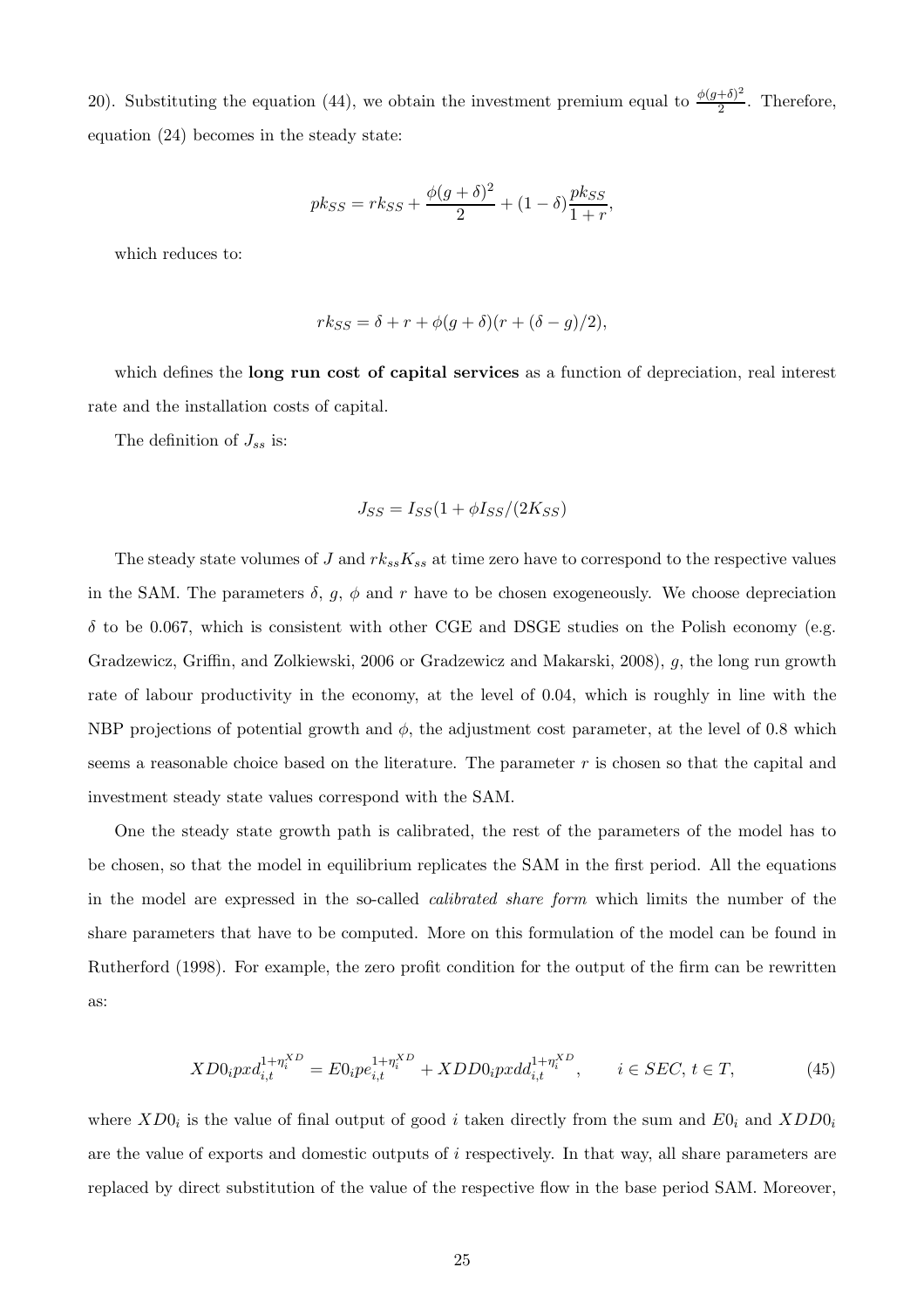20). Substituting the equation (44), we obtain the investment premium equal to $\frac{\phi(g+\delta)^2}{2}$. Therefore, equation (24) becomes in the steady state:

$$pk_{SS} = rk_{SS} + \frac{\phi(g+\delta)^2}{2} + (1-\delta)\frac{pk_{SS}}{1+r},$$

which reduces to:

$$rk_{SS} = \delta + r + \phi(g+\delta)(r + (\delta - g)/2),$$

which defines the **long run cost of capital services** as a function of depreciation, real interest rate and the installation costs of capital.

The definition of $J_{ss}$ is:

$$J_{SS} = I_{SS}(1 + \phi I_{SS}/(2K_{SS})$$

The steady state volumes of $J$ and $rk_{ss}K_{ss}$ at time zero have to correspond to the respective values in the SAM. The parameters $\delta$, $g$, $\phi$ and $r$ have to be chosen exogeneously. We choose depreciation $\delta$ to be 0.067, which is consistent with other CGE and DSGE studies on the Polish economy (e.g. Gradzewicz, Griffin, and Zolkiewski, 2006 or Gradzewicz and Makarski, 2008), $g$, the long run growth rate of labour productivity in the economy, at the level of 0.04, which is roughly in line with the NBP projections of potential growth and $\phi$, the adjustment cost parameter, at the level of 0.8 which seems a reasonable choice based on the literature. The parameter $r$ is chosen so that the capital and investment steady state values correspond with the SAM.

One the steady state growth path is calibrated, the rest of the parameters of the model has to be chosen, so that the model in equilibrium replicates the SAM in the first period. All the equations in the model are expressed in the so-called *calibrated share form* which limits the number of the share parameters that have to be computed. More on this formulation of the model can be found in Rutherford (1998). For example, the zero profit condition for the output of the firm can be rewritten as:

$$XD0_i pxd_{i,t}^{1+\eta_i^{XD}} = E0_i pe_{i,t}^{1+\eta_i^{XD}} + XDD0_i pxdd_{i,t}^{1+\eta_i^{XD}}, \qquad i \in SEC, \, t \in T, \tag{45}$$

where $XD0_i$ is the value of final output of good $i$ taken directly from the sum and $E0_i$ and $XDD0_i$ are the value of exports and domestic outputs of $i$ respectively. In that way, all share parameters are replaced by direct substitution of the value of the respective flow in the base period SAM. Moreover,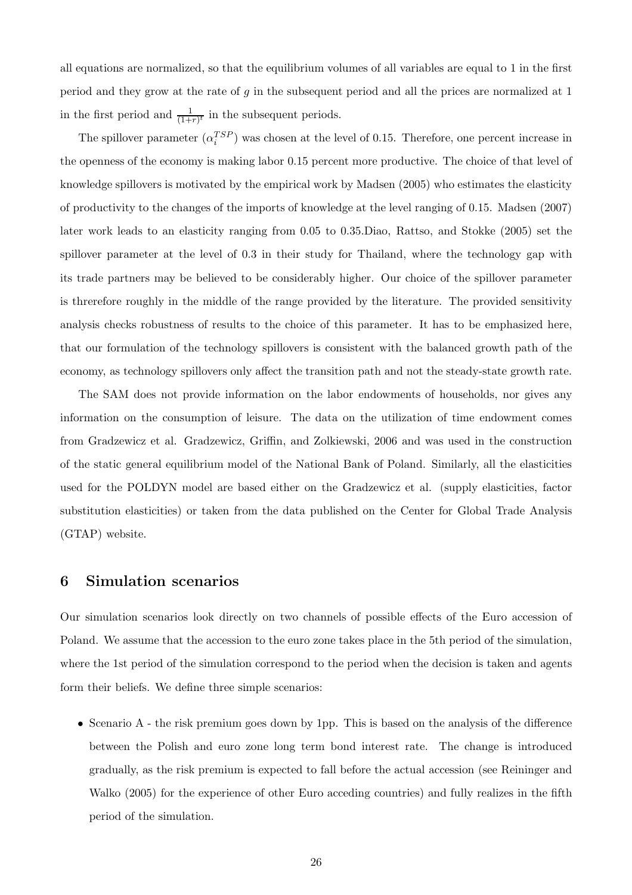all equations are normalized, so that the equilibrium volumes of all variables are equal to 1 in the first period and they grow at the rate of $g$ in the subsequent period and all the prices are normalized at 1 in the first period and $\frac{1}{(1+r)^t}$ in the subsequent periods.

The spillover parameter ($\alpha_i^{TSP}$) was chosen at the level of 0.15. Therefore, one percent increase in the openness of the economy is making labor 0.15 percent more productive. The choice of that level of knowledge spillovers is motivated by the empirical work by Madsen (2005) who estimates the elasticity of productivity to the changes of the imports of knowledge at the level ranging of 0.15. Madsen (2007) later work leads to an elasticity ranging from 0.05 to 0.35.Diao, Rattso, and Stokke (2005) set the spillover parameter at the level of 0.3 in their study for Thailand, where the technology gap with its trade partners may be believed to be considerably higher. Our choice of the spillover parameter is threrefore roughly in the middle of the range provided by the literature. The provided sensitivity analysis checks robustness of results to the choice of this parameter. It has to be emphasized here, that our formulation of the technology spillovers is consistent with the balanced growth path of the economy, as technology spillovers only affect the transition path and not the steady-state growth rate.

The SAM does not provide information on the labor endowments of households, nor gives any information on the consumption of leisure. The data on the utilization of time endowment comes from Gradzewicz et al. Gradzewicz, Griffin, and Zolkiewski, 2006 and was used in the construction of the static general equilibrium model of the National Bank of Poland. Similarly, all the elasticities used for the POLDYN model are based either on the Gradzewicz et al. (supply elasticities, factor substitution elasticities) or taken from the data published on the Center for Global Trade Analysis (GTAP) website.

## 6 Simulation scenarios

Our simulation scenarios look directly on two channels of possible effects of the Euro accession of Poland. We assume that the accession to the euro zone takes place in the 5th period of the simulation, where the 1st period of the simulation correspond to the period when the decision is taken and agents form their beliefs. We define three simple scenarios:

- Scenario A - the risk premium goes down by 1pp. This is based on the analysis of the difference between the Polish and euro zone long term bond interest rate. The change is introduced gradually, as the risk premium is expected to fall before the actual accession (see Reininger and Walko (2005) for the experience of other Euro acceding countries) and fully realizes in the fifth period of the simulation.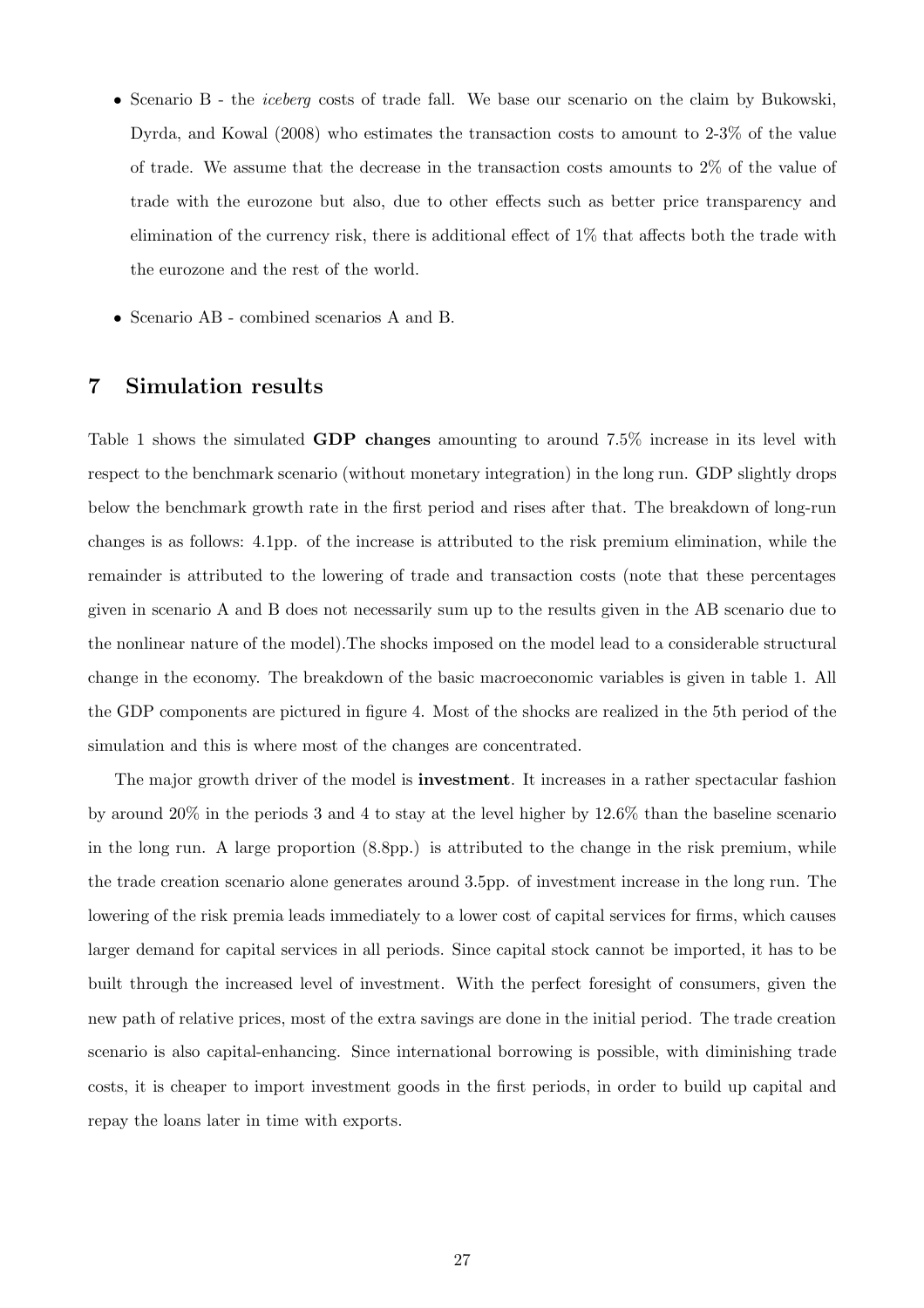- Scenario B - the *iceberg* costs of trade fall. We base our scenario on the claim by Bukowski, Dyrda, and Kowal (2008) who estimates the transaction costs to amount to 2-3% of the value of trade. We assume that the decrease in the transaction costs amounts to 2% of the value of trade with the eurozone but also, due to other effects such as better price transparency and elimination of the currency risk, there is additional effect of 1% that affects both the trade with the eurozone and the rest of the world.
- Scenario AB - combined scenarios A and B.

## 7 Simulation results

Table 1 shows the simulated **GDP changes** amounting to around 7.5% increase in its level with respect to the benchmark scenario (without monetary integration) in the long run. GDP slightly drops below the benchmark growth rate in the first period and rises after that. The breakdown of long-run changes is as follows: 4.1pp. of the increase is attributed to the risk premium elimination, while the remainder is attributed to the lowering of trade and transaction costs (note that these percentages given in scenario A and B does not necessarily sum up to the results given in the AB scenario due to the nonlinear nature of the model).The shocks imposed on the model lead to a considerable structural change in the economy. The breakdown of the basic macroeconomic variables is given in table 1. All the GDP components are pictured in figure 4. Most of the shocks are realized in the 5th period of the simulation and this is where most of the changes are concentrated.

The major growth driver of the model is **investment**. It increases in a rather spectacular fashion by around 20% in the periods 3 and 4 to stay at the level higher by 12.6% than the baseline scenario in the long run. A large proportion (8.8pp.) is attributed to the change in the risk premium, while the trade creation scenario alone generates around 3.5pp. of investment increase in the long run. The lowering of the risk premia leads immediately to a lower cost of capital services for firms, which causes larger demand for capital services in all periods. Since capital stock cannot be imported, it has to be built through the increased level of investment. With the perfect foresight of consumers, given the new path of relative prices, most of the extra savings are done in the initial period. The trade creation scenario is also capital-enhancing. Since international borrowing is possible, with diminishing trade costs, it is cheaper to import investment goods in the first periods, in order to build up capital and repay the loans later in time with exports.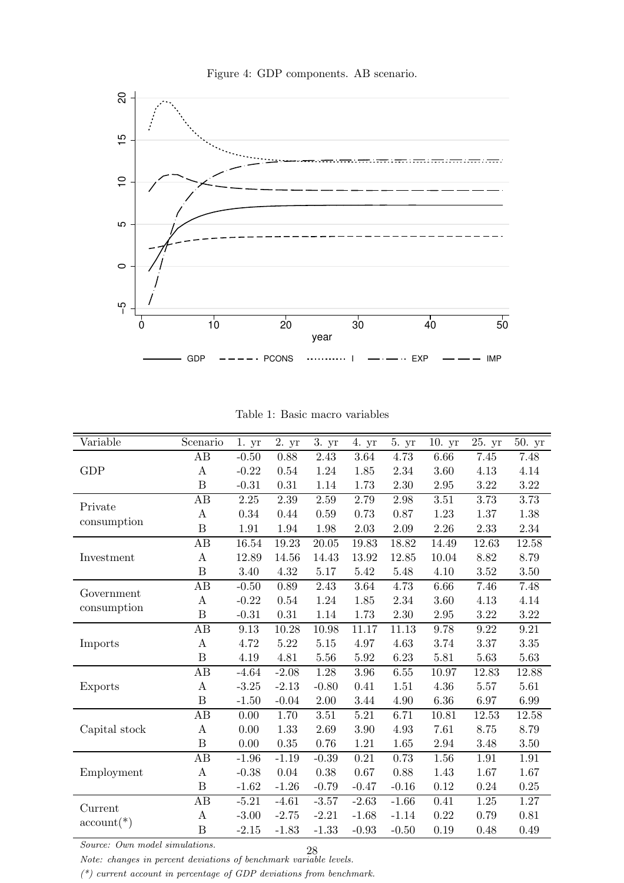Figure 4: GDP components. AB scenario.

Table 1: Basic macro variables

| Variable | Scenario | 1. yr | 2. yr | 3. yr | 4. yr | 5. yr | 10. yr | 25. yr | 50. yr |
|---|---|---|---|---|---|---|---|---|---|
| GDP | AB | -0.50 | 0.88 | 2.43 | 3.64 | 4.73 | 6.66 | 7.45 | 7.48 |
| | A | -0.22 | 0.54 | 1.24 | 1.85 | 2.34 | 3.60 | 4.13 | 4.14 |
| | B | -0.31 | 0.31 | 1.14 | 1.73 | 2.30 | 2.95 | 3.22 | 3.22 |
| Private consumption | AB | 2.25 | 2.39 | 2.59 | 2.79 | 2.98 | 3.51 | 3.73 | 3.73 |
| | A | 0.34 | 0.44 | 0.59 | 0.73 | 0.87 | 1.23 | 1.37 | 1.38 |
| | B | 1.91 | 1.94 | 1.98 | 2.03 | 2.09 | 2.26 | 2.33 | 2.34 |
| Investment | AB | 16.54 | 19.23 | 20.05 | 19.83 | 18.82 | 14.49 | 12.63 | 12.58 |
| | A | 12.89 | 14.56 | 14.43 | 13.92 | 12.85 | 10.04 | 8.82 | 8.79 |
| | B | 3.40 | 4.32 | 5.17 | 5.42 | 5.48 | 4.10 | 3.52 | 3.50 |
| Government consumption | AB | -0.50 | 0.89 | 2.43 | 3.64 | 4.73 | 6.66 | 7.46 | 7.48 |
| | A | -0.22 | 0.54 | 1.24 | 1.85 | 2.34 | 3.60 | 4.13 | 4.14 |
| | B | -0.31 | 0.31 | 1.14 | 1.73 | 2.30 | 2.95 | 3.22 | 3.22 |
| Imports | AB | 9.13 | 10.28 | 10.98 | 11.17 | 11.13 | 9.78 | 9.22 | 9.21 |
| | A | 4.72 | 5.22 | 5.15 | 4.97 | 4.63 | 3.74 | 3.37 | 3.35 |
| | B | 4.19 | 4.81 | 5.56 | 5.92 | 6.23 | 5.81 | 5.63 | 5.63 |
| Exports | AB | -4.64 | -2.08 | 1.28 | 3.96 | 6.55 | 10.97 | 12.83 | 12.88 |
| | A | -3.25 | -2.13 | -0.80 | 0.41 | 1.51 | 4.36 | 5.57 | 5.61 |
| | B | -1.50 | -0.04 | 2.00 | 3.44 | 4.90 | 6.36 | 6.97 | 6.99 |
| Capital stock | AB | 0.00 | 1.70 | 3.51 | 5.21 | 6.71 | 10.81 | 12.53 | 12.58 |
| | A | 0.00 | 1.33 | 2.69 | 3.90 | 4.93 | 7.61 | 8.75 | 8.79 |
| | B | 0.00 | 0.35 | 0.76 | 1.21 | 1.65 | 2.94 | 3.48 | 3.50 |
| Employment | AB | -1.96 | -1.19 | -0.39 | 0.21 | 0.73 | 1.56 | 1.91 | 1.91 |
| | A | -0.38 | 0.04 | 0.38 | 0.67 | 0.88 | 1.43 | 1.67 | 1.67 |
| | B | -1.62 | -1.26 | -0.79 | -0.47 | -0.16 | 0.12 | 0.24 | 0.25 |
| Current account(*) | AB | -5.21 | -4.61 | -3.57 | -2.63 | -1.66 | 0.41 | 1.25 | 1.27 |
| | A | -3.00 | -2.75 | -2.21 | -1.68 | -1.14 | 0.22 | 0.79 | 0.81 |
| | B | -2.15 | -1.83 | -1.33 | -0.93 | -0.50 | 0.19 | 0.48 | 0.49 |

*Source: Own model simulations.*

*Note: changes in percent deviations of benchmark variable levels.*

*(*) current account in percentage of GDP deviations from benchmark.*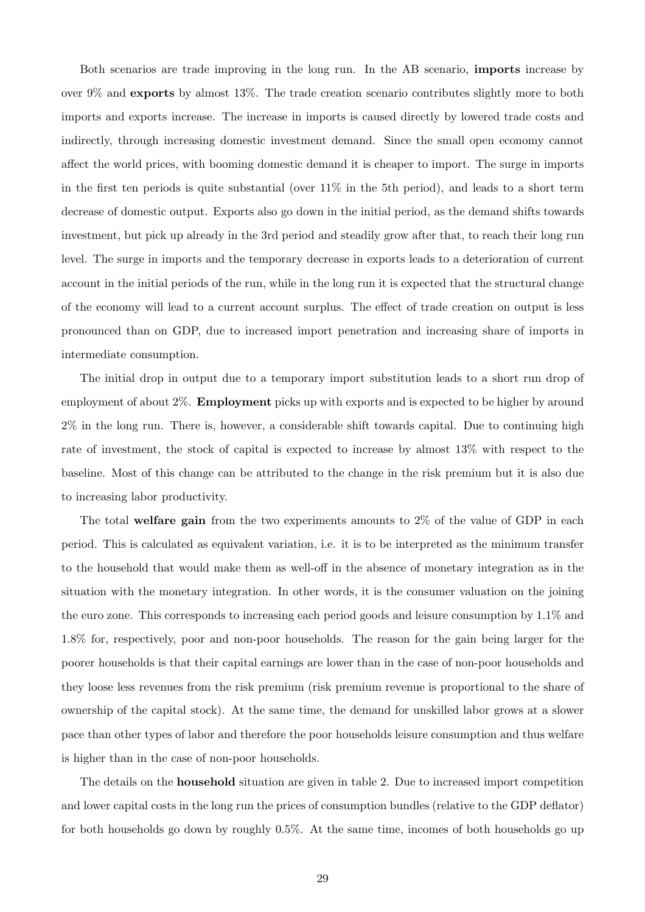Both scenarios are trade improving in the long run. In the AB scenario, **imports** increase by over 9% and **exports** by almost 13%. The trade creation scenario contributes slightly more to both imports and exports increase. The increase in imports is caused directly by lowered trade costs and indirectly, through increasing domestic investment demand. Since the small open economy cannot affect the world prices, with booming domestic demand it is cheaper to import. The surge in imports in the first ten periods is quite substantial (over 11% in the 5th period), and leads to a short term decrease of domestic output. Exports also go down in the initial period, as the demand shifts towards investment, but pick up already in the 3rd period and steadily grow after that, to reach their long run level. The surge in imports and the temporary decrease in exports leads to a deterioration of current account in the initial periods of the run, while in the long run it is expected that the structural change of the economy will lead to a current account surplus. The effect of trade creation on output is less pronounced than on GDP, due to increased import penetration and increasing share of imports in intermediate consumption.

The initial drop in output due to a temporary import substitution leads to a short run drop of employment of about 2%. **Employment** picks up with exports and is expected to be higher by around 2% in the long run. There is, however, a considerable shift towards capital. Due to continuing high rate of investment, the stock of capital is expected to increase by almost 13% with respect to the baseline. Most of this change can be attributed to the change in the risk premium but it is also due to increasing labor productivity.

The total **welfare gain** from the two experiments amounts to 2% of the value of GDP in each period. This is calculated as equivalent variation, i.e. it is to be interpreted as the minimum transfer to the household that would make them as well-off in the absence of monetary integration as in the situation with the monetary integration. In other words, it is the consumer valuation on the joining the euro zone. This corresponds to increasing each period goods and leisure consumption by 1.1% and 1.8% for, respectively, poor and non-poor households. The reason for the gain being larger for the poorer households is that their capital earnings are lower than in the case of non-poor households and they loose less revenues from the risk premium (risk premium revenue is proportional to the share of ownership of the capital stock). At the same time, the demand for unskilled labor grows at a slower pace than other types of labor and therefore the poor households leisure consumption and thus welfare is higher than in the case of non-poor households.

The details on the **household** situation are given in table 2. Due to increased import competition and lower capital costs in the long run the prices of consumption bundles (relative to the GDP deflator) for both households go down by roughly 0.5%. At the same time, incomes of both households go up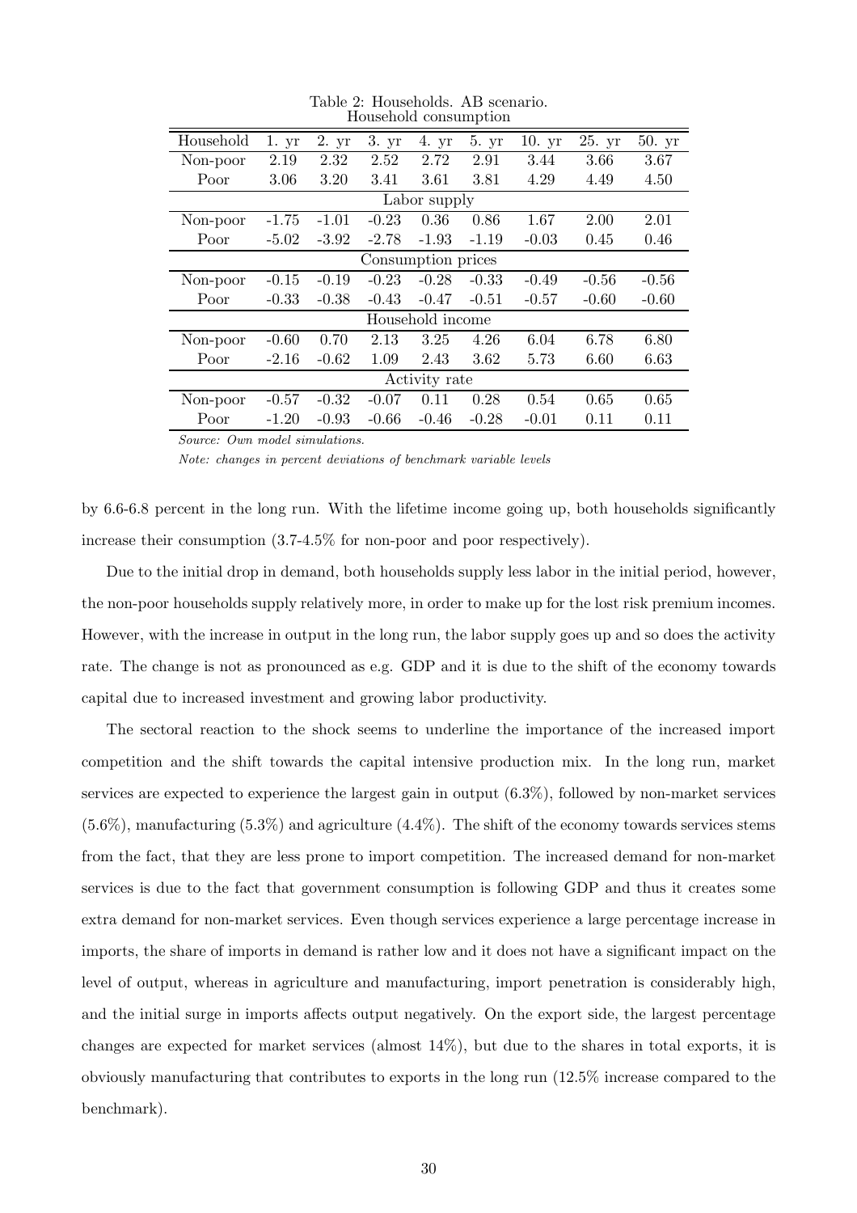Table 2: Households. AB scenario.

| Household | 1. yr | 2. yr | 3. yr | 4. yr | 5. yr | 10. yr | 25. yr | 50. yr |
|---|---|---|---|---|---|---|---|---|
| Household consumption | | | | | | | | |
| Non-poor | 2.19 | 2.32 | 2.52 | 2.72 | 2.91 | 3.44 | 3.66 | 3.67 |
| Poor | 3.06 | 3.20 | 3.41 | 3.61 | 3.81 | 4.29 | 4.49 | 4.50 |
| Labor supply | | | | | | | | |
| Non-poor | -1.75 | -1.01 | -0.23 | 0.36 | 0.86 | 1.67 | 2.00 | 2.01 |
| Poor | -5.02 | -3.92 | -2.78 | -1.93 | -1.19 | -0.03 | 0.45 | 0.46 |
| Consumption prices | | | | | | | | |
| Non-poor | -0.15 | -0.19 | -0.23 | -0.28 | -0.33 | -0.49 | -0.56 | -0.56 |
| Poor | -0.33 | -0.38 | -0.43 | -0.47 | -0.51 | -0.57 | -0.60 | -0.60 |
| Household income | | | | | | | | |
| Non-poor | -0.60 | 0.70 | 2.13 | 3.25 | 4.26 | 6.04 | 6.78 | 6.80 |
| Poor | -2.16 | -0.62 | 1.09 | 2.43 | 3.62 | 5.73 | 6.60 | 6.63 |
| Activity rate | | | | | | | | |
| Non-poor | -0.57 | -0.32 | -0.07 | 0.11 | 0.28 | 0.54 | 0.65 | 0.65 |
| Poor | -1.20 | -0.93 | -0.66 | -0.46 | -0.28 | -0.01 | 0.11 | 0.11 |

*Source: Own model simulations.*

*Note: changes in percent deviations of benchmark variable levels*

by 6.6-6.8 percent in the long run. With the lifetime income going up, both households significantly increase their consumption (3.7-4.5% for non-poor and poor respectively).

Due to the initial drop in demand, both households supply less labor in the initial period, however, the non-poor households supply relatively more, in order to make up for the lost risk premium incomes. However, with the increase in output in the long run, the labor supply goes up and so does the activity rate. The change is not as pronounced as e.g. GDP and it is due to the shift of the economy towards capital due to increased investment and growing labor productivity.

The sectoral reaction to the shock seems to underline the importance of the increased import competition and the shift towards the capital intensive production mix. In the long run, market services are expected to experience the largest gain in output (6.3%), followed by non-market services (5.6%), manufacturing (5.3%) and agriculture (4.4%). The shift of the economy towards services stems from the fact, that they are less prone to import competition. The increased demand for non-market services is due to the fact that government consumption is following GDP and thus it creates some extra demand for non-market services. Even though services experience a large percentage increase in imports, the share of imports in demand is rather low and it does not have a significant impact on the level of output, whereas in agriculture and manufacturing, import penetration is considerably high, and the initial surge in imports affects output negatively. On the export side, the largest percentage changes are expected for market services (almost 14%), but due to the shares in total exports, it is obviously manufacturing that contributes to exports in the long run (12.5% increase compared to the benchmark).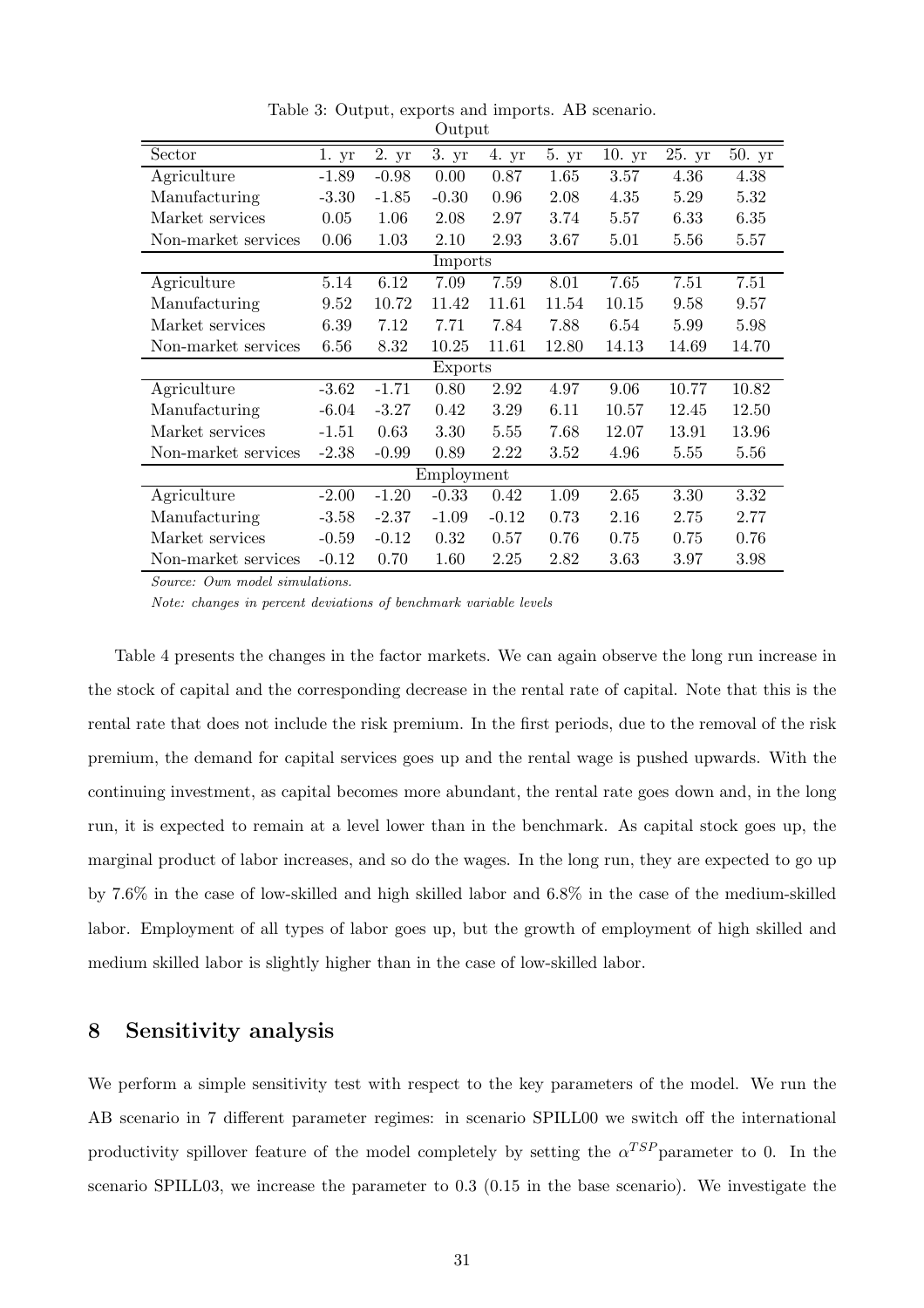Table 3: Output, exports and imports. AB scenario.

| Sector | 1. yr | 2. yr | 3. yr | 4. yr | 5. yr | 10. yr | 25. yr | 50. yr |
|---|---|---|---|---|---|---|---|---|
| **Output** | | | | | | | | |
| Agriculture | -1.89 | -0.98 | 0.00 | 0.87 | 1.65 | 3.57 | 4.36 | 4.38 |
| Manufacturing | -3.30 | -1.85 | -0.30 | 0.96 | 2.08 | 4.35 | 5.29 | 5.32 |
| Market services | 0.05 | 1.06 | 2.08 | 2.97 | 3.74 | 5.57 | 6.33 | 6.35 |
| Non-market services | 0.06 | 1.03 | 2.10 | 2.93 | 3.67 | 5.01 | 5.56 | 5.57 |
| **Imports** | | | | | | | | |
| Agriculture | 5.14 | 6.12 | 7.09 | 7.59 | 8.01 | 7.65 | 7.51 | 7.51 |
| Manufacturing | 9.52 | 10.72 | 11.42 | 11.61 | 11.54 | 10.15 | 9.58 | 9.57 |
| Market services | 6.39 | 7.12 | 7.71 | 7.84 | 7.88 | 6.54 | 5.99 | 5.98 |
| Non-market services | 6.56 | 8.32 | 10.25 | 11.61 | 12.80 | 14.13 | 14.69 | 14.70 |
| **Exports** | | | | | | | | |
| Agriculture | -3.62 | -1.71 | 0.80 | 2.92 | 4.97 | 9.06 | 10.77 | 10.82 |
| Manufacturing | -6.04 | -3.27 | 0.42 | 3.29 | 6.11 | 10.57 | 12.45 | 12.50 |
| Market services | -1.51 | 0.63 | 3.30 | 5.55 | 7.68 | 12.07 | 13.91 | 13.96 |
| Non-market services | -2.38 | -0.99 | 0.89 | 2.22 | 3.52 | 4.96 | 5.55 | 5.56 |
| **Employment** | | | | | | | | |
| Agriculture | -2.00 | -1.20 | -0.33 | 0.42 | 1.09 | 2.65 | 3.30 | 3.32 |
| Manufacturing | -3.58 | -2.37 | -1.09 | -0.12 | 0.73 | 2.16 | 2.75 | 2.77 |
| Market services | -0.59 | -0.12 | 0.32 | 0.57 | 0.76 | 0.75 | 0.75 | 0.76 |
| Non-market services | -0.12 | 0.70 | 1.60 | 2.25 | 2.82 | 3.63 | 3.97 | 3.98 |

*Source: Own model simulations.*

*Note: changes in percent deviations of benchmark variable levels*

Table 4 presents the changes in the factor markets. We can again observe the long run increase in the stock of capital and the corresponding decrease in the rental rate of capital. Note that this is the rental rate that does not include the risk premium. In the first periods, due to the removal of the risk premium, the demand for capital services goes up and the rental wage is pushed upwards. With the continuing investment, as capital becomes more abundant, the rental rate goes down and, in the long run, it is expected to remain at a level lower than in the benchmark. As capital stock goes up, the marginal product of labor increases, and so do the wages. In the long run, they are expected to go up by 7.6% in the case of low-skilled and high skilled labor and 6.8% in the case of the medium-skilled labor. Employment of all types of labor goes up, but the growth of employment of high skilled and medium skilled labor is slightly higher than in the case of low-skilled labor.

## 8 Sensitivity analysis

We perform a simple sensitivity test with respect to the key parameters of the model. We run the AB scenario in 7 different parameter regimes: in scenario SPILL00 we switch off the international productivity spillover feature of the model completely by setting the $\alpha^{TSP}$parameter to 0. In the scenario SPILL03, we increase the parameter to 0.3 (0.15 in the base scenario). We investigate the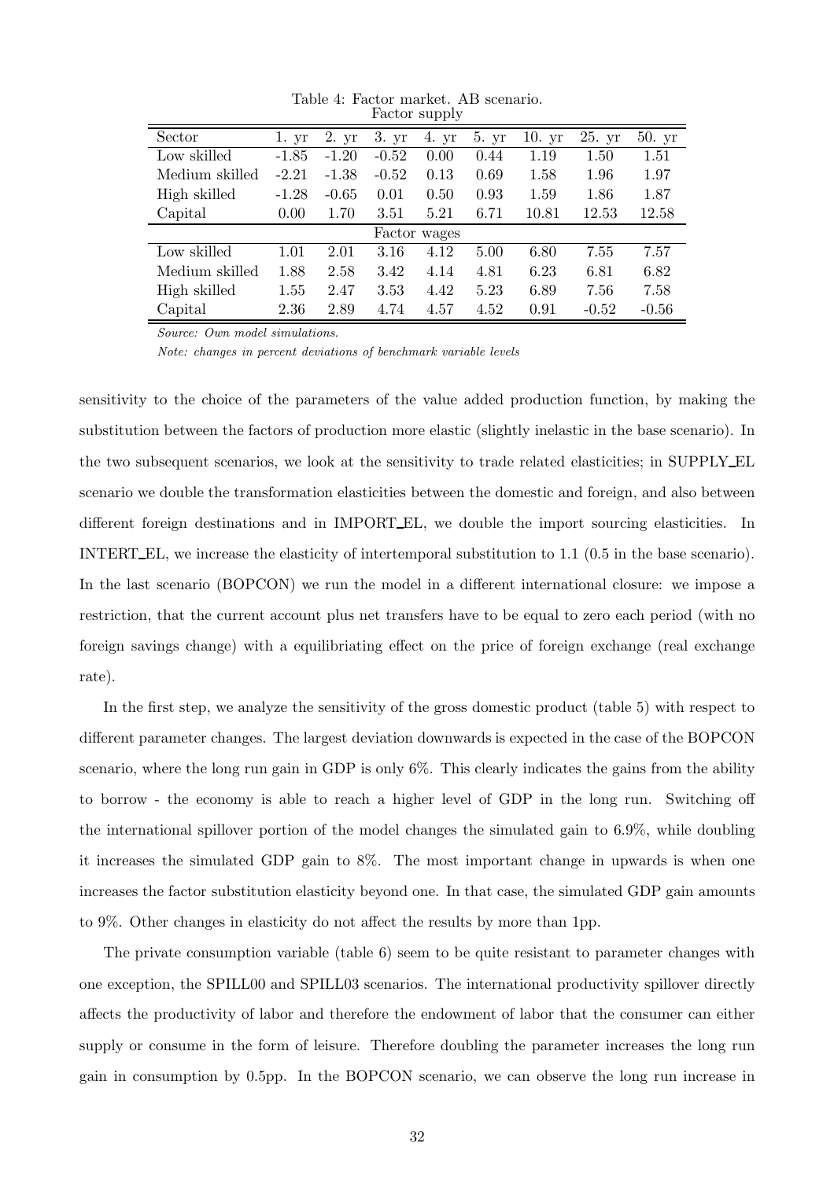Table 4: Factor market. AB scenario.

| Sector | 1. yr | 2. yr | 3. yr | 4. yr | 5. yr | 10. yr | 25. yr | 50. yr |
|---|---|---|---|---|---|---|---|---|
| Factor supply | | | | | | | | |
| Low skilled | -1.85 | -1.20 | -0.52 | 0.00 | 0.44 | 1.19 | 1.50 | 1.51 |
| Medium skilled | -2.21 | -1.38 | -0.52 | 0.13 | 0.69 | 1.58 | 1.96 | 1.97 |
| High skilled | -1.28 | -0.65 | 0.01 | 0.50 | 0.93 | 1.59 | 1.86 | 1.87 |
| Capital | 0.00 | 1.70 | 3.51 | 5.21 | 6.71 | 10.81 | 12.53 | 12.58 |
| Factor wages | | | | | | | | |
| Low skilled | 1.01 | 2.01 | 3.16 | 4.12 | 5.00 | 6.80 | 7.55 | 7.57 |
| Medium skilled | 1.88 | 2.58 | 3.42 | 4.14 | 4.81 | 6.23 | 6.81 | 6.82 |
| High skilled | 1.55 | 2.47 | 3.53 | 4.42 | 5.23 | 6.89 | 7.56 | 7.58 |
| Capital | 2.36 | 2.89 | 4.74 | 4.57 | 4.52 | 0.91 | -0.52 | -0.56 |

*Source: Own model simulations.*

*Note: changes in percent deviations of benchmark variable levels*

sensitivity to the choice of the parameters of the value added production function, by making the substitution between the factors of production more elastic (slightly inelastic in the base scenario). In the two subsequent scenarios, we look at the sensitivity to trade related elasticities; in SUPPLY_EL scenario we double the transformation elasticities between the domestic and foreign, and also between different foreign destinations and in IMPORT_EL, we double the import sourcing elasticities. In INTERT_EL, we increase the elasticity of intertemporal substitution to 1.1 (0.5 in the base scenario). In the last scenario (BOPCON) we run the model in a different international closure: we impose a restriction, that the current account plus net transfers have to be equal to zero each period (with no foreign savings change) with a equilibriating effect on the price of foreign exchange (real exchange rate).

In the first step, we analyze the sensitivity of the gross domestic product (table 5) with respect to different parameter changes. The largest deviation downwards is expected in the case of the BOPCON scenario, where the long run gain in GDP is only 6%. This clearly indicates the gains from the ability to borrow - the economy is able to reach a higher level of GDP in the long run. Switching off the international spillover portion of the model changes the simulated gain to 6.9%, while doubling it increases the simulated GDP gain to 8%. The most important change in upwards is when one increases the factor substitution elasticity beyond one. In that case, the simulated GDP gain amounts to 9%. Other changes in elasticity do not affect the results by more than 1pp.

The private consumption variable (table 6) seem to be quite resistant to parameter changes with one exception, the SPILL00 and SPILL03 scenarios. The international productivity spillover directly affects the productivity of labor and therefore the endowment of labor that the consumer can either supply or consume in the form of leisure. Therefore doubling the parameter increases the long run gain in consumption by 0.5pp. In the BOPCON scenario, we can observe the long run increase in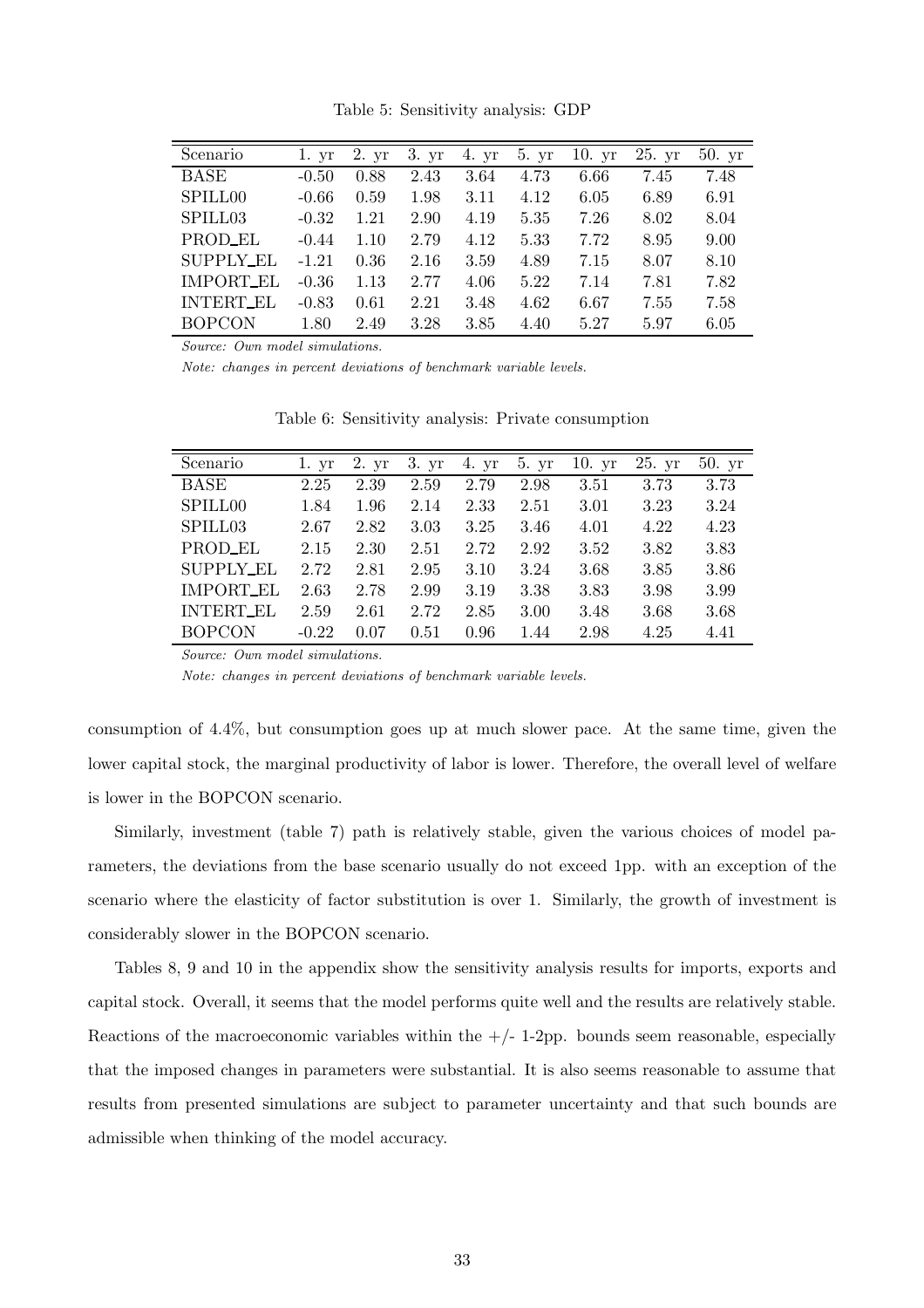Table 5: Sensitivity analysis: GDP

| Scenario | 1. yr | 2. yr | 3. yr | 4. yr | 5. yr | 10. yr | 25. yr | 50. yr |
|---|---|---|---|---|---|---|---|---|
| BASE | -0.50 | 0.88 | 2.43 | 3.64 | 4.73 | 6.66 | 7.45 | 7.48 |
| SPILL00 | -0.66 | 0.59 | 1.98 | 3.11 | 4.12 | 6.05 | 6.89 | 6.91 |
| SPILL03 | -0.32 | 1.21 | 2.90 | 4.19 | 5.35 | 7.26 | 8.02 | 8.04 |
| PROD_EL | -0.44 | 1.10 | 2.79 | 4.12 | 5.33 | 7.72 | 8.95 | 9.00 |
| SUPPLY_EL | -1.21 | 0.36 | 2.16 | 3.59 | 4.89 | 7.15 | 8.07 | 8.10 |
| IMPORT_EL | -0.36 | 1.13 | 2.77 | 4.06 | 5.22 | 7.14 | 7.81 | 7.82 |
| INTERT_EL | -0.83 | 0.61 | 2.21 | 3.48 | 4.62 | 6.67 | 7.55 | 7.58 |
| BOPCON | 1.80 | 2.49 | 3.28 | 3.85 | 4.40 | 5.27 | 5.97 | 6.05 |

*Source: Own model simulations.*

*Note: changes in percent deviations of benchmark variable levels.*

Table 6: Sensitivity analysis: Private consumption

| Scenario | 1. yr | 2. yr | 3. yr | 4. yr | 5. yr | 10. yr | 25. yr | 50. yr |
|---|---|---|---|---|---|---|---|---|
| BASE | 2.25 | 2.39 | 2.59 | 2.79 | 2.98 | 3.51 | 3.73 | 3.73 |
| SPILL00 | 1.84 | 1.96 | 2.14 | 2.33 | 2.51 | 3.01 | 3.23 | 3.24 |
| SPILL03 | 2.67 | 2.82 | 3.03 | 3.25 | 3.46 | 4.01 | 4.22 | 4.23 |
| PROD_EL | 2.15 | 2.30 | 2.51 | 2.72 | 2.92 | 3.52 | 3.82 | 3.83 |
| SUPPLY_EL | 2.72 | 2.81 | 2.95 | 3.10 | 3.24 | 3.68 | 3.85 | 3.86 |
| IMPORT_EL | 2.63 | 2.78 | 2.99 | 3.19 | 3.38 | 3.83 | 3.98 | 3.99 |
| INTERT_EL | 2.59 | 2.61 | 2.72 | 2.85 | 3.00 | 3.48 | 3.68 | 3.68 |
| BOPCON | -0.22 | 0.07 | 0.51 | 0.96 | 1.44 | 2.98 | 4.25 | 4.41 |

*Source: Own model simulations.*

*Note: changes in percent deviations of benchmark variable levels.*

consumption of 4.4%, but consumption goes up at much slower pace. At the same time, given the lower capital stock, the marginal productivity of labor is lower. Therefore, the overall level of welfare is lower in the BOPCON scenario.

Similarly, investment (table 7) path is relatively stable, given the various choices of model parameters, the deviations from the base scenario usually do not exceed 1pp. with an exception of the scenario where the elasticity of factor substitution is over 1. Similarly, the growth of investment is considerably slower in the BOPCON scenario.

Tables 8, 9 and 10 in the appendix show the sensitivity analysis results for imports, exports and capital stock. Overall, it seems that the model performs quite well and the results are relatively stable. Reactions of the macroeconomic variables within the +/- 1-2pp. bounds seem reasonable, especially that the imposed changes in parameters were substantial. It is also seems reasonable to assume that results from presented simulations are subject to parameter uncertainty and that such bounds are admissible when thinking of the model accuracy.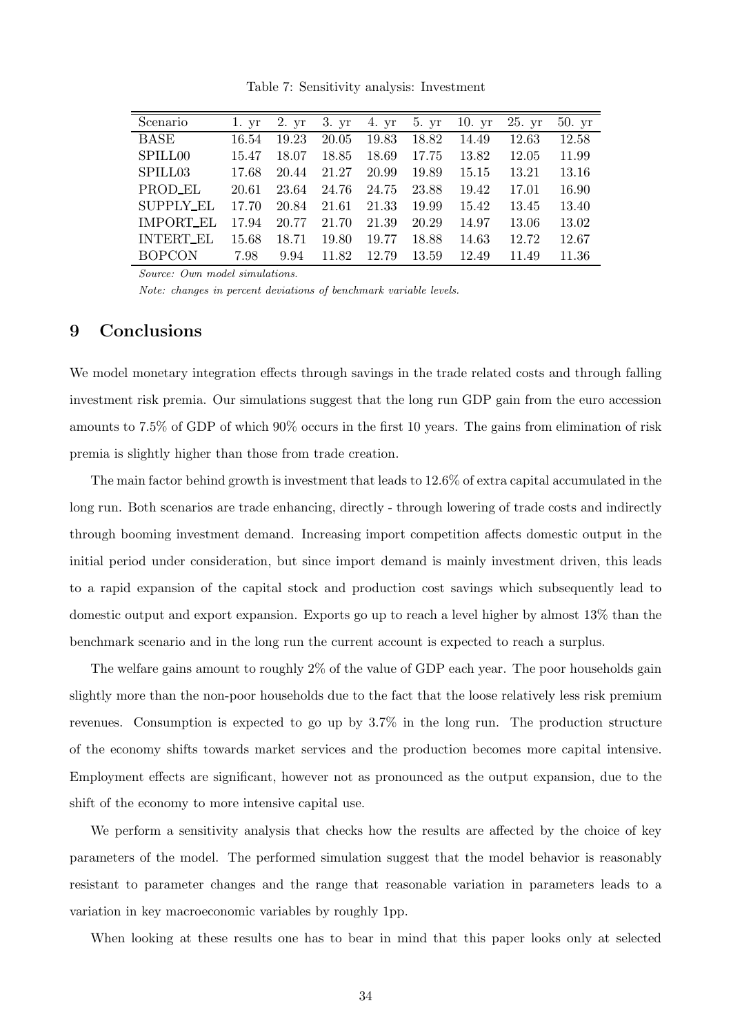Table 7: Sensitivity analysis: Investment

| Scenario | 1. yr | 2. yr | 3. yr | 4. yr | 5. yr | 10. yr | 25. yr | 50. yr |
|---|---|---|---|---|---|---|---|---|
| BASE | 16.54 | 19.23 | 20.05 | 19.83 | 18.82 | 14.49 | 12.63 | 12.58 |
| SPILL00 | 15.47 | 18.07 | 18.85 | 18.69 | 17.75 | 13.82 | 12.05 | 11.99 |
| SPILL03 | 17.68 | 20.44 | 21.27 | 20.99 | 19.89 | 15.15 | 13.21 | 13.16 |
| PROD_EL | 20.61 | 23.64 | 24.76 | 24.75 | 23.88 | 19.42 | 17.01 | 16.90 |
| SUPPLY_EL | 17.70 | 20.84 | 21.61 | 21.33 | 19.99 | 15.42 | 13.45 | 13.40 |
| IMPORT_EL | 17.94 | 20.77 | 21.70 | 21.39 | 20.29 | 14.97 | 13.06 | 13.02 |
| INTERT_EL | 15.68 | 18.71 | 19.80 | 19.77 | 18.88 | 14.63 | 12.72 | 12.67 |
| BOPCON | 7.98 | 9.94 | 11.82 | 12.79 | 13.59 | 12.49 | 11.49 | 11.36 |

*Source: Own model simulations.*

*Note: changes in percent deviations of benchmark variable levels.*

## 9 Conclusions

We model monetary integration effects through savings in the trade related costs and through falling investment risk premia. Our simulations suggest that the long run GDP gain from the euro accession amounts to 7.5% of GDP of which 90% occurs in the first 10 years. The gains from elimination of risk premia is slightly higher than those from trade creation.

The main factor behind growth is investment that leads to 12.6% of extra capital accumulated in the long run. Both scenarios are trade enhancing, directly - through lowering of trade costs and indirectly through booming investment demand. Increasing import competition affects domestic output in the initial period under consideration, but since import demand is mainly investment driven, this leads to a rapid expansion of the capital stock and production cost savings which subsequently lead to domestic output and export expansion. Exports go up to reach a level higher by almost 13% than the benchmark scenario and in the long run the current account is expected to reach a surplus.

The welfare gains amount to roughly 2% of the value of GDP each year. The poor households gain slightly more than the non-poor households due to the fact that the loose relatively less risk premium revenues. Consumption is expected to go up by 3.7% in the long run. The production structure of the economy shifts towards market services and the production becomes more capital intensive. Employment effects are significant, however not as pronounced as the output expansion, due to the shift of the economy to more intensive capital use.

We perform a sensitivity analysis that checks how the results are affected by the choice of key parameters of the model. The performed simulation suggest that the model behavior is reasonably resistant to parameter changes and the range that reasonable variation in parameters leads to a variation in key macroeconomic variables by roughly 1pp.

When looking at these results one has to bear in mind that this paper looks only at selected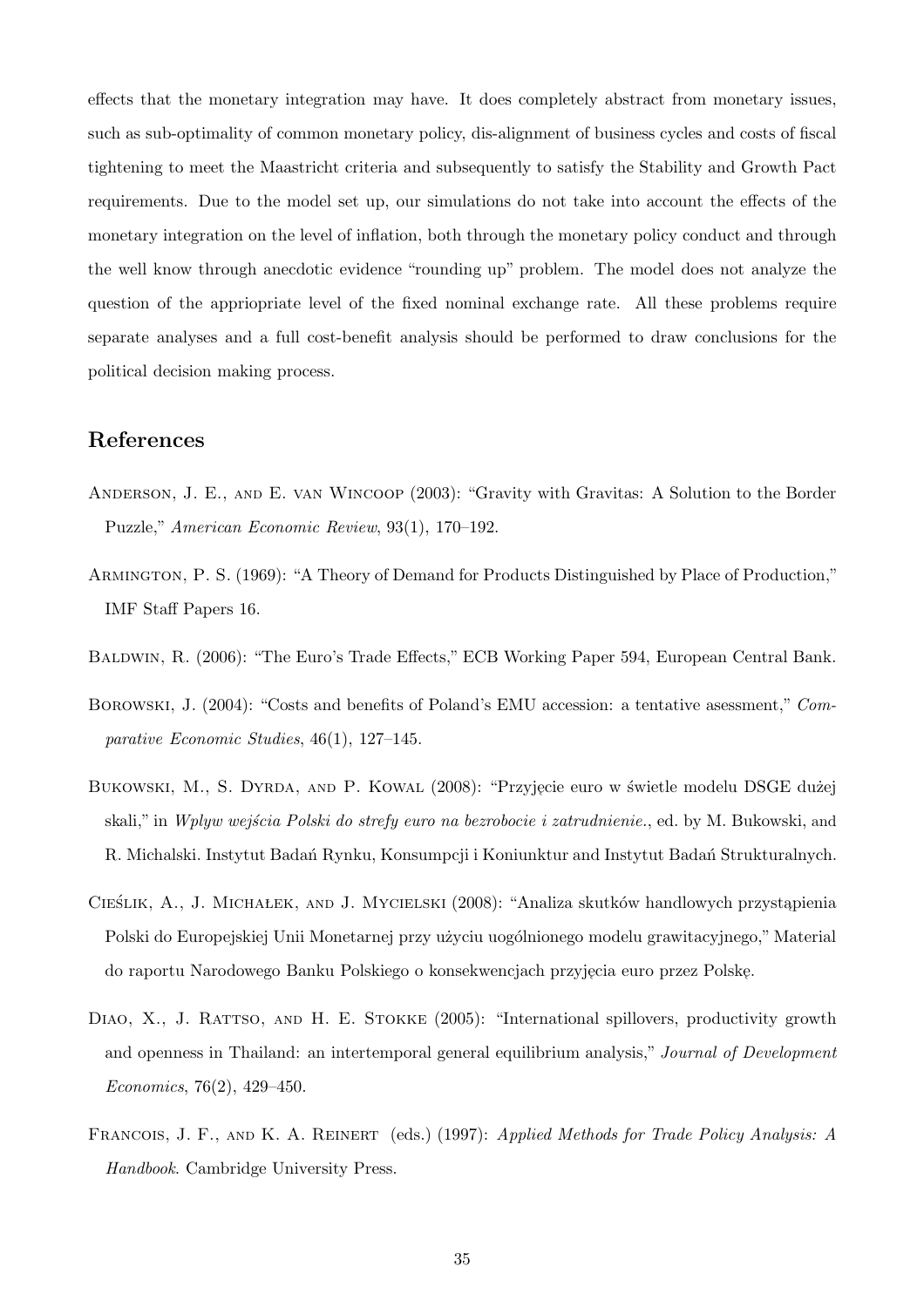effects that the monetary integration may have. It does completely abstract from monetary issues, such as sub-optimality of common monetary policy, dis-alignment of business cycles and costs of fiscal tightening to meet the Maastricht criteria and subsequently to satisfy the Stability and Growth Pact requirements. Due to the model set up, our simulations do not take into account the effects of the monetary integration on the level of inflation, both through the monetary policy conduct and through the well know through anecdotic evidence "rounding up" problem. The model does not analyze the question of the appriopriate level of the fixed nominal exchange rate. All these problems require separate analyses and a full cost-benefit analysis should be performed to draw conclusions for the political decision making process.

## References

Anderson, J. E., and E. van Wincoop (2003): "Gravity with Gravitas: A Solution to the Border Puzzle," *American Economic Review*, 93(1), 170–192.

Armington, P. S. (1969): "A Theory of Demand for Products Distinguished by Place of Production," IMF Staff Papers 16.

Baldwin, R. (2006): "The Euro's Trade Effects," ECB Working Paper 594, European Central Bank.

Borowski, J. (2004): "Costs and benefits of Poland's EMU accession: a tentative asessment," *Comparative Economic Studies*, 46(1), 127–145.

Bukowski, M., S. Dyrda, and P. Kowal (2008): "Przyjęcie euro w świetle modelu DSGE dużej skali," in *Wpływ wejścia Polski do strefy euro na bezrobocie i zatrudnienie.*, ed. by M. Bukowski, and R. Michalski. Instytut Badań Rynku, Konsumpcji i Koniunktur and Instytut Badań Strukturalnych.

Cieślik, A., J. Michałek, and J. Mycielski (2008): "Analiza skutków handlowych przystąpienia Polski do Europejskiej Unii Monetarnej przy użyciu uogólnionego modelu grawitacyjnego," Material do raportu Narodowego Banku Polskiego o konsekwencjach przyjęcia euro przez Polskę.

Diao, X., J. Rattso, and H. E. Stokke (2005): "International spillovers, productivity growth and openness in Thailand: an intertemporal general equilibrium analysis," *Journal of Development Economics*, 76(2), 429–450.

Francois, J. F., and K. A. Reinert (eds.) (1997): *Applied Methods for Trade Policy Analysis: A Handbook*. Cambridge University Press.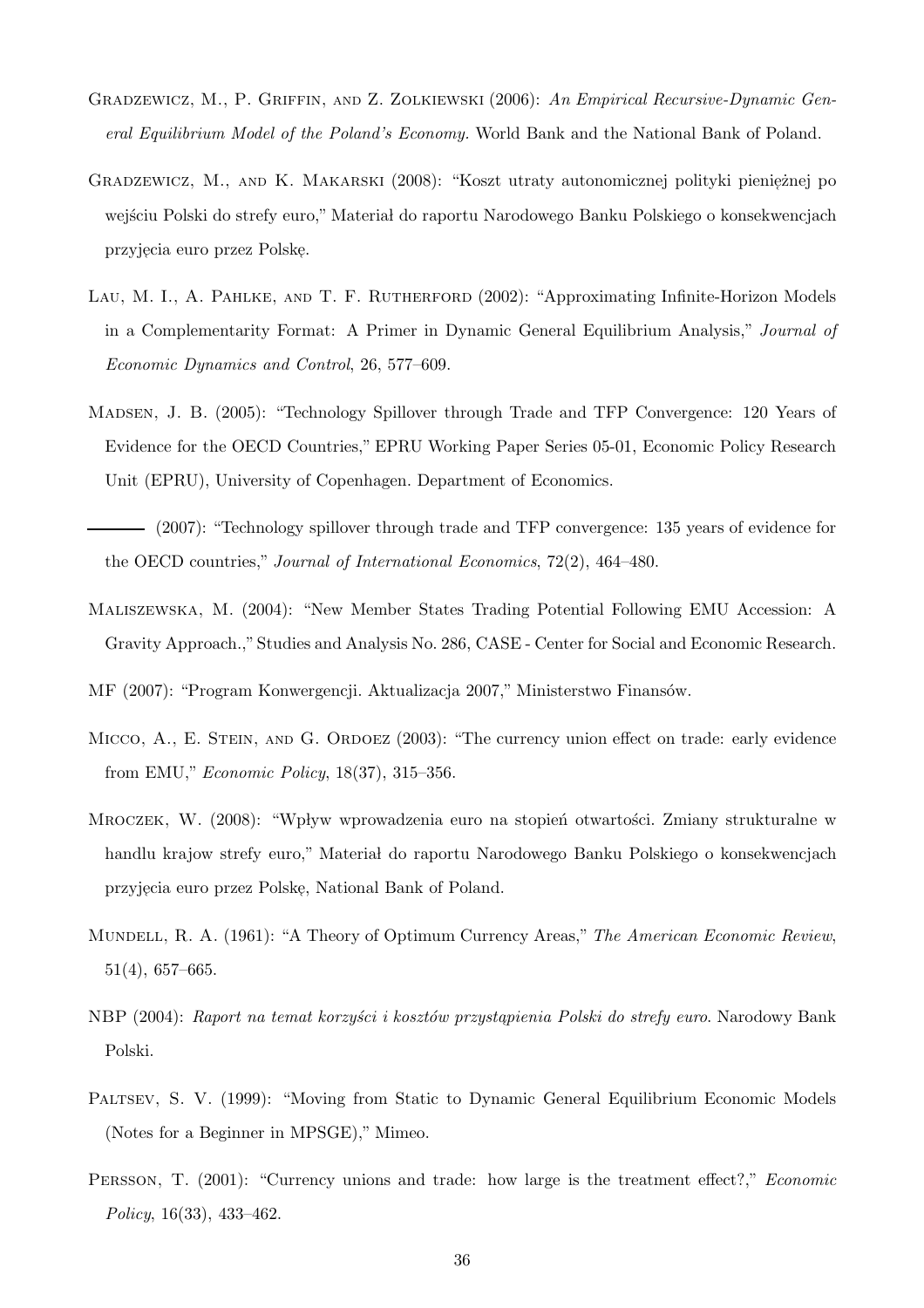Gradzewicz, M., P. Griffin, and Z. Zolkiewski (2006): *An Empirical Recursive-Dynamic General Equilibrium Model of the Poland's Economy.* World Bank and the National Bank of Poland.

Gradzewicz, M., and K. Makarski (2008): "Koszt utraty autonomicznej polityki pieniężnej po wejściu Polski do strefy euro," Materiał do raportu Narodowego Banku Polskiego o konsekwencjach przyjęcia euro przez Polskę.

Lau, M. I., A. Pahlke, and T. F. Rutherford (2002): "Approximating Infinite-Horizon Models in a Complementarity Format: A Primer in Dynamic General Equilibrium Analysis," *Journal of Economic Dynamics and Control*, 26, 577–609.

Madsen, J. B. (2005): "Technology Spillover through Trade and TFP Convergence: 120 Years of Evidence for the OECD Countries," EPRU Working Paper Series 05-01, Economic Policy Research Unit (EPRU), University of Copenhagen. Department of Economics.

——— (2007): "Technology spillover through trade and TFP convergence: 135 years of evidence for the OECD countries," *Journal of International Economics*, 72(2), 464–480.

Maliszewska, M. (2004): "New Member States Trading Potential Following EMU Accession: A Gravity Approach.," Studies and Analysis No. 286, CASE - Center for Social and Economic Research.

MF (2007): "Program Konwergencji. Aktualizacja 2007," Ministerstwo Finansów.

Micco, A., E. Stein, and G. Ordoez (2003): "The currency union effect on trade: early evidence from EMU," *Economic Policy*, 18(37), 315–356.

Mroczek, W. (2008): "Wpływ wprowadzenia euro na stopień otwartości. Zmiany strukturalne w handlu krajow strefy euro," Materiał do raportu Narodowego Banku Polskiego o konsekwencjach przyjęcia euro przez Polskę, National Bank of Poland.

Mundell, R. A. (1961): "A Theory of Optimum Currency Areas," *The American Economic Review*, 51(4), 657–665.

NBP (2004): *Raport na temat korzyści i kosztów przystąpienia Polski do strefy euro*. Narodowy Bank Polski.

Paltsev, S. V. (1999): "Moving from Static to Dynamic General Equilibrium Economic Models (Notes for a Beginner in MPSGE)," Mimeo.

Persson, T. (2001): "Currency unions and trade: how large is the treatment effect?," *Economic Policy*, 16(33), 433–462.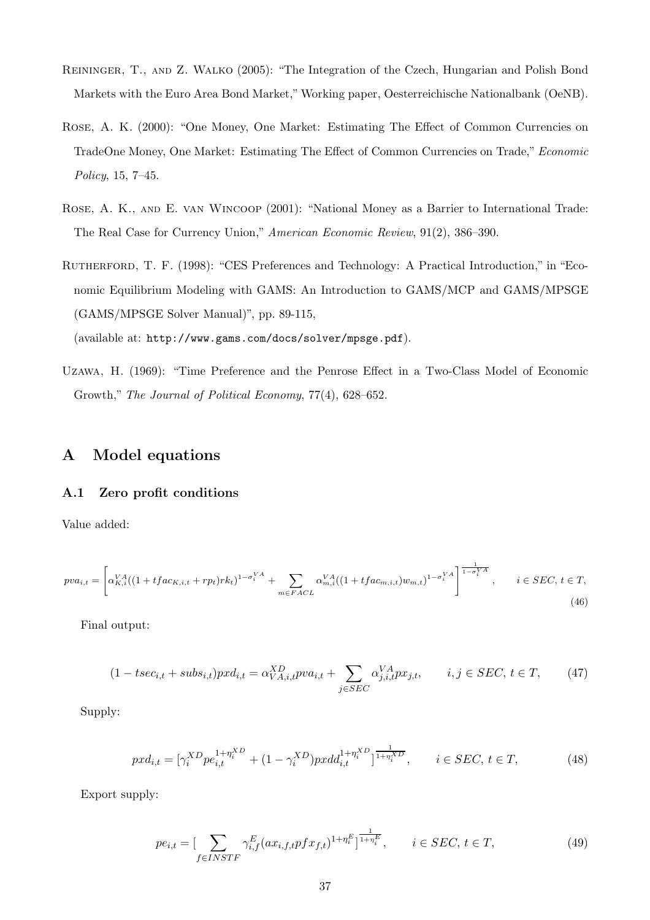Reininger, T., and Z. Walko (2005): "The Integration of the Czech, Hungarian and Polish Bond Markets with the Euro Area Bond Market," Working paper, Oesterreichische Nationalbank (OeNB).

Rose, A. K. (2000): "One Money, One Market: Estimating The Effect of Common Currencies on TradeOne Money, One Market: Estimating The Effect of Common Currencies on Trade," *Economic Policy*, 15, 7–45.

Rose, A. K., and E. van Wincoop (2001): "National Money as a Barrier to International Trade: The Real Case for Currency Union," *American Economic Review*, 91(2), 386–390.

Rutherford, T. F. (1998): "CES Preferences and Technology: A Practical Introduction," in "Economic Equilibrium Modeling with GAMS: An Introduction to GAMS/MCP and GAMS/MPSGE (GAMS/MPSGE Solver Manual)", pp. 89-115,
(available at: `http://www.gams.com/docs/solver/mpsge.pdf`).

Uzawa, H. (1969): "Time Preference and the Penrose Effect in a Two-Class Model of Economic Growth," *The Journal of Political Economy*, 77(4), 628–652.

# A Model equations

## A.1 Zero profit conditions

Value added:

$$pva_{i,t} = \left[\alpha^{VA}_{K,i}((1+tfac_{K,i,t}+rp_t)rk_t)^{1-\sigma^{VA}_i} + \sum_{m\in FACL}\alpha^{VA}_{m,i}((1+tfac_{m,i,t})w_{m,t})^{1-\sigma^{VA}_i}\right]^{\frac{1}{1-\sigma^{VA}_i}}, \qquad i\in SEC,\, t\in T, \tag{46}$$

Final output:

$$(1-tsec_{i,t}+subs_{i,t})pxd_{i,t} = \alpha^{XD}_{VA,i,t}pva_{i,t} + \sum_{j\in SEC}\alpha^{VA}_{j,i,t}px_{j,t}, \qquad i,j\in SEC,\, t\in T, \tag{47}$$

Supply:

$$pxd_{i,t} = [\gamma^{XD}_i pe^{1+\eta^{XD}_i}_{i,t} + (1-\gamma^{XD}_i)pxdd^{1+\eta^{XD}_i}_{i,t}]^{\frac{1}{1+\eta^{XD}_i}}, \qquad i\in SEC,\, t\in T, \tag{48}$$

Export supply:

$$pe_{i,t} = [\sum_{f\in INSTF}\gamma^{E}_{i,f}(ax_{i,f,t}pfx_{f,t})^{1+\eta^{E}_i}]^{\frac{1}{1+\eta^{E}_i}}, \qquad i\in SEC,\, t\in T, \tag{49}$$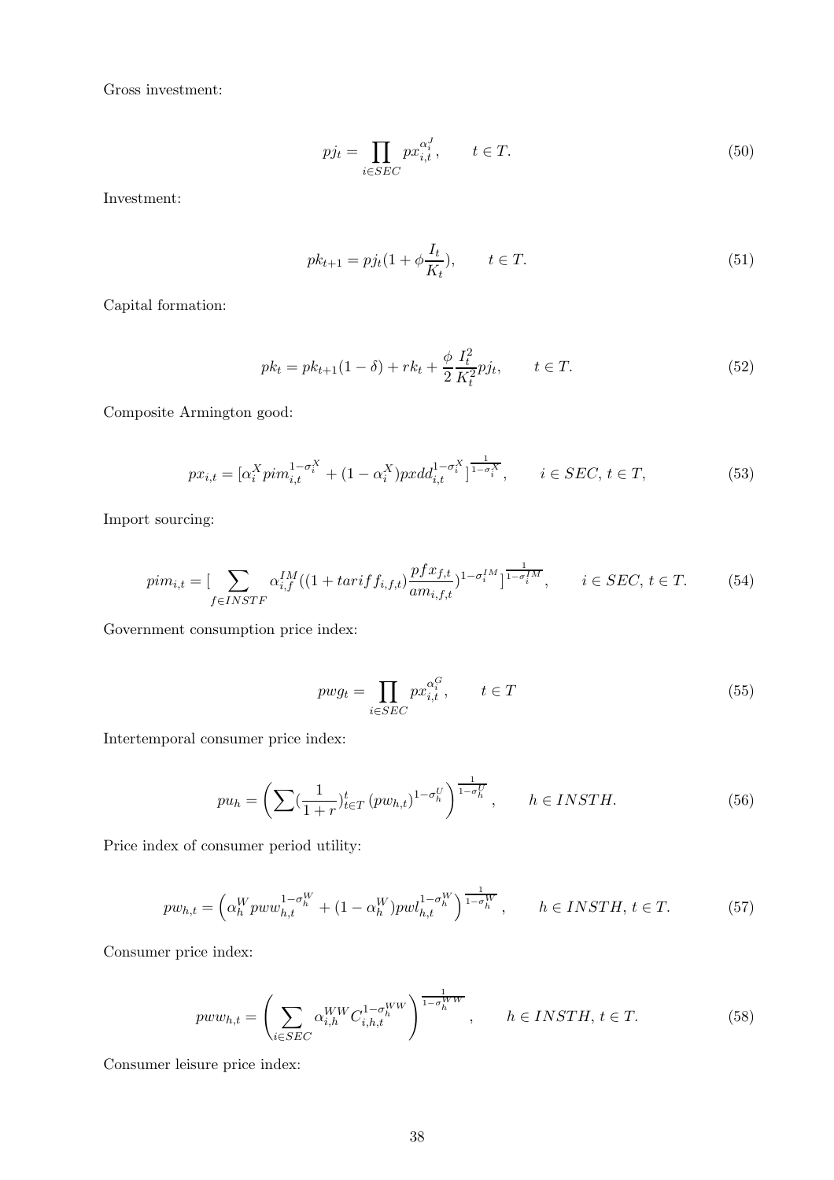Gross investment:

$$pj_t = \prod_{i \in SEC} px_{i,t}^{\alpha_i^J}, \qquad t \in T. \tag{50}$$

Investment:

$$pk_{t+1} = pj_t(1 + \phi \frac{I_t}{K_t}), \qquad t \in T. \tag{51}$$

Capital formation:

$$pk_t = pk_{t+1}(1-\delta) + rk_t + \frac{\phi}{2}\frac{I_t^2}{K_t^2} pj_t, \qquad t \in T. \tag{52}$$

Composite Armington good:

$$px_{i,t} = [\alpha_i^X pim_{i,t}^{1-\sigma_i^X} + (1-\alpha_i^X) pxdd_{i,t}^{1-\sigma_i^X}]^{\frac{1}{1-\sigma_i^X}}, \qquad i \in SEC, \, t \in T, \tag{53}$$

Import sourcing:

$$pim_{i,t} = [\sum_{f \in INSTF} \alpha_{i,f}^{IM}((1+tariff_{i,f,t})\frac{pfx_{f,t}}{am_{i,f,t}})^{1-\sigma_i^{IM}}]^{\frac{1}{1-\sigma_i^{IM}}}, \qquad i \in SEC, \, t \in T. \tag{54}$$

Government consumption price index:

$$pwg_t = \prod_{i \in SEC} px_{i,t}^{\alpha_i^G}, \qquad t \in T \tag{55}$$

Intertemporal consumer price index:

$$pu_h = \left( \sum (\frac{1}{1+r})_{t \in T}^t (pw_{h,t})^{1-\sigma_h^U} \right)^{\frac{1}{1-\sigma_h^U}}, \qquad h \in INSTH. \tag{56}$$

Price index of consumer period utility:

$$pw_{h,t} = \left( \alpha_h^W pww_{h,t}^{1-\sigma_h^W} + (1-\alpha_h^W) pwl_{h,t}^{1-\sigma_h^W} \right)^{\frac{1}{1-\sigma_h^W}}, \qquad h \in INSTH, \, t \in T. \tag{57}$$

Consumer price index:

$$pww_{h,t} = \left( \sum_{i \in SEC} \alpha_{i,h}^{WW} C_{i,h,t}^{1-\sigma_h^{WW}} \right)^{\frac{1}{1-\sigma_h^{WW}}}, \qquad h \in INSTH, \, t \in T. \tag{58}$$

Consumer leisure price index: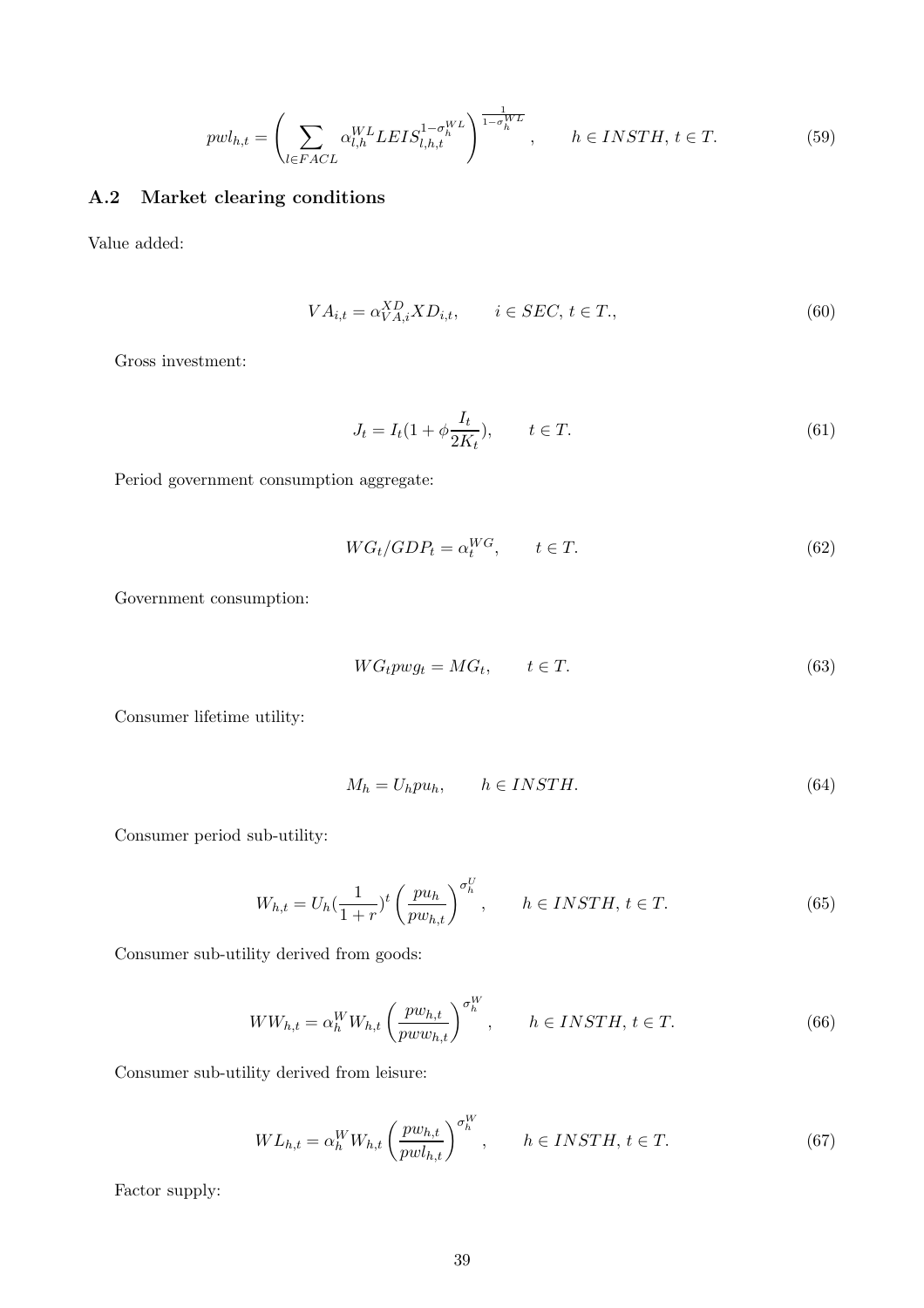$$pwl_{h,t} = \left( \sum_{l \in FACL} \alpha_{l,h}^{WL} LEIS_{l,h,t}^{1-\sigma_h^{WL}} \right)^{\frac{1}{1-\sigma_h^{WL}}}, \qquad h \in INSTH, \, t \in T. \tag{59}$$

## A.2 Market clearing conditions

Value added:

$$VA_{i,t} = \alpha_{VA,i}^{XD} XD_{i,t}, \qquad i \in SEC, \, t \in T., \tag{60}$$

Gross investment:

$$J_t = I_t (1 + \phi \frac{I_t}{2K_t}), \qquad t \in T. \tag{61}$$

Period government consumption aggregate:

$$WG_t / GDP_t = \alpha_t^{WG}, \qquad t \in T. \tag{62}$$

Government consumption:

$$WG_t pwg_t = MG_t, \qquad t \in T. \tag{63}$$

Consumer lifetime utility:

$$M_h = U_h pu_h, \qquad h \in INSTH. \tag{64}$$

Consumer period sub-utility:

$$W_{h,t} = U_h (\frac{1}{1+r})^t \left( \frac{pu_h}{pw_{h,t}} \right)^{\sigma_h^U}, \qquad h \in INSTH, \, t \in T. \tag{65}$$

Consumer sub-utility derived from goods:

$$WW_{h,t} = \alpha_h^W W_{h,t} \left( \frac{pw_{h,t}}{pww_{h,t}} \right)^{\sigma_h^W}, \qquad h \in INSTH, \, t \in T. \tag{66}$$

Consumer sub-utility derived from leisure:

$$WL_{h,t} = \alpha_h^W W_{h,t} \left( \frac{pw_{h,t}}{pwl_{h,t}} \right)^{\sigma_h^W}, \qquad h \in INSTH, \, t \in T. \tag{67}$$

Factor supply: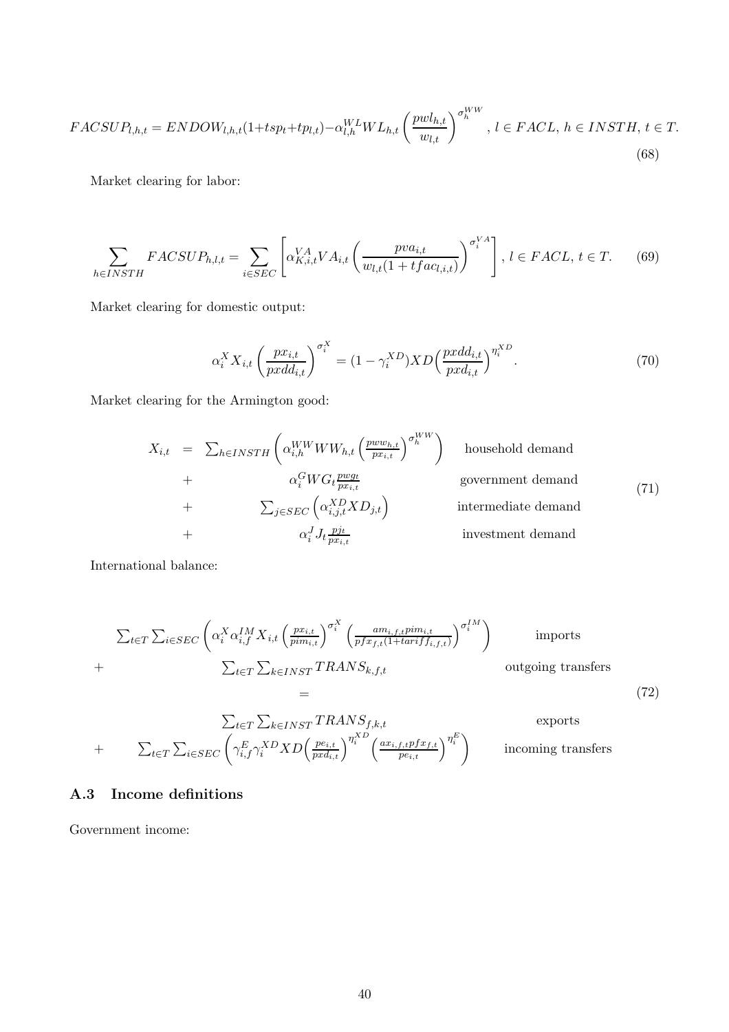$$FACSUP_{l,h,t} = ENDOW_{l,h,t}(1+tsp_t+tp_{l,t}) - \alpha_{l,h}^{WL} WL_{h,t} \left(\frac{pwl_{h,t}}{w_{l,t}}\right)^{\sigma_h^{WW}}, \; l \in FACL, \; h \in INSTH, \; t \in T. \tag{68}$$

Market clearing for labor:

$$\sum_{h \in INSTH} FACSUP_{h,l,t} = \sum_{i \in SEC} \left[ \alpha_{K,i,t}^{VA} VA_{i,t} \left( \frac{pva_{i,t}}{w_{l,t}(1+tfac_{l,i,t})} \right)^{\sigma_i^{VA}} \right], \; l \in FACL, \; t \in T. \tag{69}$$

Market clearing for domestic output:

$$\alpha_i^X X_{i,t} \left( \frac{px_{i,t}}{pxdd_{i,t}} \right)^{\sigma_i^X} = (1-\gamma_i^{XD}) XD \Big( \frac{pxdd_{i,t}}{pxd_{i,t}} \Big)^{\eta_i^{XD}}. \tag{70}$$

Market clearing for the Armington good:

$$\begin{array}{rclr}
X_{i,t} & = & \sum_{h \in INSTH} \left( \alpha_{i,h}^{WW} WW_{h,t} \left( \frac{pww_{h,t}}{px_{i,t}} \right)^{\sigma_h^{WW}} \right) & \text{household demand} \\
& + & \alpha_i^G WG_t \frac{pwg_t}{px_{i,t}} & \text{government demand} \\
& + & \sum_{j \in SEC} \left( \alpha_{i,j,t}^{XD} XD_{j,t} \right) & \text{intermediate demand} \\
& + & \alpha_i^J J_t \frac{pj_t}{px_{i,t}} & \text{investment demand}
\end{array} \tag{71}$$

International balance:

$$\begin{array}{rcr}
& \sum_{t \in T} \sum_{i \in SEC} \left( \alpha_i^X \alpha_{i,f}^{IM} X_{i,t} \left( \frac{px_{i,t}}{pim_{i,t}} \right)^{\sigma_i^X} \left( \frac{am_{i,f,t} pim_{i,t}}{pfx_{f,t}(1+tariff_{i,f,t})} \right)^{\sigma_i^{IM}} \right) & \text{imports} \\
+ & \sum_{t \in T} \sum_{k \in INST} TRANS_{k,f,t} & \text{outgoing transfers} \\
& = & \\
& \sum_{t \in T} \sum_{k \in INST} TRANS_{f,k,t} & \text{exports} \\
+ & \sum_{t \in T} \sum_{i \in SEC} \left( \gamma_{i,f}^E \gamma_i^{XD} XD \Big( \frac{pe_{i,t}}{pxd_{i,t}} \Big)^{\eta_i^{XD}} \Big( \frac{ax_{i,f,t} pfx_{f,t}}{pe_{i,t}} \Big)^{\eta_i^E} \right) & \text{incoming transfers}
\end{array} \tag{72}$$

## A.3 Income definitions

Government income: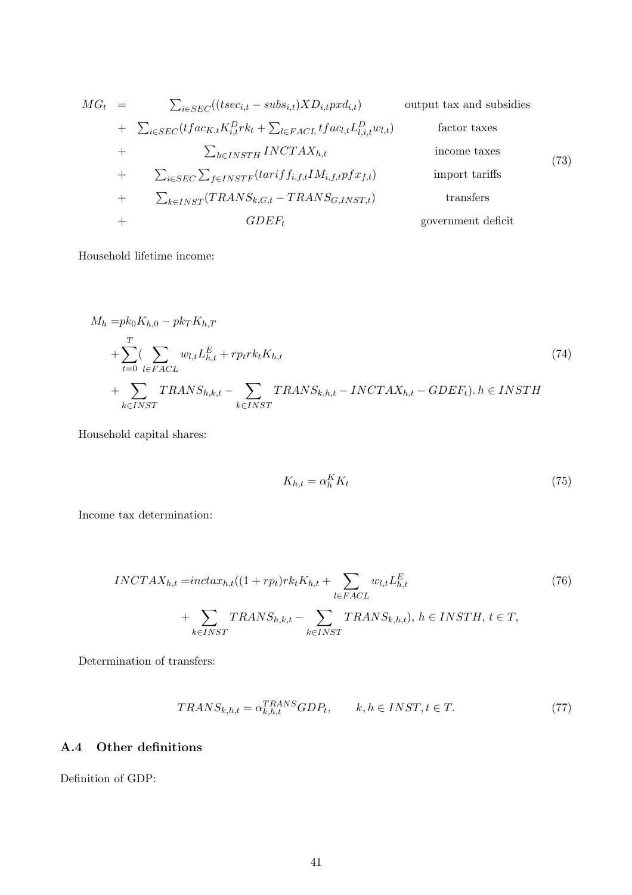$$
\begin{array}{rclc}
MG_t & = & \sum_{i \in SEC}((tsec_{i,t} - subs_{i,t})XD_{i,t}pxd_{i,t}) & \text{output tax and subsidies} \\
& + & \sum_{i \in SEC}(tfac_{K,t}K^D_{i,t}rk_t + \sum_{l \in FACL} tfac_{l,t}L^D_{l,i,t}w_{l,t}) & \text{factor taxes} \\
& + & \sum_{h \in INSTH} INCTAX_{h,t} & \text{income taxes} \\
& + & \sum_{i \in SEC}\sum_{f \in INSTF}(tariff_{i,f,t}IM_{i,f,t}pfx_{f,t}) & \text{import tariffs} \\
& + & \sum_{k \in INST}(TRANS_{k,G,t} - TRANS_{G,INST,t}) & \text{transfers} \\
& + & GDEF_t & \text{government deficit}
\end{array} \tag{73}
$$

Household lifetime income:

$$
\begin{aligned}
M_h = & pk_0 K_{h,0} - pk_T K_{h,T} \\
& + \sum_{t=0}^{T} ( \sum_{l \in FACL} w_{l,t} L^E_{h,t} + rp_t rk_t K_{h,t} \\
& + \sum_{k \in INST} TRANS_{h,k,t} - \sum_{k \in INST} TRANS_{k,h,t} - INCTAX_{h,t} - GDEF_t). \, h \in INSTH
\end{aligned} \tag{74}
$$

Household capital shares:

$$
K_{h,t} = \alpha^K_h K_t \tag{75}
$$

Income tax determination:

$$
\begin{aligned}
INCTAX_{h,t} = & inctax_{h,t}((1 + rp_t) rk_t K_{h,t} + \sum_{l \in FACL} w_{l,t} L^E_{h,t} \\
& + \sum_{k \in INST} TRANS_{h,k,t} - \sum_{k \in INST} TRANS_{k,h,t}), \, h \in INSTH, \, t \in T,
\end{aligned} \tag{76}
$$

Determination of transfers:

$$
TRANS_{k,h,t} = \alpha^{TRANS}_{k,h,t} GDP_t, \qquad k, h \in INST, t \in T. \tag{77}
$$

## A.4 Other definitions

Definition of GDP: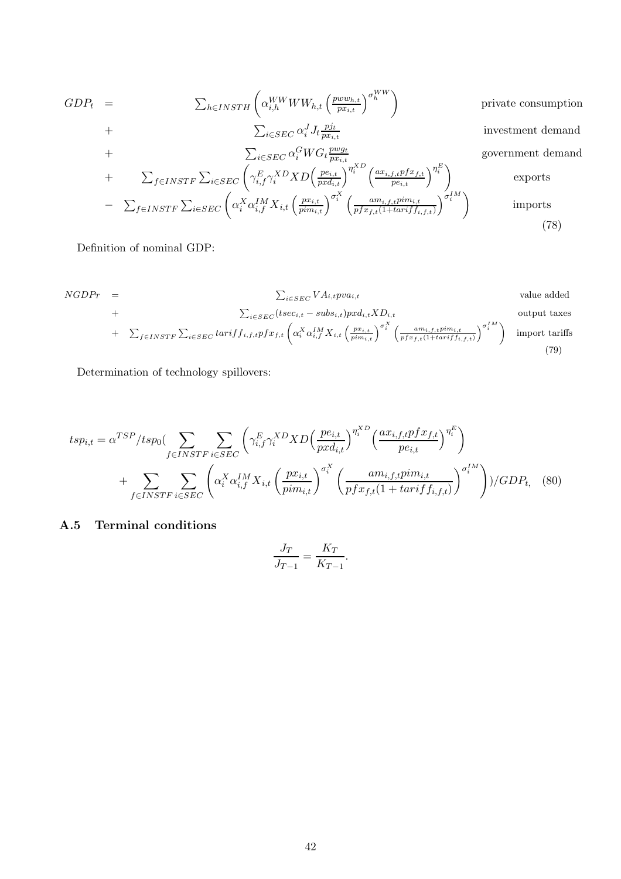$$
\begin{aligned}
GDP_t \;=\;& \sum_{h\in INSTH}\left(\alpha^{WW}_{i,h} WW_{h,t}\left(\frac{pww_{h,t}}{px_{i,t}}\right)^{\sigma^{WW}_h}\right) && \text{private consumption}\\
+\;& \sum_{i\in SEC}\alpha^J_i J_t \frac{pj_t}{px_{i,t}} && \text{investment demand}\\
+\;& \sum_{i\in SEC}\alpha^G_i WG_t \frac{pwg_t}{px_{i,t}} && \text{government demand}\\
+\;& \sum_{f\in INSTF}\sum_{i\in SEC}\left(\gamma^E_{i,f}\gamma^{XD}_i XD\Big(\frac{pe_{i,t}}{pxd_{i,t}}\Big)^{\eta^{XD}_i}\Big(\frac{ax_{i,f,t}pfx_{f,t}}{pe_{i,t}}\Big)^{\eta^E_i}\right) && \text{exports}\\
-\;& \sum_{f\in INSTF}\sum_{i\in SEC}\left(\alpha^X_i\alpha^{IM}_{i,f}X_{i,t}\left(\frac{px_{i,t}}{pim_{i,t}}\right)^{\sigma^X_i}\left(\frac{am_{i,f,t}pim_{i,t}}{pfx_{f,t}(1+tariff_{i,f,t})}\right)^{\sigma^{IM}_i}\right) && \text{imports}
\end{aligned}
\tag{78}
$$

Definition of nominal GDP:

$$
\begin{aligned}
NGDP_T \;=\;& \sum_{i\in SEC} VA_{i,t}pva_{i,t} && \text{value added}\\
+\;& \sum_{i\in SEC}(tsec_{i,t}-subs_{i,t})pxd_{i,t}XD_{i,t} && \text{output taxes}\\
+\;& \sum_{f\in INSTF}\sum_{i\in SEC} tariff_{i,f,t}pfx_{f,t}\left(\alpha^X_i\alpha^{IM}_{i,f}X_{i,t}\left(\frac{px_{i,t}}{pim_{i,t}}\right)^{\sigma^X_i}\left(\frac{am_{i,f,t}pim_{i,t}}{pfx_{f,t}(1+tariff_{i,f,t})}\right)^{\sigma^{IM}_i}\right) && \text{import tariffs}
\end{aligned}
\tag{79}
$$

Determination of technology spillovers:

$$
\begin{aligned}
tsp_{i,t} = \alpha^{TSP}/tsp_0\Bigg(&\sum_{f\in INSTF}\sum_{i\in SEC}\left(\gamma^E_{i,f}\gamma^{XD}_i XD\Big(\frac{pe_{i,t}}{pxd_{i,t}}\Big)^{\eta^{XD}_i}\Big(\frac{ax_{i,f,t}pfx_{f,t}}{pe_{i,t}}\Big)^{\eta^E_i}\right)\\
&+\sum_{f\in INSTF}\sum_{i\in SEC}\left(\alpha^X_i\alpha^{IM}_{i,f}X_{i,t}\left(\frac{px_{i,t}}{pim_{i,t}}\right)^{\sigma^X_i}\left(\frac{am_{i,f,t}pim_{i,t}}{pfx_{f,t}(1+tariff_{i,f,t})}\right)^{\sigma^{IM}_i}\right)\Bigg)/GDP_t,
\end{aligned}
\tag{80}
$$

### A.5 Terminal conditions

$$
\frac{J_T}{J_{T-1}} = \frac{K_T}{K_{T-1}}.
$$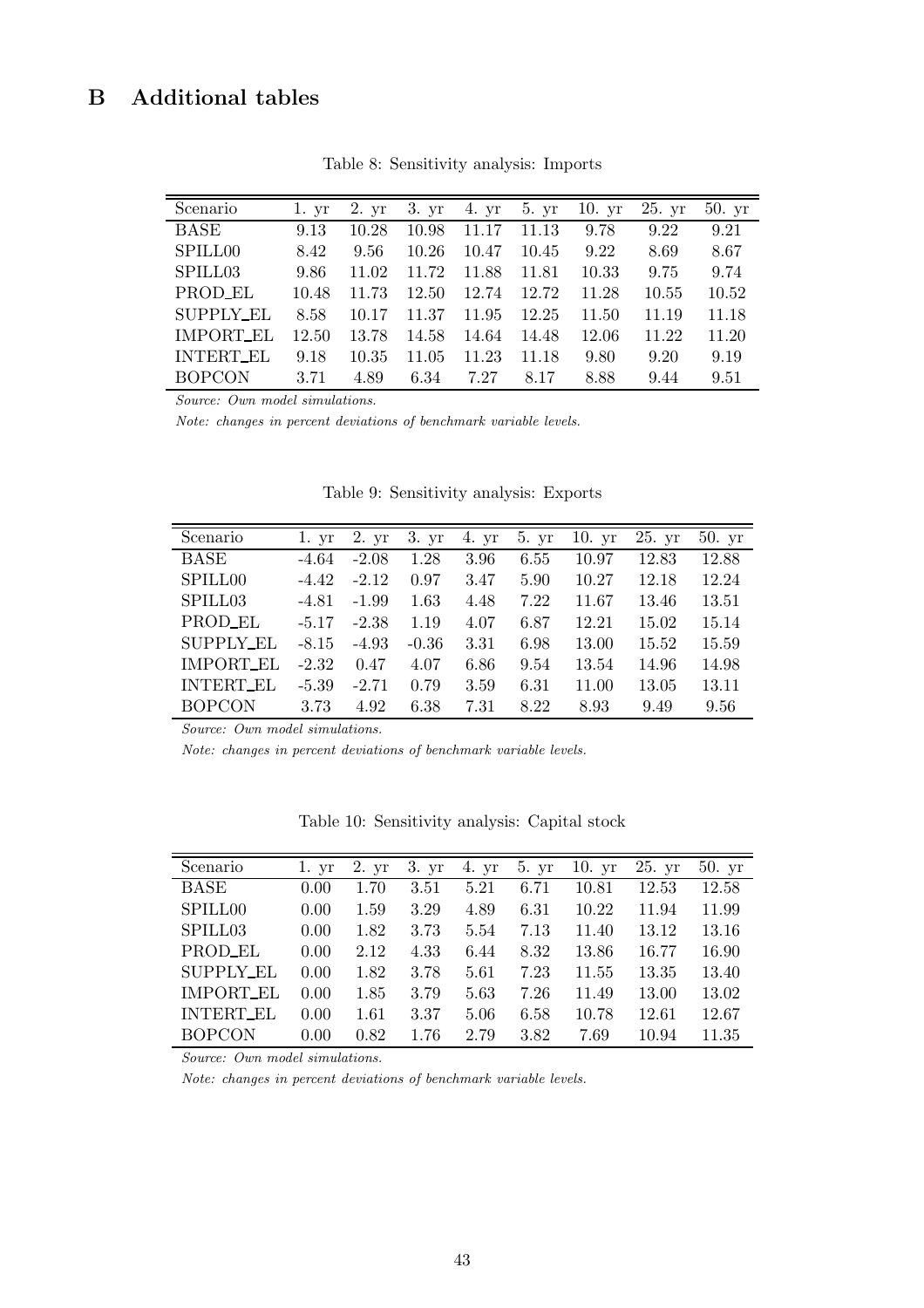# B Additional tables

Table 8: Sensitivity analysis: Imports

| Scenario | 1. yr | 2. yr | 3. yr | 4. yr | 5. yr | 10. yr | 25. yr | 50. yr |
|---|---|---|---|---|---|---|---|---|
| BASE | 9.13 | 10.28 | 10.98 | 11.17 | 11.13 | 9.78 | 9.22 | 9.21 |
| SPILL00 | 8.42 | 9.56 | 10.26 | 10.47 | 10.45 | 9.22 | 8.69 | 8.67 |
| SPILL03 | 9.86 | 11.02 | 11.72 | 11.88 | 11.81 | 10.33 | 9.75 | 9.74 |
| PROD_EL | 10.48 | 11.73 | 12.50 | 12.74 | 12.72 | 11.28 | 10.55 | 10.52 |
| SUPPLY_EL | 8.58 | 10.17 | 11.37 | 11.95 | 12.25 | 11.50 | 11.19 | 11.18 |
| IMPORT_EL | 12.50 | 13.78 | 14.58 | 14.64 | 14.48 | 12.06 | 11.22 | 11.20 |
| INTERT_EL | 9.18 | 10.35 | 11.05 | 11.23 | 11.18 | 9.80 | 9.20 | 9.19 |
| BOPCON | 3.71 | 4.89 | 6.34 | 7.27 | 8.17 | 8.88 | 9.44 | 9.51 |

*Source: Own model simulations.*

*Note: changes in percent deviations of benchmark variable levels.*

Table 9: Sensitivity analysis: Exports

| Scenario | 1. yr | 2. yr | 3. yr | 4. yr | 5. yr | 10. yr | 25. yr | 50. yr |
|---|---|---|---|---|---|---|---|---|
| BASE | -4.64 | -2.08 | 1.28 | 3.96 | 6.55 | 10.97 | 12.83 | 12.88 |
| SPILL00 | -4.42 | -2.12 | 0.97 | 3.47 | 5.90 | 10.27 | 12.18 | 12.24 |
| SPILL03 | -4.81 | -1.99 | 1.63 | 4.48 | 7.22 | 11.67 | 13.46 | 13.51 |
| PROD_EL | -5.17 | -2.38 | 1.19 | 4.07 | 6.87 | 12.21 | 15.02 | 15.14 |
| SUPPLY_EL | -8.15 | -4.93 | -0.36 | 3.31 | 6.98 | 13.00 | 15.52 | 15.59 |
| IMPORT_EL | -2.32 | 0.47 | 4.07 | 6.86 | 9.54 | 13.54 | 14.96 | 14.98 |
| INTERT_EL | -5.39 | -2.71 | 0.79 | 3.59 | 6.31 | 11.00 | 13.05 | 13.11 |
| BOPCON | 3.73 | 4.92 | 6.38 | 7.31 | 8.22 | 8.93 | 9.49 | 9.56 |

*Source: Own model simulations.*

*Note: changes in percent deviations of benchmark variable levels.*

Table 10: Sensitivity analysis: Capital stock

| Scenario | 1. yr | 2. yr | 3. yr | 4. yr | 5. yr | 10. yr | 25. yr | 50. yr |
|---|---|---|---|---|---|---|---|---|
| BASE | 0.00 | 1.70 | 3.51 | 5.21 | 6.71 | 10.81 | 12.53 | 12.58 |
| SPILL00 | 0.00 | 1.59 | 3.29 | 4.89 | 6.31 | 10.22 | 11.94 | 11.99 |
| SPILL03 | 0.00 | 1.82 | 3.73 | 5.54 | 7.13 | 11.40 | 13.12 | 13.16 |
| PROD_EL | 0.00 | 2.12 | 4.33 | 6.44 | 8.32 | 13.86 | 16.77 | 16.90 |
| SUPPLY_EL | 0.00 | 1.82 | 3.78 | 5.61 | 7.23 | 11.55 | 13.35 | 13.40 |
| IMPORT_EL | 0.00 | 1.85 | 3.79 | 5.63 | 7.26 | 11.49 | 13.00 | 13.02 |
| INTERT_EL | 0.00 | 1.61 | 3.37 | 5.06 | 6.58 | 10.78 | 12.61 | 12.67 |
| BOPCON | 0.00 | 0.82 | 1.76 | 2.79 | 3.82 | 7.69 | 10.94 | 11.35 |

*Source: Own model simulations.*

*Note: changes in percent deviations of benchmark variable levels.*